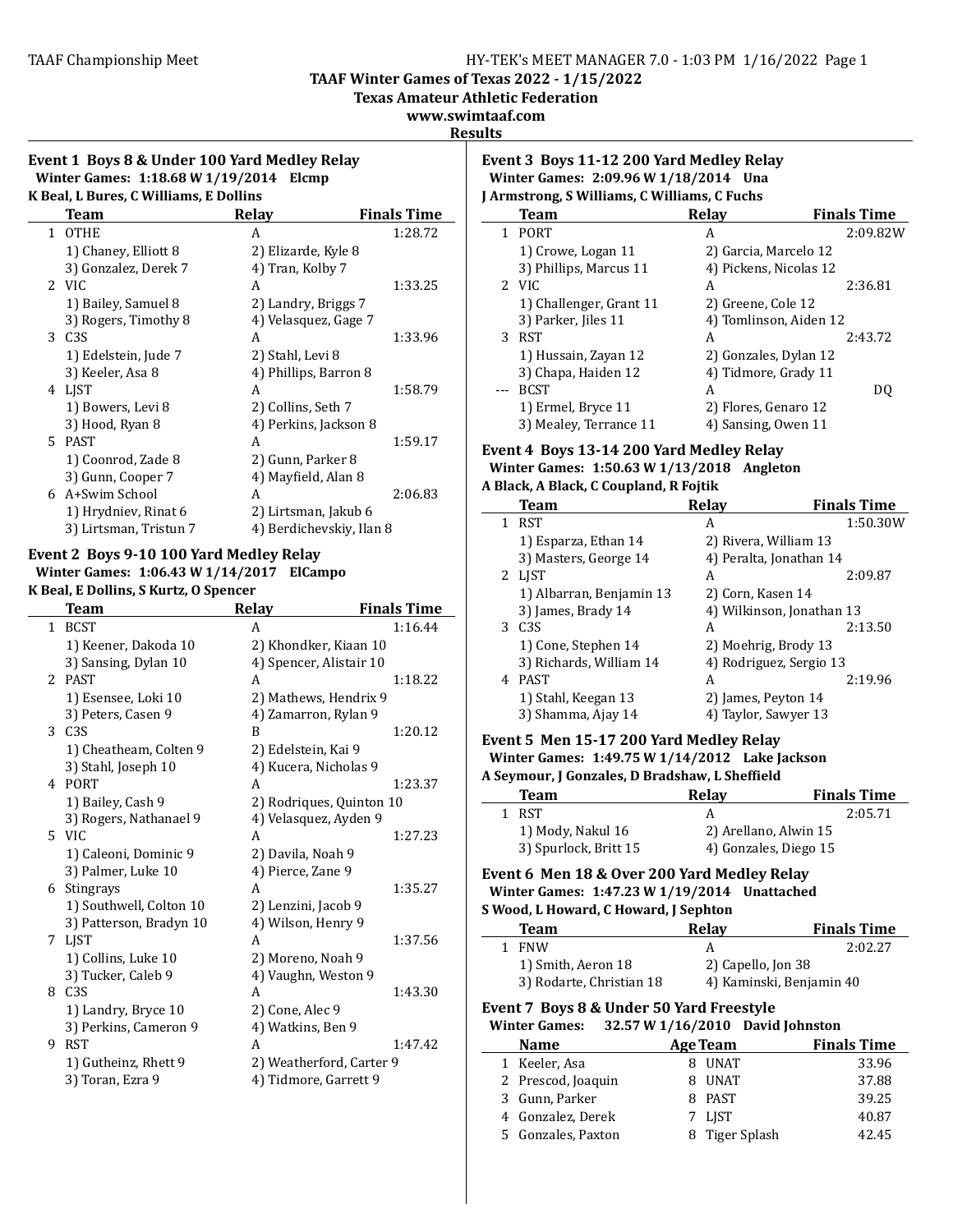TAAF Championship Meet

HY-TEK's MEET MANAGER 7.0 - 1:03 PM 1/16/2022

**TAAF Winter Games of Texas 2022 - 1/15/2022**

**Texas Amateur Athletic Federation**

**www.swimtaaf.com**

**Results**

### Event 1 Boys 8 & Under 100 Yard Medley Relay

**Winter Games: 1:18.68 W 1/19/2014 Elcmp**

**K Beal, L Bures, C Williams, E Dollins**

| | Team | Relay | Finals Time |
|---|---|---|---|
| 1 | OTHE | A | 1:28.72 |
| | 1) Chaney, Elliott 8 | 2) Elizarde, Kyle 8 | |
| | 3) Gonzalez, Derek 7 | 4) Tran, Kolby 7 | |
| 2 | VIC | A | 1:33.25 |
| | 1) Bailey, Samuel 8 | 2) Landry, Briggs 7 | |
| | 3) Rogers, Timothy 8 | 4) Velasquez, Gage 7 | |
| 3 | C3S | A | 1:33.96 |
| | 1) Edelstein, Jude 7 | 2) Stahl, Levi 8 | |
| | 3) Keeler, Asa 8 | 4) Phillips, Barron 8 | |
| 4 | LJST | A | 1:58.79 |
| | 1) Bowers, Levi 8 | 2) Collins, Seth 7 | |
| | 3) Hood, Ryan 8 | 4) Perkins, Jackson 8 | |
| 5 | PAST | A | 1:59.17 |
| | 1) Coonrod, Zade 8 | 2) Gunn, Parker 8 | |
| | 3) Gunn, Cooper 7 | 4) Mayfield, Alan 8 | |
| 6 | A+Swim School | A | 2:06.83 |
| | 1) Hrydniev, Rinat 6 | 2) Lirtsman, Jakub 6 | |
| | 3) Lirtsman, Tristun 7 | 4) Berdichevskiy, Ilan 8 | |

### Event 2 Boys 9-10 100 Yard Medley Relay

**Winter Games: 1:06.43 W 1/14/2017 ElCampo**

**K Beal, E Dollins, S Kurtz, O Spencer**

| | Team | Relay | Finals Time |
|---|---|---|---|
| 1 | BCST | A | 1:16.44 |
| | 1) Keener, Dakoda 10 | 2) Khondker, Kiaan 10 | |
| | 3) Sansing, Dylan 10 | 4) Spencer, Alistair 10 | |
| 2 | PAST | A | 1:18.22 |
| | 1) Esensee, Loki 10 | 2) Mathews, Hendrix 9 | |
| | 3) Peters, Casen 9 | 4) Zamarron, Rylan 9 | |
| 3 | C3S | B | 1:20.12 |
| | 1) Cheatheam, Colten 9 | 2) Edelstein, Kai 9 | |
| | 3) Stahl, Joseph 10 | 4) Kucera, Nicholas 9 | |
| 4 | PORT | A | 1:23.37 |
| | 1) Bailey, Cash 9 | 2) Rodriques, Quinton 10 | |
| | 3) Rogers, Nathanael 9 | 4) Velasquez, Ayden 9 | |
| 5 | VIC | A | 1:27.23 |
| | 1) Caleoni, Dominic 9 | 2) Davila, Noah 9 | |
| | 3) Palmer, Luke 10 | 4) Pierce, Zane 9 | |
| 6 | Stingrays | A | 1:35.27 |
| | 1) Southwell, Colton 10 | 2) Lenzini, Jacob 9 | |
| | 3) Patterson, Bradyn 10 | 4) Wilson, Henry 9 | |
| 7 | LJST | A | 1:37.56 |
| | 1) Collins, Luke 10 | 2) Moreno, Noah 9 | |
| | 3) Tucker, Caleb 9 | 4) Vaughn, Weston 9 | |
| 8 | C3S | A | 1:43.30 |
| | 1) Landry, Bryce 10 | 2) Cone, Alec 9 | |
| | 3) Perkins, Cameron 9 | 4) Watkins, Ben 9 | |
| 9 | RST | A | 1:47.42 |
| | 1) Gutheinz, Rhett 9 | 2) Weatherford, Carter 9 | |
| | 3) Toran, Ezra 9 | 4) Tidmore, Garrett 9 | |

### Event 3 Boys 11-12 200 Yard Medley Relay

**Winter Games: 2:09.96 W 1/18/2014 Una**

**J Armstrong, S Williams, C Williams, C Fuchs**

| | Team | Relay | Finals Time |
|---|---|---|---|
| 1 | PORT | A | 2:09.82W |
| | 1) Crowe, Logan 11 | 2) Garcia, Marcelo 12 | |
| | 3) Phillips, Marcus 11 | 4) Pickens, Nicolas 12 | |
| 2 | VIC | A | 2:36.81 |
| | 1) Challenger, Grant 11 | 2) Greene, Cole 12 | |
| | 3) Parker, Jiles 11 | 4) Tomlinson, Aiden 12 | |
| 3 | RST | A | 2:43.72 |
| | 1) Hussain, Zayan 12 | 2) Gonzales, Dylan 12 | |
| | 3) Chapa, Haiden 12 | 4) Tidmore, Grady 11 | |
| --- | BCST | A | DQ |
| | 1) Ermel, Bryce 11 | 2) Flores, Genaro 12 | |
| | 3) Mealey, Terrance 11 | 4) Sansing, Owen 11 | |

### Event 4 Boys 13-14 200 Yard Medley Relay

**Winter Games: 1:50.63 W 1/13/2018 Angleton**

**A Black, A Black, C Coupland, R Fojtik**

| | Team | Relay | Finals Time |
|---|---|---|---|
| 1 | RST | A | 1:50.30W |
| | 1) Esparza, Ethan 14 | 2) Rivera, William 13 | |
| | 3) Masters, George 14 | 4) Peralta, Jonathan 14 | |
| 2 | LJST | A | 2:09.87 |
| | 1) Albarran, Benjamin 13 | 2) Corn, Kasen 14 | |
| | 3) James, Brady 14 | 4) Wilkinson, Jonathan 13 | |
| 3 | C3S | A | 2:13.50 |
| | 1) Cone, Stephen 14 | 2) Moehrig, Brody 13 | |
| | 3) Richards, William 14 | 4) Rodriguez, Sergio 13 | |
| 4 | PAST | A | 2:19.96 |
| | 1) Stahl, Keegan 13 | 2) James, Peyton 14 | |
| | 3) Shamma, Ajay 14 | 4) Taylor, Sawyer 13 | |

### Event 5 Men 15-17 200 Yard Medley Relay

**Winter Games: 1:49.75 W 1/14/2012 Lake Jackson**

**A Seymour, J Gonzales, D Bradshaw, L Sheffield**

| | Team | Relay | Finals Time |
|---|---|---|---|
| 1 | RST | A | 2:05.71 |
| | 1) Mody, Nakul 16 | 2) Arellano, Alwin 15 | |
| | 3) Spurlock, Britt 15 | 4) Gonzales, Diego 15 | |

### Event 6 Men 18 & Over 200 Yard Medley Relay

**Winter Games: 1:47.23 W 1/19/2014 Unattached**

**S Wood, L Howard, C Howard, J Sephton**

| | Team | Relay | Finals Time |
|---|---|---|---|
| 1 | FNW | A | 2:02.27 |
| | 1) Smith, Aeron 18 | 2) Capello, Jon 38 | |
| | 3) Rodarte, Christian 18 | 4) Kaminski, Benjamin 40 | |

### Event 7 Boys 8 & Under 50 Yard Freestyle

**Winter Games: 32.57 W 1/16/2010 David Johnston**

| | Name | Age | Team | Finals Time |
|---|---|---|---|---|
| 1 | Keeler, Asa | 8 | UNAT | 33.96 |
| 2 | Prescod, Joaquin | 8 | UNAT | 37.88 |
| 3 | Gunn, Parker | 8 | PAST | 39.25 |
| 4 | Gonzalez, Derek | 7 | LJST | 40.87 |
| 5 | Gonzales, Paxton | 8 | Tiger Splash | 42.45 |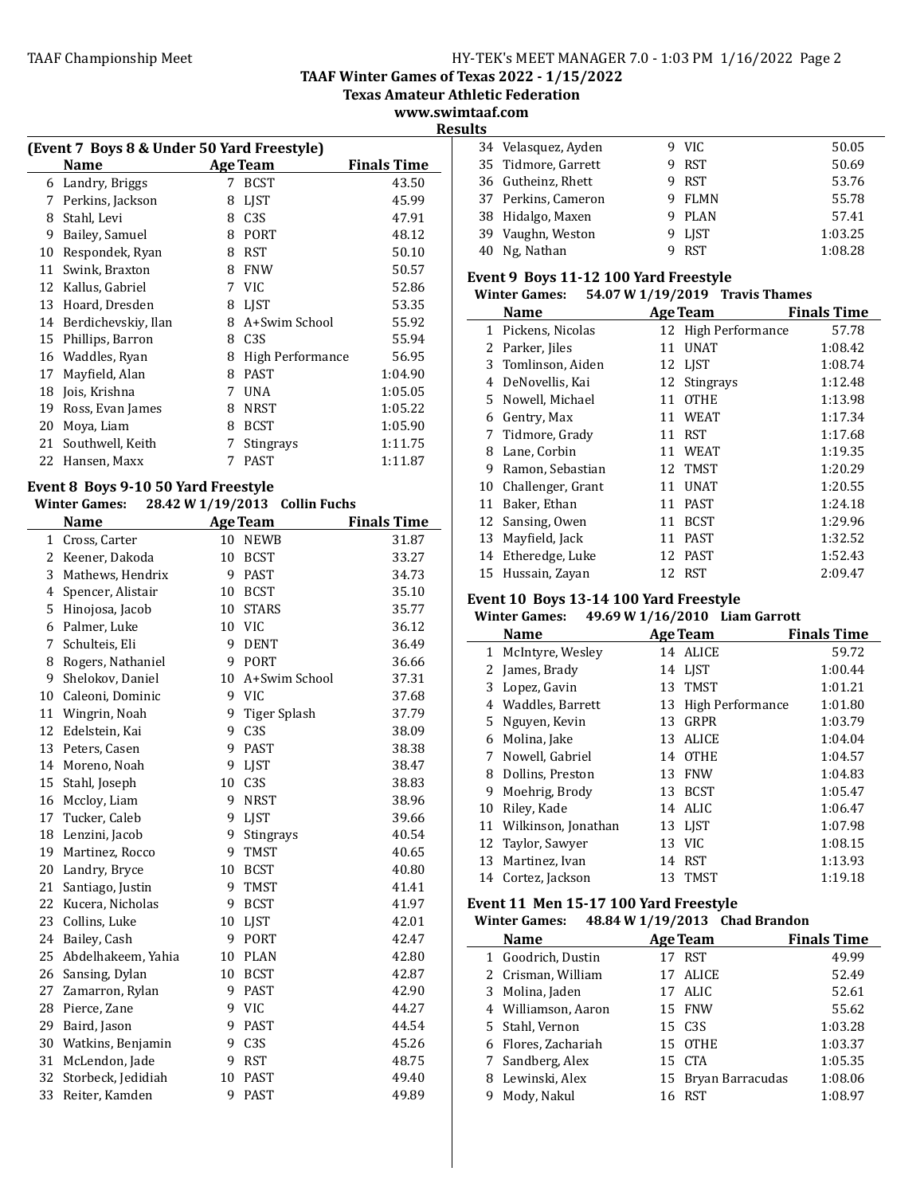**TAAF Winter Games of Texas 2022 - 1/15/2022**
**Texas Amateur Athletic Federation**
**www.swimtaaf.com**
**Results**

### (Event 7 Boys 8 & Under 50 Yard Freestyle)

| | Name | Age | Team | Finals Time |
|---|---|---|---|---|
| 6 | Landry, Briggs | 7 | BCST | 43.50 |
| 7 | Perkins, Jackson | 8 | LJST | 45.99 |
| 8 | Stahl, Levi | 8 | C3S | 47.91 |
| 9 | Bailey, Samuel | 8 | PORT | 48.12 |
| 10 | Respondek, Ryan | 8 | RST | 50.10 |
| 11 | Swink, Braxton | 8 | FNW | 50.57 |
| 12 | Kallus, Gabriel | 7 | VIC | 52.86 |
| 13 | Hoard, Dresden | 8 | LJST | 53.35 |
| 14 | Berdichevskiy, Ilan | 8 | A+Swim School | 55.92 |
| 15 | Phillips, Barron | 8 | C3S | 55.94 |
| 16 | Waddles, Ryan | 8 | High Performance | 56.95 |
| 17 | Mayfield, Alan | 8 | PAST | 1:04.90 |
| 18 | Jois, Krishna | 7 | UNA | 1:05.05 |
| 19 | Ross, Evan James | 8 | NRST | 1:05.22 |
| 20 | Moya, Liam | 8 | BCST | 1:05.90 |
| 21 | Southwell, Keith | 7 | Stingrays | 1:11.75 |
| 22 | Hansen, Maxx | 7 | PAST | 1:11.87 |

### Event 8 Boys 9-10 50 Yard Freestyle

**Winter Games: 28.42 W 1/19/2013 Collin Fuchs**

| | Name | Age | Team | Finals Time |
|---|---|---|---|---|
| 1 | Cross, Carter | 10 | NEWB | 31.87 |
| 2 | Keener, Dakoda | 10 | BCST | 33.27 |
| 3 | Mathews, Hendrix | 9 | PAST | 34.73 |
| 4 | Spencer, Alistair | 10 | BCST | 35.10 |
| 5 | Hinojosa, Jacob | 10 | STARS | 35.77 |
| 6 | Palmer, Luke | 10 | VIC | 36.12 |
| 7 | Schulteis, Eli | 9 | DENT | 36.49 |
| 8 | Rogers, Nathaniel | 9 | PORT | 36.66 |
| 9 | Shelokov, Daniel | 10 | A+Swim School | 37.31 |
| 10 | Caleoni, Dominic | 9 | VIC | 37.68 |
| 11 | Wingrin, Noah | 9 | Tiger Splash | 37.79 |
| 12 | Edelstein, Kai | 9 | C3S | 38.09 |
| 13 | Peters, Casen | 9 | PAST | 38.38 |
| 14 | Moreno, Noah | 9 | LJST | 38.47 |
| 15 | Stahl, Joseph | 10 | C3S | 38.83 |
| 16 | Mccloy, Liam | 9 | NRST | 38.96 |
| 17 | Tucker, Caleb | 9 | LJST | 39.66 |
| 18 | Lenzini, Jacob | 9 | Stingrays | 40.54 |
| 19 | Martinez, Rocco | 9 | TMST | 40.65 |
| 20 | Landry, Bryce | 10 | BCST | 40.80 |
| 21 | Santiago, Justin | 9 | TMST | 41.41 |
| 22 | Kucera, Nicholas | 9 | BCST | 41.97 |
| 23 | Collins, Luke | 10 | LJST | 42.01 |
| 24 | Bailey, Cash | 9 | PORT | 42.47 |
| 25 | Abdelhakeem, Yahia | 10 | PLAN | 42.80 |
| 26 | Sansing, Dylan | 10 | BCST | 42.87 |
| 27 | Zamarron, Rylan | 9 | PAST | 42.90 |
| 28 | Pierce, Zane | 9 | VIC | 44.27 |
| 29 | Baird, Jason | 9 | PAST | 44.54 |
| 30 | Watkins, Benjamin | 9 | C3S | 45.26 |
| 31 | McLendon, Jade | 9 | RST | 48.75 |
| 32 | Storbeck, Jedidiah | 10 | PAST | 49.40 |
| 33 | Reiter, Kamden | 9 | PAST | 49.89 |
| 34 | Velasquez, Ayden | 9 | VIC | 50.05 |
| 35 | Tidmore, Garrett | 9 | RST | 50.69 |
| 36 | Gutheinz, Rhett | 9 | RST | 53.76 |
| 37 | Perkins, Cameron | 9 | FLMN | 55.78 |
| 38 | Hidalgo, Maxen | 9 | PLAN | 57.41 |
| 39 | Vaughn, Weston | 9 | LJST | 1:03.25 |
| 40 | Ng, Nathan | 9 | RST | 1:08.28 |

### Event 9 Boys 11-12 100 Yard Freestyle

**Winter Games: 54.07 W 1/19/2019 Travis Thames**

| | Name | Age | Team | Finals Time |
|---|---|---|---|---|
| 1 | Pickens, Nicolas | 12 | High Performance | 57.78 |
| 2 | Parker, Jiles | 11 | UNAT | 1:08.42 |
| 3 | Tomlinson, Aiden | 12 | LJST | 1:08.74 |
| 4 | DeNovellis, Kai | 12 | Stingrays | 1:12.48 |
| 5 | Nowell, Michael | 11 | OTHE | 1:13.98 |
| 6 | Gentry, Max | 11 | WEAT | 1:17.34 |
| 7 | Tidmore, Grady | 11 | RST | 1:17.68 |
| 8 | Lane, Corbin | 11 | WEAT | 1:19.35 |
| 9 | Ramon, Sebastian | 12 | TMST | 1:20.29 |
| 10 | Challenger, Grant | 11 | UNAT | 1:20.55 |
| 11 | Baker, Ethan | 11 | PAST | 1:24.18 |
| 12 | Sansing, Owen | 11 | BCST | 1:29.96 |
| 13 | Mayfield, Jack | 11 | PAST | 1:32.52 |
| 14 | Etheredge, Luke | 12 | PAST | 1:52.43 |
| 15 | Hussain, Zayan | 12 | RST | 2:09.47 |

### Event 10 Boys 13-14 100 Yard Freestyle

**Winter Games: 49.69 W 1/16/2010 Liam Garrott**

| | Name | Age | Team | Finals Time |
|---|---|---|---|---|
| 1 | McIntyre, Wesley | 14 | ALICE | 59.72 |
| 2 | James, Brady | 14 | LJST | 1:00.44 |
| 3 | Lopez, Gavin | 13 | TMST | 1:01.21 |
| 4 | Waddles, Barrett | 13 | High Performance | 1:01.80 |
| 5 | Nguyen, Kevin | 13 | GRPR | 1:03.79 |
| 6 | Molina, Jake | 13 | ALICE | 1:04.04 |
| 7 | Nowell, Gabriel | 14 | OTHE | 1:04.57 |
| 8 | Dollins, Preston | 13 | FNW | 1:04.83 |
| 9 | Moehrig, Brody | 13 | BCST | 1:05.47 |
| 10 | Riley, Kade | 14 | ALIC | 1:06.47 |
| 11 | Wilkinson, Jonathan | 13 | LJST | 1:07.98 |
| 12 | Taylor, Sawyer | 13 | VIC | 1:08.15 |
| 13 | Martinez, Ivan | 14 | RST | 1:13.93 |
| 14 | Cortez, Jackson | 13 | TMST | 1:19.18 |

### Event 11 Men 15-17 100 Yard Freestyle

**Winter Games: 48.84 W 1/19/2013 Chad Brandon**

| | Name | Age | Team | Finals Time |
|---|---|---|---|---|
| 1 | Goodrich, Dustin | 17 | RST | 49.99 |
| 2 | Crisman, William | 17 | ALICE | 52.49 |
| 3 | Molina, Jaden | 17 | ALIC | 52.61 |
| 4 | Williamson, Aaron | 15 | FNW | 55.62 |
| 5 | Stahl, Vernon | 15 | C3S | 1:03.28 |
| 6 | Flores, Zachariah | 15 | OTHE | 1:03.37 |
| 7 | Sandberg, Alex | 15 | CTA | 1:05.35 |
| 8 | Lewinski, Alex | 15 | Bryan Barracudas | 1:08.06 |
| 9 | Mody, Nakul | 16 | RST | 1:08.97 |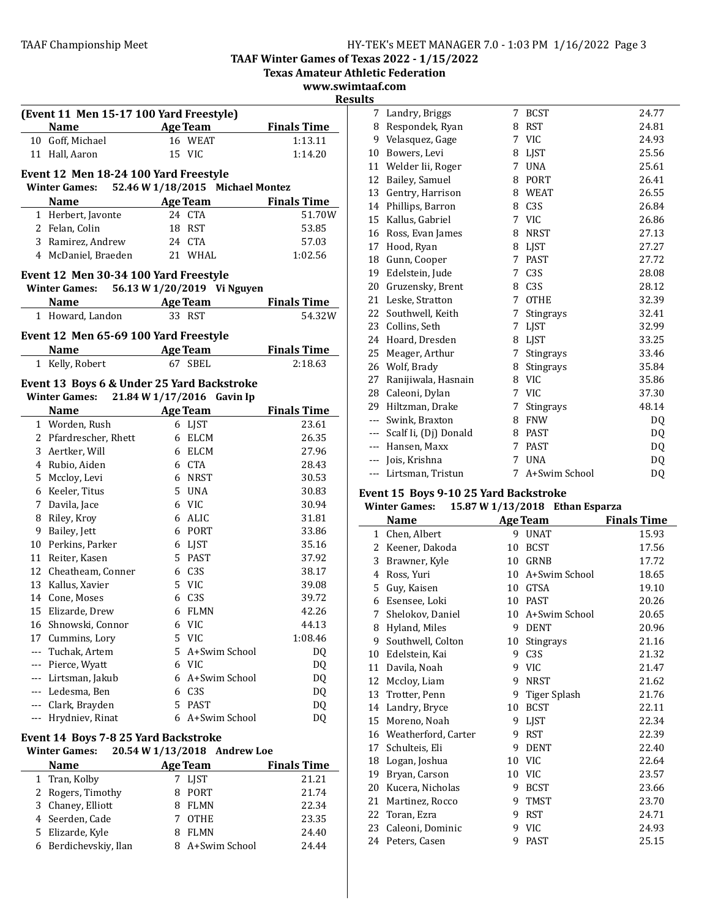## TAAF Winter Games of Texas 2022 - 1/15/2022

**Texas Amateur Athletic Federation**

**www.swimtaaf.com**

**Results**

### (Event 11 Men 15-17 100 Yard Freestyle)

| | Name | Age | Team | Finals Time |
|---|---|---|---|---|
| 10 | Goff, Michael | 16 | WEAT | 1:13.11 |
| 11 | Hall, Aaron | 15 | VIC | 1:14.20 |

### Event 12 Men 18-24 100 Yard Freestyle

**Winter Games: 52.46 W 1/18/2015 Michael Montez**

| | Name | Age | Team | Finals Time |
|---|---|---|---|---|
| 1 | Herbert, Javonte | 24 | CTA | 51.70W |
| 2 | Felan, Colin | 18 | RST | 53.85 |
| 3 | Ramirez, Andrew | 24 | CTA | 57.03 |
| 4 | McDaniel, Braeden | 21 | WHAL | 1:02.56 |

### Event 12 Men 30-34 100 Yard Freestyle

**Winter Games: 56.13 W 1/20/2019 Vi Nguyen**

| | Name | Age | Team | Finals Time |
|---|---|---|---|---|
| 1 | Howard, Landon | 33 | RST | 54.32W |

### Event 12 Men 65-69 100 Yard Freestyle

| | Name | Age | Team | Finals Time |
|---|---|---|---|---|
| 1 | Kelly, Robert | 67 | SBEL | 2:18.63 |

### Event 13 Boys 6 & Under 25 Yard Backstroke

**Winter Games: 21.84 W 1/17/2016 Gavin Ip**

| | Name | Age | Team | Finals Time |
|---|---|---|---|---|
| 1 | Worden, Rush | 6 | LJST | 23.61 |
| 2 | Pfardrescher, Rhett | 6 | ELCM | 26.35 |
| 3 | Aertker, Will | 6 | ELCM | 27.96 |
| 4 | Rubio, Aiden | 6 | CTA | 28.43 |
| 5 | Mccloy, Levi | 6 | NRST | 30.53 |
| 6 | Keeler, Titus | 5 | UNA | 30.83 |
| 7 | Davila, Jace | 6 | VIC | 30.94 |
| 8 | Riley, Kroy | 6 | ALIC | 31.81 |
| 9 | Bailey, Jett | 6 | PORT | 33.86 |
| 10 | Perkins, Parker | 6 | LJST | 35.16 |
| 11 | Reiter, Kasen | 5 | PAST | 37.92 |
| 12 | Cheatheam, Conner | 6 | C3S | 38.17 |
| 13 | Kallus, Xavier | 5 | VIC | 39.08 |
| 14 | Cone, Moses | 6 | C3S | 39.72 |
| 15 | Elizarde, Drew | 6 | FLMN | 42.26 |
| 16 | Shnowski, Connor | 6 | VIC | 44.13 |
| 17 | Cummins, Lory | 5 | VIC | 1:08.46 |
| --- | Tuchak, Artem | 5 | A+Swim School | DQ |
| --- | Pierce, Wyatt | 6 | VIC | DQ |
| --- | Lirtsman, Jakub | 6 | A+Swim School | DQ |
| --- | Ledesma, Ben | 6 | C3S | DQ |
| --- | Clark, Brayden | 5 | PAST | DQ |
| --- | Hrydniev, Rinat | 6 | A+Swim School | DQ |

### Event 14 Boys 7-8 25 Yard Backstroke

**Winter Games: 20.54 W 1/13/2018 Andrew Loe**

| | Name | Age | Team | Finals Time |
|---|---|---|---|---|
| 1 | Tran, Kolby | 7 | LJST | 21.21 |
| 2 | Rogers, Timothy | 8 | PORT | 21.74 |
| 3 | Chaney, Elliott | 8 | FLMN | 22.34 |
| 4 | Seerden, Cade | 7 | OTHE | 23.35 |
| 5 | Elizarde, Kyle | 8 | FLMN | 24.40 |
| 6 | Berdichevskiy, Ilan | 8 | A+Swim School | 24.44 |
| 7 | Landry, Briggs | 7 | BCST | 24.77 |
| 8 | Respondek, Ryan | 8 | RST | 24.81 |
| 9 | Velasquez, Gage | 7 | VIC | 24.93 |
| 10 | Bowers, Levi | 8 | LJST | 25.56 |
| 11 | Welder Iii, Roger | 7 | UNA | 25.61 |
| 12 | Bailey, Samuel | 8 | PORT | 26.41 |
| 13 | Gentry, Harrison | 8 | WEAT | 26.55 |
| 14 | Phillips, Barron | 8 | C3S | 26.84 |
| 15 | Kallus, Gabriel | 7 | VIC | 26.86 |
| 16 | Ross, Evan James | 8 | NRST | 27.13 |
| 17 | Hood, Ryan | 8 | LJST | 27.27 |
| 18 | Gunn, Cooper | 7 | PAST | 27.72 |
| 19 | Edelstein, Jude | 7 | C3S | 28.08 |
| 20 | Gruzensky, Brent | 8 | C3S | 28.12 |
| 21 | Leske, Stratton | 7 | OTHE | 32.39 |
| 22 | Southwell, Keith | 7 | Stingrays | 32.41 |
| 23 | Collins, Seth | 7 | LJST | 32.99 |
| 24 | Hoard, Dresden | 8 | LJST | 33.25 |
| 25 | Meager, Arthur | 7 | Stingrays | 33.46 |
| 26 | Wolf, Brady | 8 | Stingrays | 35.84 |
| 27 | Ranijiwala, Hasnain | 8 | VIC | 35.86 |
| 28 | Caleoni, Dylan | 7 | VIC | 37.30 |
| 29 | Hiltzman, Drake | 7 | Stingrays | 48.14 |
| --- | Swink, Braxton | 8 | FNW | DQ |
| --- | Scalf Ii, (Dj) Donald | 8 | PAST | DQ |
| --- | Hansen, Maxx | 7 | PAST | DQ |
| --- | Jois, Krishna | 7 | UNA | DQ |
| --- | Lirtsman, Tristun | 7 | A+Swim School | DQ |

### Event 15 Boys 9-10 25 Yard Backstroke

**Winter Games: 15.87 W 1/13/2018 Ethan Esparza**

| | Name | Age | Team | Finals Time |
|---|---|---|---|---|
| 1 | Chen, Albert | 9 | UNAT | 15.93 |
| 2 | Keener, Dakoda | 10 | BCST | 17.56 |
| 3 | Brawner, Kyle | 10 | GRNB | 17.72 |
| 4 | Ross, Yuri | 10 | A+Swim School | 18.65 |
| 5 | Guy, Kaisen | 10 | GTSA | 19.10 |
| 6 | Esensee, Loki | 10 | PAST | 20.26 |
| 7 | Shelokov, Daniel | 10 | A+Swim School | 20.65 |
| 8 | Hyland, Miles | 9 | DENT | 20.96 |
| 9 | Southwell, Colton | 10 | Stingrays | 21.16 |
| 10 | Edelstein, Kai | 9 | C3S | 21.32 |
| 11 | Davila, Noah | 9 | VIC | 21.47 |
| 12 | Mccloy, Liam | 9 | NRST | 21.62 |
| 13 | Trotter, Penn | 9 | Tiger Splash | 21.76 |
| 14 | Landry, Bryce | 10 | BCST | 22.11 |
| 15 | Moreno, Noah | 9 | LJST | 22.34 |
| 16 | Weatherford, Carter | 9 | RST | 22.39 |
| 17 | Schulteis, Eli | 9 | DENT | 22.40 |
| 18 | Logan, Joshua | 10 | VIC | 22.64 |
| 19 | Bryan, Carson | 10 | VIC | 23.57 |
| 20 | Kucera, Nicholas | 9 | BCST | 23.66 |
| 21 | Martinez, Rocco | 9 | TMST | 23.70 |
| 22 | Toran, Ezra | 9 | RST | 24.71 |
| 23 | Caleoni, Dominic | 9 | VIC | 24.93 |
| 24 | Peters, Casen | 9 | PAST | 25.15 |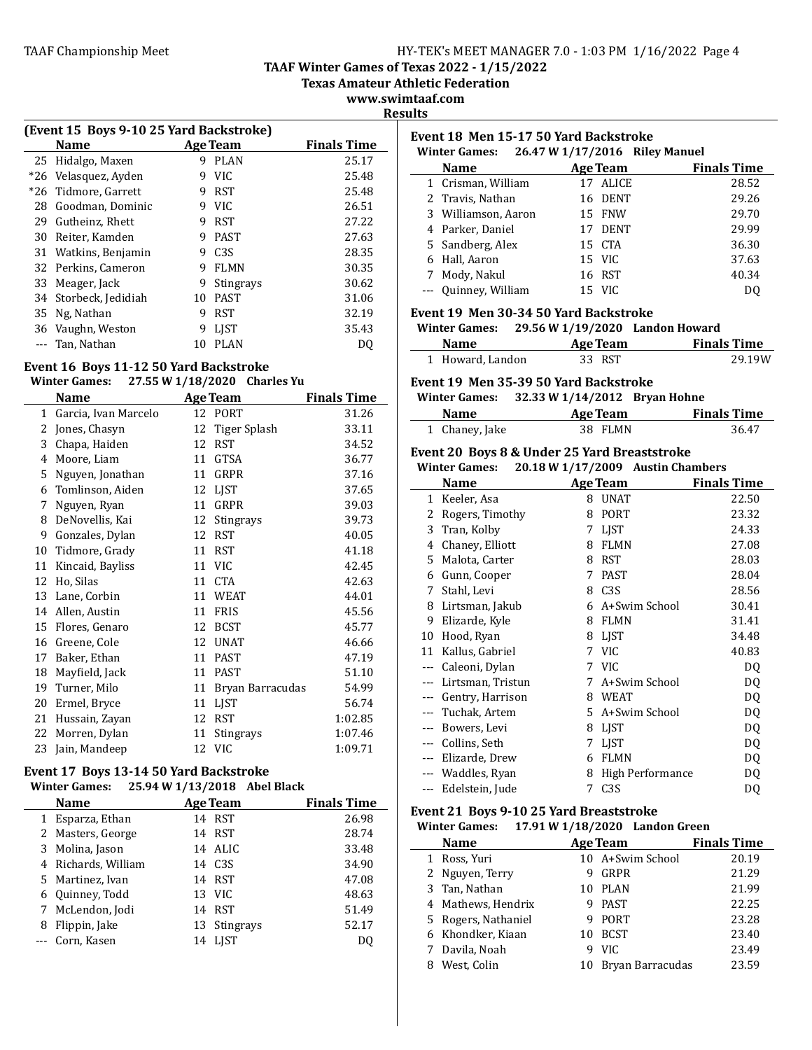## TAAF Winter Games of Texas 2022 - 1/15/2022

**Texas Amateur Athletic Federation**

**www.swimtaaf.com**

**Results**

### (Event 15 Boys 9-10 25 Yard Backstroke)

| | Name | Age | Team | Finals Time |
|---|---|---|---|---|
| 25 | Hidalgo, Maxen | 9 | PLAN | 25.17 |
| *26 | Velasquez, Ayden | 9 | VIC | 25.48 |
| *26 | Tidmore, Garrett | 9 | RST | 25.48 |
| 28 | Goodman, Dominic | 9 | VIC | 26.51 |
| 29 | Gutheinz, Rhett | 9 | RST | 27.22 |
| 30 | Reiter, Kamden | 9 | PAST | 27.63 |
| 31 | Watkins, Benjamin | 9 | C3S | 28.35 |
| 32 | Perkins, Cameron | 9 | FLMN | 30.35 |
| 33 | Meager, Jack | 9 | Stingrays | 30.62 |
| 34 | Storbeck, Jedidiah | 10 | PAST | 31.06 |
| 35 | Ng, Nathan | 9 | RST | 32.19 |
| 36 | Vaughn, Weston | 9 | LJST | 35.43 |
| --- | Tan, Nathan | 10 | PLAN | DQ |

### Event 16 Boys 11-12 50 Yard Backstroke

**Winter Games:** 27.55 W 1/18/2020 Charles Yu

| | Name | Age | Team | Finals Time |
|---|---|---|---|---|
| 1 | Garcia, Ivan Marcelo | 12 | PORT | 31.26 |
| 2 | Jones, Chasyn | 12 | Tiger Splash | 33.11 |
| 3 | Chapa, Haiden | 12 | RST | 34.52 |
| 4 | Moore, Liam | 11 | GTSA | 36.77 |
| 5 | Nguyen, Jonathan | 11 | GRPR | 37.16 |
| 6 | Tomlinson, Aiden | 12 | LJST | 37.65 |
| 7 | Nguyen, Ryan | 11 | GRPR | 39.03 |
| 8 | DeNovellis, Kai | 12 | Stingrays | 39.73 |
| 9 | Gonzales, Dylan | 12 | RST | 40.05 |
| 10 | Tidmore, Grady | 11 | RST | 41.18 |
| 11 | Kincaid, Bayliss | 11 | VIC | 42.45 |
| 12 | Ho, Silas | 11 | CTA | 42.63 |
| 13 | Lane, Corbin | 11 | WEAT | 44.01 |
| 14 | Allen, Austin | 11 | FRIS | 45.56 |
| 15 | Flores, Genaro | 12 | BCST | 45.77 |
| 16 | Greene, Cole | 12 | UNAT | 46.66 |
| 17 | Baker, Ethan | 11 | PAST | 47.19 |
| 18 | Mayfield, Jack | 11 | PAST | 51.10 |
| 19 | Turner, Milo | 11 | Bryan Barracudas | 54.99 |
| 20 | Ermel, Bryce | 11 | LJST | 56.74 |
| 21 | Hussain, Zayan | 12 | RST | 1:02.85 |
| 22 | Morren, Dylan | 11 | Stingrays | 1:07.46 |
| 23 | Jain, Mandeep | 12 | VIC | 1:09.71 |

### Event 17 Boys 13-14 50 Yard Backstroke

**Winter Games:** 25.94 W 1/13/2018 Abel Black

| | Name | Age | Team | Finals Time |
|---|---|---|---|---|
| 1 | Esparza, Ethan | 14 | RST | 26.98 |
| 2 | Masters, George | 14 | RST | 28.74 |
| 3 | Molina, Jason | 14 | ALIC | 33.48 |
| 4 | Richards, William | 14 | C3S | 34.90 |
| 5 | Martinez, Ivan | 14 | RST | 47.08 |
| 6 | Quinney, Todd | 13 | VIC | 48.63 |
| 7 | McLendon, Jodi | 14 | RST | 51.49 |
| 8 | Flippin, Jake | 13 | Stingrays | 52.17 |
| --- | Corn, Kasen | 14 | LJST | DQ |

### Event 18 Men 15-17 50 Yard Backstroke

**Winter Games:** 26.47 W 1/17/2016 Riley Manuel

| | Name | Age | Team | Finals Time |
|---|---|---|---|---|
| 1 | Crisman, William | 17 | ALICE | 28.52 |
| 2 | Travis, Nathan | 16 | DENT | 29.26 |
| 3 | Williamson, Aaron | 15 | FNW | 29.70 |
| 4 | Parker, Daniel | 17 | DENT | 29.99 |
| 5 | Sandberg, Alex | 15 | CTA | 36.30 |
| 6 | Hall, Aaron | 15 | VIC | 37.63 |
| 7 | Mody, Nakul | 16 | RST | 40.34 |
| --- | Quinney, William | 15 | VIC | DQ |

### Event 19 Men 30-34 50 Yard Backstroke

**Winter Games:** 29.56 W 1/19/2020 Landon Howard

| | Name | Age | Team | Finals Time |
|---|---|---|---|---|
| 1 | Howard, Landon | 33 | RST | 29.19W |

### Event 19 Men 35-39 50 Yard Backstroke

**Winter Games:** 32.33 W 1/14/2012 Bryan Hohne

| | Name | Age | Team | Finals Time |
|---|---|---|---|---|
| 1 | Chaney, Jake | 38 | FLMN | 36.47 |

### Event 20 Boys 8 & Under 25 Yard Breaststroke

**Winter Games:** 20.18 W 1/17/2009 Austin Chambers

| | Name | Age | Team | Finals Time |
|---|---|---|---|---|
| 1 | Keeler, Asa | 8 | UNAT | 22.50 |
| 2 | Rogers, Timothy | 8 | PORT | 23.32 |
| 3 | Tran, Kolby | 7 | LJST | 24.33 |
| 4 | Chaney, Elliott | 8 | FLMN | 27.08 |
| 5 | Malota, Carter | 8 | RST | 28.03 |
| 6 | Gunn, Cooper | 7 | PAST | 28.04 |
| 7 | Stahl, Levi | 8 | C3S | 28.56 |
| 8 | Lirtsman, Jakub | 6 | A+Swim School | 30.41 |
| 9 | Elizarde, Kyle | 8 | FLMN | 31.41 |
| 10 | Hood, Ryan | 8 | LJST | 34.48 |
| 11 | Kallus, Gabriel | 7 | VIC | 40.83 |
| --- | Caleoni, Dylan | 7 | VIC | DQ |
| --- | Lirtsman, Tristun | 7 | A+Swim School | DQ |
| --- | Gentry, Harrison | 8 | WEAT | DQ |
| --- | Tuchak, Artem | 5 | A+Swim School | DQ |
| --- | Bowers, Levi | 8 | LJST | DQ |
| --- | Collins, Seth | 7 | LJST | DQ |
| --- | Elizarde, Drew | 6 | FLMN | DQ |
| --- | Waddles, Ryan | 8 | High Performance | DQ |
| --- | Edelstein, Jude | 7 | C3S | DQ |

### Event 21 Boys 9-10 25 Yard Breaststroke

**Winter Games:** 17.91 W 1/18/2020 Landon Green

| | Name | Age | Team | Finals Time |
|---|---|---|---|---|
| 1 | Ross, Yuri | 10 | A+Swim School | 20.19 |
| 2 | Nguyen, Terry | 9 | GRPR | 21.29 |
| 3 | Tan, Nathan | 10 | PLAN | 21.99 |
| 4 | Mathews, Hendrix | 9 | PAST | 22.25 |
| 5 | Rogers, Nathaniel | 9 | PORT | 23.28 |
| 6 | Khondker, Kiaan | 10 | BCST | 23.40 |
| 7 | Davila, Noah | 9 | VIC | 23.49 |
| 8 | West, Colin | 10 | Bryan Barracudas | 23.59 |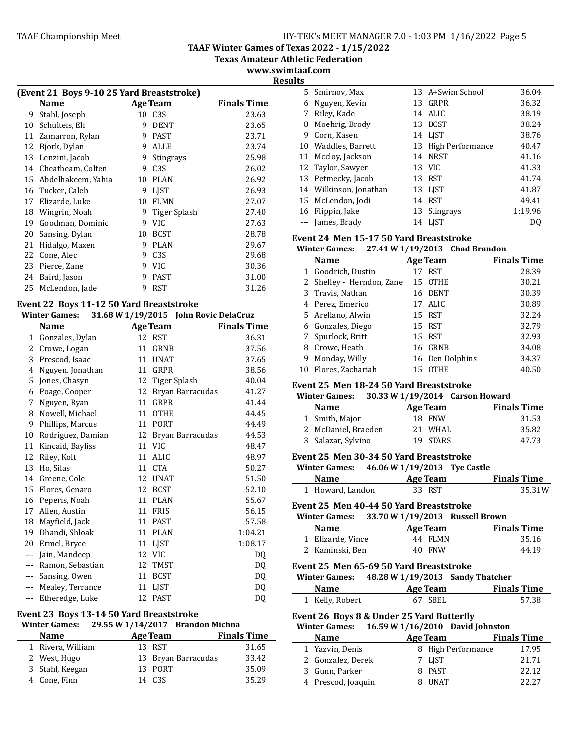## TAAF Winter Games of Texas 2022 - 1/15/2022

**Texas Amateur Athletic Federation**

**www.swimtaaf.com**

**Results**

### (Event 21 Boys 9-10 25 Yard Breaststroke)

| | Name | Age | Team | Finals Time |
|---|---|---|---|---|
| 9 | Stahl, Joseph | 10 | C3S | 23.63 |
| 10 | Schulteis, Eli | 9 | DENT | 23.65 |
| 11 | Zamarron, Rylan | 9 | PAST | 23.71 |
| 12 | Bjork, Dylan | 9 | ALLE | 23.74 |
| 13 | Lenzini, Jacob | 9 | Stingrays | 25.98 |
| 14 | Cheatheam, Colten | 9 | C3S | 26.02 |
| 15 | Abdelhakeem, Yahia | 10 | PLAN | 26.92 |
| 16 | Tucker, Caleb | 9 | LJST | 26.93 |
| 17 | Elizarde, Luke | 10 | FLMN | 27.07 |
| 18 | Wingrin, Noah | 9 | Tiger Splash | 27.40 |
| 19 | Goodman, Dominic | 9 | VIC | 27.63 |
| 20 | Sansing, Dylan | 10 | BCST | 28.78 |
| 21 | Hidalgo, Maxen | 9 | PLAN | 29.67 |
| 22 | Cone, Alec | 9 | C3S | 29.68 |
| 23 | Pierce, Zane | 9 | VIC | 30.36 |
| 24 | Baird, Jason | 9 | PAST | 31.00 |
| 25 | McLendon, Jade | 9 | RST | 31.26 |

### Event 22 Boys 11-12 50 Yard Breaststroke

**Winter Games: 31.68 W 1/19/2015 John Rovic DelaCruz**

| | Name | Age | Team | Finals Time |
|---|---|---|---|---|
| 1 | Gonzales, Dylan | 12 | RST | 36.31 |
| 2 | Crowe, Logan | 11 | GRNB | 37.56 |
| 3 | Prescod, Isaac | 11 | UNAT | 37.65 |
| 4 | Nguyen, Jonathan | 11 | GRPR | 38.56 |
| 5 | Jones, Chasyn | 12 | Tiger Splash | 40.04 |
| 6 | Poage, Cooper | 12 | Bryan Barracudas | 41.27 |
| 7 | Nguyen, Ryan | 11 | GRPR | 41.44 |
| 8 | Nowell, Michael | 11 | OTHE | 44.45 |
| 9 | Phillips, Marcus | 11 | PORT | 44.49 |
| 10 | Rodriguez, Damian | 12 | Bryan Barracudas | 44.53 |
| 11 | Kincaid, Bayliss | 11 | VIC | 48.47 |
| 12 | Riley, Kolt | 11 | ALIC | 48.97 |
| 13 | Ho, Silas | 11 | CTA | 50.27 |
| 14 | Greene, Cole | 12 | UNAT | 51.50 |
| 15 | Flores, Genaro | 12 | BCST | 52.10 |
| 16 | Peperis, Noah | 11 | PLAN | 55.67 |
| 17 | Allen, Austin | 11 | FRIS | 56.15 |
| 18 | Mayfield, Jack | 11 | PAST | 57.58 |
| 19 | Dhandi, Shloak | 11 | PLAN | 1:04.21 |
| 20 | Ermel, Bryce | 11 | LJST | 1:08.17 |
| --- | Jain, Mandeep | 12 | VIC | DQ |
| --- | Ramon, Sebastian | 12 | TMST | DQ |
| --- | Sansing, Owen | 11 | BCST | DQ |
| --- | Mealey, Terrance | 11 | LJST | DQ |
| --- | Etheredge, Luke | 12 | PAST | DQ |

### Event 23 Boys 13-14 50 Yard Breaststroke

**Winter Games: 29.55 W 1/14/2017 Brandon Michna**

| | Name | Age | Team | Finals Time |
|---|---|---|---|---|
| 1 | Rivera, William | 13 | RST | 31.65 |
| 2 | West, Hugo | 13 | Bryan Barracudas | 33.42 |
| 3 | Stahl, Keegan | 13 | PORT | 35.09 |
| 4 | Cone, Finn | 14 | C3S | 35.29 |
| 5 | Smirnov, Max | 13 | A+Swim School | 36.04 |
| 6 | Nguyen, Kevin | 13 | GRPR | 36.32 |
| 7 | Riley, Kade | 14 | ALIC | 38.19 |
| 8 | Moehrig, Brody | 13 | BCST | 38.24 |
| 9 | Corn, Kasen | 14 | LJST | 38.76 |
| 10 | Waddles, Barrett | 13 | High Performance | 40.47 |
| 11 | Mccloy, Jackson | 14 | NRST | 41.16 |
| 12 | Taylor, Sawyer | 13 | VIC | 41.33 |
| 13 | Petmecky, Jacob | 13 | RST | 41.74 |
| 14 | Wilkinson, Jonathan | 13 | LJST | 41.87 |
| 15 | McLendon, Jodi | 14 | RST | 49.41 |
| 16 | Flippin, Jake | 13 | Stingrays | 1:19.96 |
| --- | James, Brady | 14 | LJST | DQ |

### Event 24 Men 15-17 50 Yard Breaststroke

**Winter Games: 27.41 W 1/19/2013 Chad Brandon**

| | Name | Age | Team | Finals Time |
|---|---|---|---|---|
| 1 | Goodrich, Dustin | 17 | RST | 28.39 |
| 2 | Shelley - Herndon, Zane | 15 | OTHE | 30.21 |
| 3 | Travis, Nathan | 16 | DENT | 30.39 |
| 4 | Perez, Emerico | 17 | ALIC | 30.89 |
| 5 | Arellano, Alwin | 15 | RST | 32.24 |
| 6 | Gonzales, Diego | 15 | RST | 32.79 |
| 7 | Spurlock, Britt | 15 | RST | 32.93 |
| 8 | Crowe, Heath | 16 | GRNB | 34.08 |
| 9 | Monday, Willy | 16 | Den Dolphins | 34.37 |
| 10 | Flores, Zachariah | 15 | OTHE | 40.50 |

### Event 25 Men 18-24 50 Yard Breaststroke

**Winter Games: 30.33 W 1/19/2014 Carson Howard**

| | Name | Age | Team | Finals Time |
|---|---|---|---|---|
| 1 | Smith, Major | 18 | FNW | 31.53 |
| 2 | McDaniel, Braeden | 21 | WHAL | 35.82 |
| 3 | Salazar, Sylvino | 19 | STARS | 47.73 |

### Event 25 Men 30-34 50 Yard Breaststroke

**Winter Games: 46.06 W 1/19/2013 Tye Castle**

| | Name | Age | Team | Finals Time |
|---|---|---|---|---|
| 1 | Howard, Landon | 33 | RST | 35.31W |

### Event 25 Men 40-44 50 Yard Breaststroke

**Winter Games: 33.70 W 1/19/2013 Russell Brown**

| | Name | Age | Team | Finals Time |
|---|---|---|---|---|
| 1 | Elizarde, Vince | 44 | FLMN | 35.16 |
| 2 | Kaminski, Ben | 40 | FNW | 44.19 |

### Event 25 Men 65-69 50 Yard Breaststroke

**Winter Games: 48.28 W 1/19/2013 Sandy Thatcher**

| | Name | Age | Team | Finals Time |
|---|---|---|---|---|
| 1 | Kelly, Robert | 67 | SBEL | 57.38 |

### Event 26 Boys 8 & Under 25 Yard Butterfly

**Winter Games: 16.59 W 1/16/2010 David Johnston**

| | Name | Age | Team | Finals Time |
|---|---|---|---|---|
| 1 | Yazvin, Denis | 8 | High Performance | 17.95 |
| 2 | Gonzalez, Derek | 7 | LJST | 21.71 |
| 3 | Gunn, Parker | 8 | PAST | 22.12 |
| 4 | Prescod, Joaquin | 8 | UNAT | 22.27 |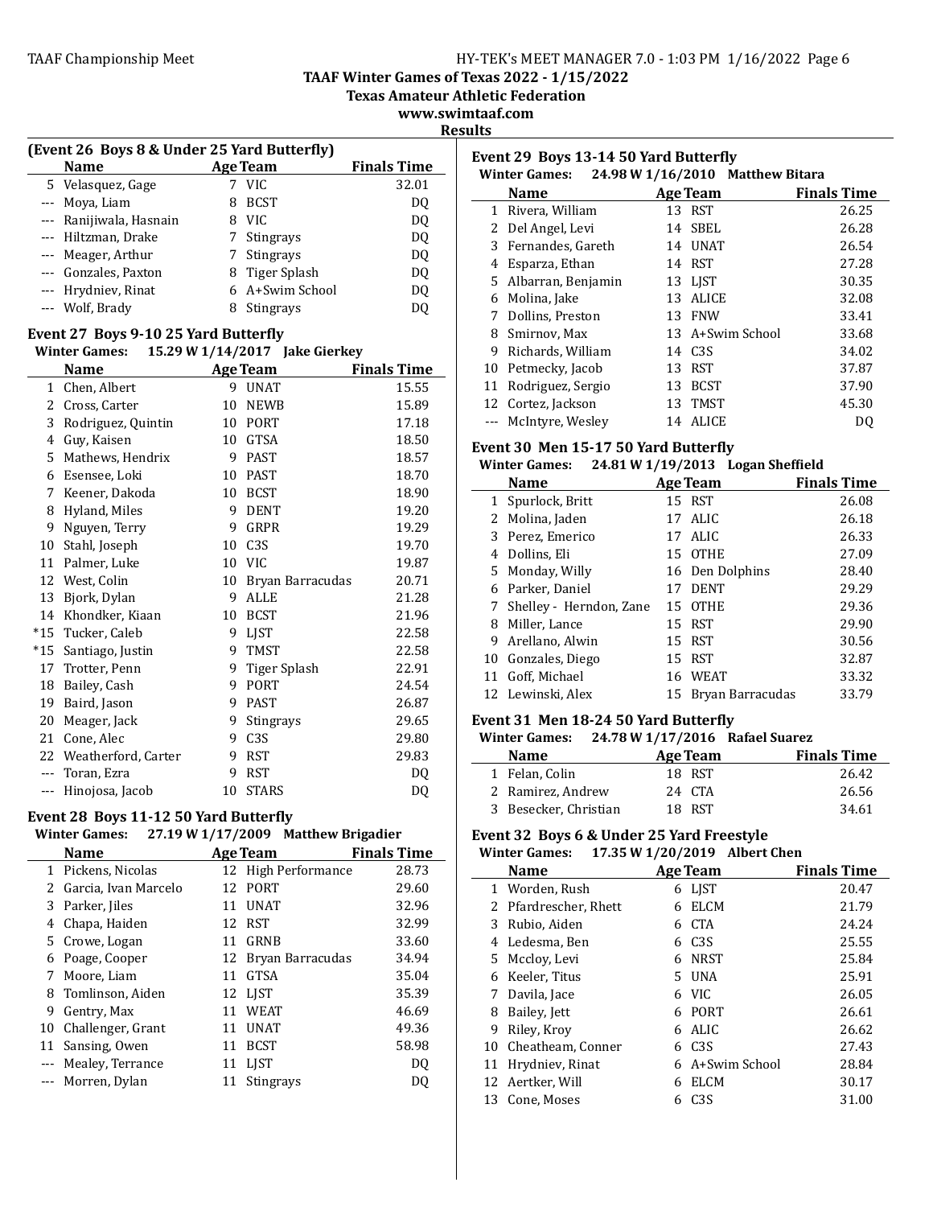TAAF Winter Games of Texas 2022 - 1/15/2022
Texas Amateur Athletic Federation
www.swimtaaf.com

## Results

### (Event 26 Boys 8 & Under 25 Yard Butterfly)

| | Name | Age | Team | Finals Time |
|---|---|---|---|---|
| 5 | Velasquez, Gage | 7 | VIC | 32.01 |
| --- | Moya, Liam | 8 | BCST | DQ |
| --- | Ranijiwala, Hasnain | 8 | VIC | DQ |
| --- | Hiltzman, Drake | 7 | Stingrays | DQ |
| --- | Meager, Arthur | 7 | Stingrays | DQ |
| --- | Gonzales, Paxton | 8 | Tiger Splash | DQ |
| --- | Hrydniev, Rinat | 6 | A+Swim School | DQ |
| --- | Wolf, Brady | 8 | Stingrays | DQ |

### Event 27 Boys 9-10 25 Yard Butterfly

Winter Games: 15.29 W 1/14/2017 Jake Gierkey

| | Name | Age | Team | Finals Time |
|---|---|---|---|---|
| 1 | Chen, Albert | 9 | UNAT | 15.55 |
| 2 | Cross, Carter | 10 | NEWB | 15.89 |
| 3 | Rodriguez, Quintin | 10 | PORT | 17.18 |
| 4 | Guy, Kaisen | 10 | GTSA | 18.50 |
| 5 | Mathews, Hendrix | 9 | PAST | 18.57 |
| 6 | Esensee, Loki | 10 | PAST | 18.70 |
| 7 | Keener, Dakoda | 10 | BCST | 18.90 |
| 8 | Hyland, Miles | 9 | DENT | 19.20 |
| 9 | Nguyen, Terry | 9 | GRPR | 19.29 |
| 10 | Stahl, Joseph | 10 | C3S | 19.70 |
| 11 | Palmer, Luke | 10 | VIC | 19.87 |
| 12 | West, Colin | 10 | Bryan Barracudas | 20.71 |
| 13 | Bjork, Dylan | 9 | ALLE | 21.28 |
| 14 | Khondker, Kiaan | 10 | BCST | 21.96 |
| *15 | Tucker, Caleb | 9 | LJST | 22.58 |
| *15 | Santiago, Justin | 9 | TMST | 22.58 |
| 17 | Trotter, Penn | 9 | Tiger Splash | 22.91 |
| 18 | Bailey, Cash | 9 | PORT | 24.54 |
| 19 | Baird, Jason | 9 | PAST | 26.87 |
| 20 | Meager, Jack | 9 | Stingrays | 29.65 |
| 21 | Cone, Alec | 9 | C3S | 29.80 |
| 22 | Weatherford, Carter | 9 | RST | 29.83 |
| --- | Toran, Ezra | 9 | RST | DQ |
| --- | Hinojosa, Jacob | 10 | STARS | DQ |

### Event 28 Boys 11-12 50 Yard Butterfly

Winter Games: 27.19 W 1/17/2009 Matthew Brigadier

| | Name | Age | Team | Finals Time |
|---|---|---|---|---|
| 1 | Pickens, Nicolas | 12 | High Performance | 28.73 |
| 2 | Garcia, Ivan Marcelo | 12 | PORT | 29.60 |
| 3 | Parker, Jiles | 11 | UNAT | 32.96 |
| 4 | Chapa, Haiden | 12 | RST | 32.99 |
| 5 | Crowe, Logan | 11 | GRNB | 33.60 |
| 6 | Poage, Cooper | 12 | Bryan Barracudas | 34.94 |
| 7 | Moore, Liam | 11 | GTSA | 35.04 |
| 8 | Tomlinson, Aiden | 12 | LJST | 35.39 |
| 9 | Gentry, Max | 11 | WEAT | 46.69 |
| 10 | Challenger, Grant | 11 | UNAT | 49.36 |
| 11 | Sansing, Owen | 11 | BCST | 58.98 |
| --- | Mealey, Terrance | 11 | LJST | DQ |
| --- | Morren, Dylan | 11 | Stingrays | DQ |

### Event 29 Boys 13-14 50 Yard Butterfly

Winter Games: 24.98 W 1/16/2010 Matthew Bitara

| | Name | Age | Team | Finals Time |
|---|---|---|---|---|
| 1 | Rivera, William | 13 | RST | 26.25 |
| 2 | Del Angel, Levi | 14 | SBEL | 26.28 |
| 3 | Fernandes, Gareth | 14 | UNAT | 26.54 |
| 4 | Esparza, Ethan | 14 | RST | 27.28 |
| 5 | Albarran, Benjamin | 13 | LJST | 30.35 |
| 6 | Molina, Jake | 13 | ALICE | 32.08 |
| 7 | Dollins, Preston | 13 | FNW | 33.41 |
| 8 | Smirnov, Max | 13 | A+Swim School | 33.68 |
| 9 | Richards, William | 14 | C3S | 34.02 |
| 10 | Petmecky, Jacob | 13 | RST | 37.87 |
| 11 | Rodriguez, Sergio | 13 | BCST | 37.90 |
| 12 | Cortez, Jackson | 13 | TMST | 45.30 |
| --- | McIntyre, Wesley | 14 | ALICE | DQ |

### Event 30 Men 15-17 50 Yard Butterfly

Winter Games: 24.81 W 1/19/2013 Logan Sheffield

| | Name | Age | Team | Finals Time |
|---|---|---|---|---|
| 1 | Spurlock, Britt | 15 | RST | 26.08 |
| 2 | Molina, Jaden | 17 | ALIC | 26.18 |
| 3 | Perez, Emerico | 17 | ALIC | 26.33 |
| 4 | Dollins, Eli | 15 | OTHE | 27.09 |
| 5 | Monday, Willy | 16 | Den Dolphins | 28.40 |
| 6 | Parker, Daniel | 17 | DENT | 29.29 |
| 7 | Shelley - Herndon, Zane | 15 | OTHE | 29.36 |
| 8 | Miller, Lance | 15 | RST | 29.90 |
| 9 | Arellano, Alwin | 15 | RST | 30.56 |
| 10 | Gonzales, Diego | 15 | RST | 32.87 |
| 11 | Goff, Michael | 16 | WEAT | 33.32 |
| 12 | Lewinski, Alex | 15 | Bryan Barracudas | 33.79 |

### Event 31 Men 18-24 50 Yard Butterfly

Winter Games: 24.78 W 1/17/2016 Rafael Suarez

| | Name | Age | Team | Finals Time |
|---|---|---|---|---|
| 1 | Felan, Colin | 18 | RST | 26.42 |
| 2 | Ramirez, Andrew | 24 | CTA | 26.56 |
| 3 | Besecker, Christian | 18 | RST | 34.61 |

### Event 32 Boys 6 & Under 25 Yard Freestyle

Winter Games: 17.35 W 1/20/2019 Albert Chen

| | Name | Age | Team | Finals Time |
|---|---|---|---|---|
| 1 | Worden, Rush | 6 | LJST | 20.47 |
| 2 | Pfardrescher, Rhett | 6 | ELCM | 21.79 |
| 3 | Rubio, Aiden | 6 | CTA | 24.24 |
| 4 | Ledesma, Ben | 6 | C3S | 25.55 |
| 5 | Mccloy, Levi | 6 | NRST | 25.84 |
| 6 | Keeler, Titus | 5 | UNA | 25.91 |
| 7 | Davila, Jace | 6 | VIC | 26.05 |
| 8 | Bailey, Jett | 6 | PORT | 26.61 |
| 9 | Riley, Kroy | 6 | ALIC | 26.62 |
| 10 | Cheatheam, Conner | 6 | C3S | 27.43 |
| 11 | Hrydniev, Rinat | 6 | A+Swim School | 28.84 |
| 12 | Aertker, Will | 6 | ELCM | 30.17 |
| 13 | Cone, Moses | 6 | C3S | 31.00 |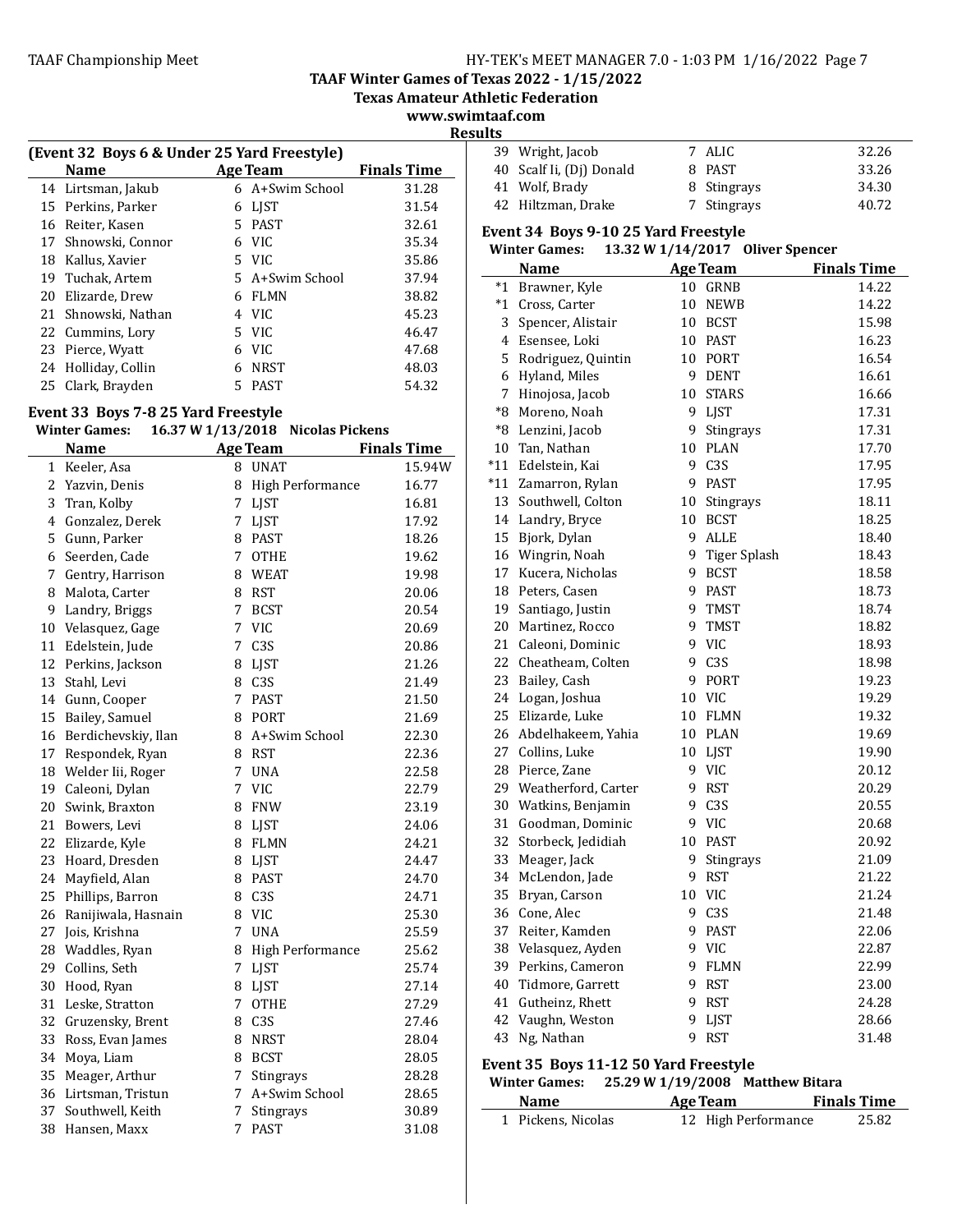# TAAF Winter Games of Texas 2022 - 1/15/2022

**Texas Amateur Athletic Federation**

**www.swimtaaf.com**

**Results**

### (Event 32 Boys 6 & Under 25 Yard Freestyle)

| | Name | Age | Team | Finals Time |
|---|---|---|---|---|
| 14 | Lirtsman, Jakub | 6 | A+Swim School | 31.28 |
| 15 | Perkins, Parker | 6 | LJST | 31.54 |
| 16 | Reiter, Kasen | 5 | PAST | 32.61 |
| 17 | Shnowski, Connor | 6 | VIC | 35.34 |
| 18 | Kallus, Xavier | 5 | VIC | 35.86 |
| 19 | Tuchak, Artem | 5 | A+Swim School | 37.94 |
| 20 | Elizarde, Drew | 6 | FLMN | 38.82 |
| 21 | Shnowski, Nathan | 4 | VIC | 45.23 |
| 22 | Cummins, Lory | 5 | VIC | 46.47 |
| 23 | Pierce, Wyatt | 6 | VIC | 47.68 |
| 24 | Holliday, Collin | 6 | NRST | 48.03 |
| 25 | Clark, Brayden | 5 | PAST | 54.32 |

### Event 33 Boys 7-8 25 Yard Freestyle

**Winter Games: 16.37 W 1/13/2018 Nicolas Pickens**

| | Name | Age | Team | Finals Time |
|---|---|---|---|---|
| 1 | Keeler, Asa | 8 | UNAT | 15.94W |
| 2 | Yazvin, Denis | 8 | High Performance | 16.77 |
| 3 | Tran, Kolby | 7 | LJST | 16.81 |
| 4 | Gonzalez, Derek | 7 | LJST | 17.92 |
| 5 | Gunn, Parker | 8 | PAST | 18.26 |
| 6 | Seerden, Cade | 7 | OTHE | 19.62 |
| 7 | Gentry, Harrison | 8 | WEAT | 19.98 |
| 8 | Malota, Carter | 8 | RST | 20.06 |
| 9 | Landry, Briggs | 7 | BCST | 20.54 |
| 10 | Velasquez, Gage | 7 | VIC | 20.69 |
| 11 | Edelstein, Jude | 7 | C3S | 20.86 |
| 12 | Perkins, Jackson | 8 | LJST | 21.26 |
| 13 | Stahl, Levi | 8 | C3S | 21.49 |
| 14 | Gunn, Cooper | 7 | PAST | 21.50 |
| 15 | Bailey, Samuel | 8 | PORT | 21.69 |
| 16 | Berdichevskiy, Ilan | 8 | A+Swim School | 22.30 |
| 17 | Respondek, Ryan | 8 | RST | 22.36 |
| 18 | Welder Iii, Roger | 7 | UNA | 22.58 |
| 19 | Caleoni, Dylan | 7 | VIC | 22.79 |
| 20 | Swink, Braxton | 8 | FNW | 23.19 |
| 21 | Bowers, Levi | 8 | LJST | 24.06 |
| 22 | Elizarde, Kyle | 8 | FLMN | 24.21 |
| 23 | Hoard, Dresden | 8 | LJST | 24.47 |
| 24 | Mayfield, Alan | 8 | PAST | 24.70 |
| 25 | Phillips, Barron | 8 | C3S | 24.71 |
| 26 | Ranijiwala, Hasnain | 8 | VIC | 25.30 |
| 27 | Jois, Krishna | 7 | UNA | 25.59 |
| 28 | Waddles, Ryan | 8 | High Performance | 25.62 |
| 29 | Collins, Seth | 7 | LJST | 25.74 |
| 30 | Hood, Ryan | 8 | LJST | 27.14 |
| 31 | Leske, Stratton | 7 | OTHE | 27.29 |
| 32 | Gruzensky, Brent | 8 | C3S | 27.46 |
| 33 | Ross, Evan James | 8 | NRST | 28.04 |
| 34 | Moya, Liam | 8 | BCST | 28.05 |
| 35 | Meager, Arthur | 7 | Stingrays | 28.28 |
| 36 | Lirtsman, Tristun | 7 | A+Swim School | 28.65 |
| 37 | Southwell, Keith | 7 | Stingrays | 30.89 |
| 38 | Hansen, Maxx | 7 | PAST | 31.08 |
| 39 | Wright, Jacob | 7 | ALIC | 32.26 |
| 40 | Scalf Ii, (Dj) Donald | 8 | PAST | 33.26 |
| 41 | Wolf, Brady | 8 | Stingrays | 34.30 |
| 42 | Hiltzman, Drake | 7 | Stingrays | 40.72 |

### Event 34 Boys 9-10 25 Yard Freestyle

**Winter Games: 13.32 W 1/14/2017 Oliver Spencer**

| | Name | Age | Team | Finals Time |
|---|---|---|---|---|
| *1 | Brawner, Kyle | 10 | GRNB | 14.22 |
| *1 | Cross, Carter | 10 | NEWB | 14.22 |
| 3 | Spencer, Alistair | 10 | BCST | 15.98 |
| 4 | Esensee, Loki | 10 | PAST | 16.23 |
| 5 | Rodriguez, Quintin | 10 | PORT | 16.54 |
| 6 | Hyland, Miles | 9 | DENT | 16.61 |
| 7 | Hinojosa, Jacob | 10 | STARS | 16.66 |
| *8 | Moreno, Noah | 9 | LJST | 17.31 |
| *8 | Lenzini, Jacob | 9 | Stingrays | 17.31 |
| 10 | Tan, Nathan | 10 | PLAN | 17.70 |
| *11 | Edelstein, Kai | 9 | C3S | 17.95 |
| *11 | Zamarron, Rylan | 9 | PAST | 17.95 |
| 13 | Southwell, Colton | 10 | Stingrays | 18.11 |
| 14 | Landry, Bryce | 10 | BCST | 18.25 |
| 15 | Bjork, Dylan | 9 | ALLE | 18.40 |
| 16 | Wingrin, Noah | 9 | Tiger Splash | 18.43 |
| 17 | Kucera, Nicholas | 9 | BCST | 18.58 |
| 18 | Peters, Casen | 9 | PAST | 18.73 |
| 19 | Santiago, Justin | 9 | TMST | 18.74 |
| 20 | Martinez, Rocco | 9 | TMST | 18.82 |
| 21 | Caleoni, Dominic | 9 | VIC | 18.93 |
| 22 | Cheatheam, Colten | 9 | C3S | 18.98 |
| 23 | Bailey, Cash | 9 | PORT | 19.23 |
| 24 | Logan, Joshua | 10 | VIC | 19.29 |
| 25 | Elizarde, Luke | 10 | FLMN | 19.32 |
| 26 | Abdelhakeem, Yahia | 10 | PLAN | 19.69 |
| 27 | Collins, Luke | 10 | LJST | 19.90 |
| 28 | Pierce, Zane | 9 | VIC | 20.12 |
| 29 | Weatherford, Carter | 9 | RST | 20.29 |
| 30 | Watkins, Benjamin | 9 | C3S | 20.55 |
| 31 | Goodman, Dominic | 9 | VIC | 20.68 |
| 32 | Storbeck, Jedidiah | 10 | PAST | 20.92 |
| 33 | Meager, Jack | 9 | Stingrays | 21.09 |
| 34 | McLendon, Jade | 9 | RST | 21.22 |
| 35 | Bryan, Carson | 10 | VIC | 21.24 |
| 36 | Cone, Alec | 9 | C3S | 21.48 |
| 37 | Reiter, Kamden | 9 | PAST | 22.06 |
| 38 | Velasquez, Ayden | 9 | VIC | 22.87 |
| 39 | Perkins, Cameron | 9 | FLMN | 22.99 |
| 40 | Tidmore, Garrett | 9 | RST | 23.00 |
| 41 | Gutheinz, Rhett | 9 | RST | 24.28 |
| 42 | Vaughn, Weston | 9 | LJST | 28.66 |
| 43 | Ng, Nathan | 9 | RST | 31.48 |

### Event 35 Boys 11-12 50 Yard Freestyle

**Winter Games: 25.29 W 1/19/2008 Matthew Bitara**

| | Name | Age | Team | Finals Time |
|---|---|---|---|---|
| 1 | Pickens, Nicolas | 12 | High Performance | 25.82 |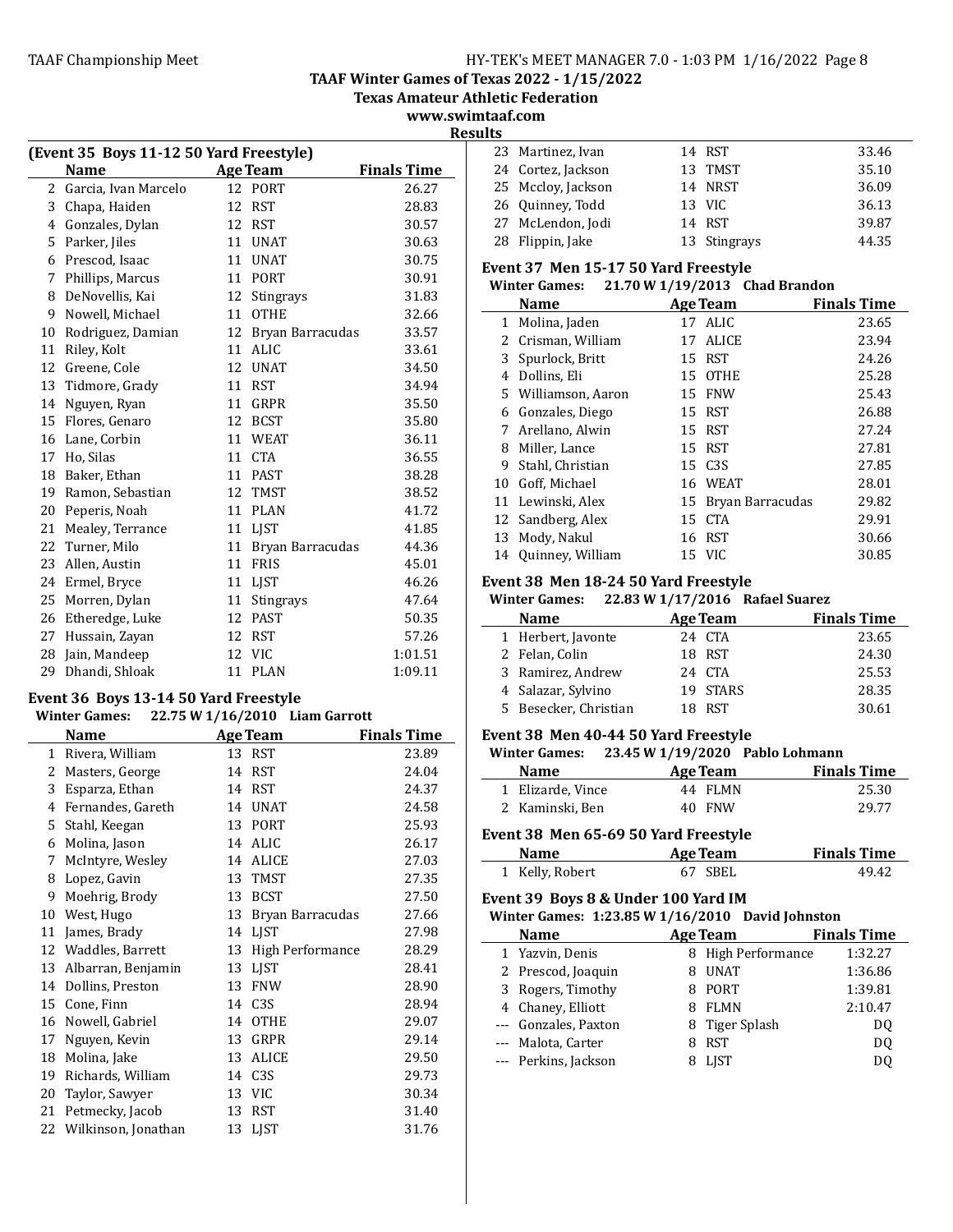TAAF Winter Games of Texas 2022 - 1/15/2022

Texas Amateur Athletic Federation

www.swimtaaf.com

Results

## (Event 35 Boys 11-12 50 Yard Freestyle)

| | Name | Age | Team | Finals Time |
|---|---|---|---|---|
| 2 | Garcia, Ivan Marcelo | 12 | PORT | 26.27 |
| 3 | Chapa, Haiden | 12 | RST | 28.83 |
| 4 | Gonzales, Dylan | 12 | RST | 30.57 |
| 5 | Parker, Jiles | 11 | UNAT | 30.63 |
| 6 | Prescod, Isaac | 11 | UNAT | 30.75 |
| 7 | Phillips, Marcus | 11 | PORT | 30.91 |
| 8 | DeNovellis, Kai | 12 | Stingrays | 31.83 |
| 9 | Nowell, Michael | 11 | OTHE | 32.66 |
| 10 | Rodriguez, Damian | 12 | Bryan Barracudas | 33.57 |
| 11 | Riley, Kolt | 11 | ALIC | 33.61 |
| 12 | Greene, Cole | 12 | UNAT | 34.50 |
| 13 | Tidmore, Grady | 11 | RST | 34.94 |
| 14 | Nguyen, Ryan | 11 | GRPR | 35.50 |
| 15 | Flores, Genaro | 12 | BCST | 35.80 |
| 16 | Lane, Corbin | 11 | WEAT | 36.11 |
| 17 | Ho, Silas | 11 | CTA | 36.55 |
| 18 | Baker, Ethan | 11 | PAST | 38.28 |
| 19 | Ramon, Sebastian | 12 | TMST | 38.52 |
| 20 | Peperis, Noah | 11 | PLAN | 41.72 |
| 21 | Mealey, Terrance | 11 | LJST | 41.85 |
| 22 | Turner, Milo | 11 | Bryan Barracudas | 44.36 |
| 23 | Allen, Austin | 11 | FRIS | 45.01 |
| 24 | Ermel, Bryce | 11 | LJST | 46.26 |
| 25 | Morren, Dylan | 11 | Stingrays | 47.64 |
| 26 | Etheredge, Luke | 12 | PAST | 50.35 |
| 27 | Hussain, Zayan | 12 | RST | 57.26 |
| 28 | Jain, Mandeep | 12 | VIC | 1:01.51 |
| 29 | Dhandi, Shloak | 11 | PLAN | 1:09.11 |

## Event 36 Boys 13-14 50 Yard Freestyle

**Winter Games: 22.75 W 1/16/2010 Liam Garrott**

| | Name | Age | Team | Finals Time |
|---|---|---|---|---|
| 1 | Rivera, William | 13 | RST | 23.89 |
| 2 | Masters, George | 14 | RST | 24.04 |
| 3 | Esparza, Ethan | 14 | RST | 24.37 |
| 4 | Fernandes, Gareth | 14 | UNAT | 24.58 |
| 5 | Stahl, Keegan | 13 | PORT | 25.93 |
| 6 | Molina, Jason | 14 | ALIC | 26.17 |
| 7 | McIntyre, Wesley | 14 | ALICE | 27.03 |
| 8 | Lopez, Gavin | 13 | TMST | 27.35 |
| 9 | Moehrig, Brody | 13 | BCST | 27.50 |
| 10 | West, Hugo | 13 | Bryan Barracudas | 27.66 |
| 11 | James, Brady | 14 | LJST | 27.98 |
| 12 | Waddles, Barrett | 13 | High Performance | 28.29 |
| 13 | Albarran, Benjamin | 13 | LJST | 28.41 |
| 14 | Dollins, Preston | 13 | FNW | 28.90 |
| 15 | Cone, Finn | 14 | C3S | 28.94 |
| 16 | Nowell, Gabriel | 14 | OTHE | 29.07 |
| 17 | Nguyen, Kevin | 13 | GRPR | 29.14 |
| 18 | Molina, Jake | 13 | ALICE | 29.50 |
| 19 | Richards, William | 14 | C3S | 29.73 |
| 20 | Taylor, Sawyer | 13 | VIC | 30.34 |
| 21 | Petmecky, Jacob | 13 | RST | 31.40 |
| 22 | Wilkinson, Jonathan | 13 | LJST | 31.76 |
| 23 | Martinez, Ivan | 14 | RST | 33.46 |
| 24 | Cortez, Jackson | 13 | TMST | 35.10 |
| 25 | Mccloy, Jackson | 14 | NRST | 36.09 |
| 26 | Quinney, Todd | 13 | VIC | 36.13 |
| 27 | McLendon, Jodi | 14 | RST | 39.87 |
| 28 | Flippin, Jake | 13 | Stingrays | 44.35 |

## Event 37 Men 15-17 50 Yard Freestyle

**Winter Games: 21.70 W 1/19/2013 Chad Brandon**

| | Name | Age | Team | Finals Time |
|---|---|---|---|---|
| 1 | Molina, Jaden | 17 | ALIC | 23.65 |
| 2 | Crisman, William | 17 | ALICE | 23.94 |
| 3 | Spurlock, Britt | 15 | RST | 24.26 |
| 4 | Dollins, Eli | 15 | OTHE | 25.28 |
| 5 | Williamson, Aaron | 15 | FNW | 25.43 |
| 6 | Gonzales, Diego | 15 | RST | 26.88 |
| 7 | Arellano, Alwin | 15 | RST | 27.24 |
| 8 | Miller, Lance | 15 | RST | 27.81 |
| 9 | Stahl, Christian | 15 | C3S | 27.85 |
| 10 | Goff, Michael | 16 | WEAT | 28.01 |
| 11 | Lewinski, Alex | 15 | Bryan Barracudas | 29.82 |
| 12 | Sandberg, Alex | 15 | CTA | 29.91 |
| 13 | Mody, Nakul | 16 | RST | 30.66 |
| 14 | Quinney, William | 15 | VIC | 30.85 |

## Event 38 Men 18-24 50 Yard Freestyle

**Winter Games: 22.83 W 1/17/2016 Rafael Suarez**

| | Name | Age | Team | Finals Time |
|---|---|---|---|---|
| 1 | Herbert, Javonte | 24 | CTA | 23.65 |
| 2 | Felan, Colin | 18 | RST | 24.30 |
| 3 | Ramirez, Andrew | 24 | CTA | 25.53 |
| 4 | Salazar, Sylvino | 19 | STARS | 28.35 |
| 5 | Besecker, Christian | 18 | RST | 30.61 |

## Event 38 Men 40-44 50 Yard Freestyle

**Winter Games: 23.45 W 1/19/2020 Pablo Lohmann**

| | Name | Age | Team | Finals Time |
|---|---|---|---|---|
| 1 | Elizarde, Vince | 44 | FLMN | 25.30 |
| 2 | Kaminski, Ben | 40 | FNW | 29.77 |

## Event 38 Men 65-69 50 Yard Freestyle

| | Name | Age | Team | Finals Time |
|---|---|---|---|---|
| 1 | Kelly, Robert | 67 | SBEL | 49.42 |

## Event 39 Boys 8 & Under 100 Yard IM

**Winter Games: 1:23.85 W 1/16/2010 David Johnston**

| | Name | Age | Team | Finals Time |
|---|---|---|---|---|
| 1 | Yazvin, Denis | 8 | High Performance | 1:32.27 |
| 2 | Prescod, Joaquin | 8 | UNAT | 1:36.86 |
| 3 | Rogers, Timothy | 8 | PORT | 1:39.81 |
| 4 | Chaney, Elliott | 8 | FLMN | 2:10.47 |
| --- | Gonzales, Paxton | 8 | Tiger Splash | DQ |
| --- | Malota, Carter | 8 | RST | DQ |
| --- | Perkins, Jackson | 8 | LJST | DQ |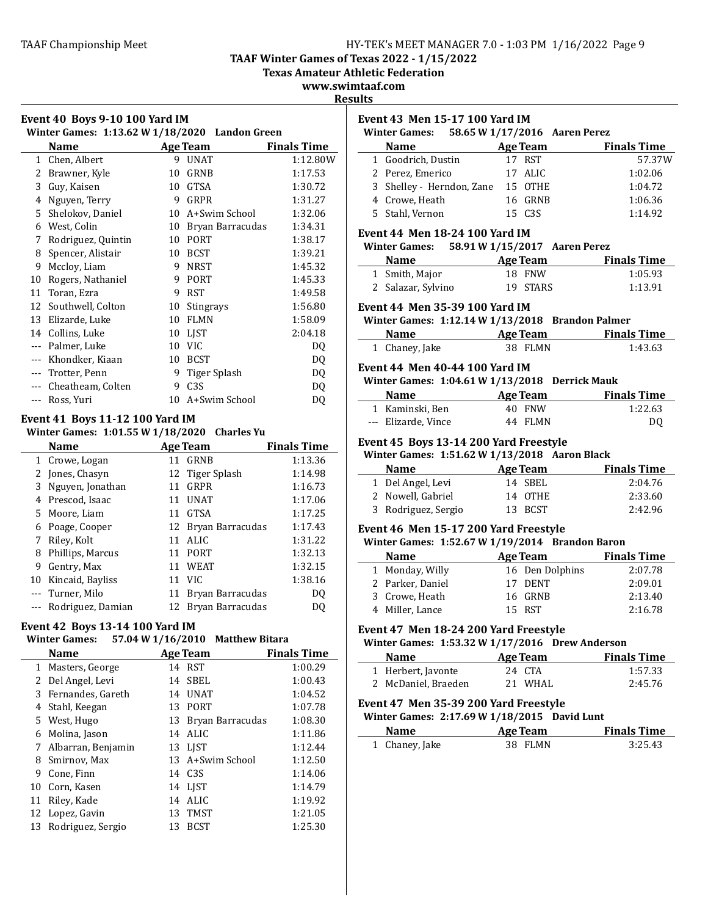# TAAF Winter Games of Texas 2022 - 1/15/2022

**Texas Amateur Athletic Federation**

**www.swimtaaf.com**

**Results**

### Event 40 Boys 9-10 100 Yard IM

**Winter Games: 1:13.62 W 1/18/2020 Landon Green**

| | Name | Age | Team | Finals Time |
|---|---|---|---|---|
| 1 | Chen, Albert | 9 | UNAT | 1:12.80W |
| 2 | Brawner, Kyle | 10 | GRNB | 1:17.53 |
| 3 | Guy, Kaisen | 10 | GTSA | 1:30.72 |
| 4 | Nguyen, Terry | 9 | GRPR | 1:31.27 |
| 5 | Shelokov, Daniel | 10 | A+Swim School | 1:32.06 |
| 6 | West, Colin | 10 | Bryan Barracudas | 1:34.31 |
| 7 | Rodriguez, Quintin | 10 | PORT | 1:38.17 |
| 8 | Spencer, Alistair | 10 | BCST | 1:39.21 |
| 9 | Mccloy, Liam | 9 | NRST | 1:45.32 |
| 10 | Rogers, Nathaniel | 9 | PORT | 1:45.33 |
| 11 | Toran, Ezra | 9 | RST | 1:49.58 |
| 12 | Southwell, Colton | 10 | Stingrays | 1:56.80 |
| 13 | Elizarde, Luke | 10 | FLMN | 1:58.09 |
| 14 | Collins, Luke | 10 | LJST | 2:04.18 |
| --- | Palmer, Luke | 10 | VIC | DQ |
| --- | Khondker, Kiaan | 10 | BCST | DQ |
| --- | Trotter, Penn | 9 | Tiger Splash | DQ |
| --- | Cheatheam, Colten | 9 | C3S | DQ |
| --- | Ross, Yuri | 10 | A+Swim School | DQ |

### Event 41 Boys 11-12 100 Yard IM

**Winter Games: 1:01.55 W 1/18/2020 Charles Yu**

| | Name | Age | Team | Finals Time |
|---|---|---|---|---|
| 1 | Crowe, Logan | 11 | GRNB | 1:13.36 |
| 2 | Jones, Chasyn | 12 | Tiger Splash | 1:14.98 |
| 3 | Nguyen, Jonathan | 11 | GRPR | 1:16.73 |
| 4 | Prescod, Isaac | 11 | UNAT | 1:17.06 |
| 5 | Moore, Liam | 11 | GTSA | 1:17.25 |
| 6 | Poage, Cooper | 12 | Bryan Barracudas | 1:17.43 |
| 7 | Riley, Kolt | 11 | ALIC | 1:31.22 |
| 8 | Phillips, Marcus | 11 | PORT | 1:32.13 |
| 9 | Gentry, Max | 11 | WEAT | 1:32.15 |
| 10 | Kincaid, Bayliss | 11 | VIC | 1:38.16 |
| --- | Turner, Milo | 11 | Bryan Barracudas | DQ |
| --- | Rodriguez, Damian | 12 | Bryan Barracudas | DQ |

### Event 42 Boys 13-14 100 Yard IM

**Winter Games: 57.04 W 1/16/2010 Matthew Bitara**

| | Name | Age | Team | Finals Time |
|---|---|---|---|---|
| 1 | Masters, George | 14 | RST | 1:00.29 |
| 2 | Del Angel, Levi | 14 | SBEL | 1:00.43 |
| 3 | Fernandes, Gareth | 14 | UNAT | 1:04.52 |
| 4 | Stahl, Keegan | 13 | PORT | 1:07.78 |
| 5 | West, Hugo | 13 | Bryan Barracudas | 1:08.30 |
| 6 | Molina, Jason | 14 | ALIC | 1:11.86 |
| 7 | Albarran, Benjamin | 13 | LJST | 1:12.44 |
| 8 | Smirnov, Max | 13 | A+Swim School | 1:12.50 |
| 9 | Cone, Finn | 14 | C3S | 1:14.06 |
| 10 | Corn, Kasen | 14 | LJST | 1:14.79 |
| 11 | Riley, Kade | 14 | ALIC | 1:19.92 |
| 12 | Lopez, Gavin | 13 | TMST | 1:21.05 |
| 13 | Rodriguez, Sergio | 13 | BCST | 1:25.30 |

### Event 43 Men 15-17 100 Yard IM

**Winter Games: 58.65 W 1/17/2016 Aaren Perez**

| | Name | Age | Team | Finals Time |
|---|---|---|---|---|
| 1 | Goodrich, Dustin | 17 | RST | 57.37W |
| 2 | Perez, Emerico | 17 | ALIC | 1:02.06 |
| 3 | Shelley - Herndon, Zane | 15 | OTHE | 1:04.72 |
| 4 | Crowe, Heath | 16 | GRNB | 1:06.36 |
| 5 | Stahl, Vernon | 15 | C3S | 1:14.92 |

### Event 44 Men 18-24 100 Yard IM

**Winter Games: 58.91 W 1/15/2017 Aaren Perez**

| | Name | Age | Team | Finals Time |
|---|---|---|---|---|
| 1 | Smith, Major | 18 | FNW | 1:05.93 |
| 2 | Salazar, Sylvino | 19 | STARS | 1:13.91 |

### Event 44 Men 35-39 100 Yard IM

**Winter Games: 1:12.14 W 1/13/2018 Brandon Palmer**

| | Name | Age | Team | Finals Time |
|---|---|---|---|---|
| 1 | Chaney, Jake | 38 | FLMN | 1:43.63 |

### Event 44 Men 40-44 100 Yard IM

**Winter Games: 1:04.61 W 1/13/2018 Derrick Mauk**

| | Name | Age | Team | Finals Time |
|---|---|---|---|---|
| 1 | Kaminski, Ben | 40 | FNW | 1:22.63 |
| --- | Elizarde, Vince | 44 | FLMN | DQ |

### Event 45 Boys 13-14 200 Yard Freestyle

**Winter Games: 1:51.62 W 1/13/2018 Aaron Black**

| | Name | Age | Team | Finals Time |
|---|---|---|---|---|
| 1 | Del Angel, Levi | 14 | SBEL | 2:04.76 |
| 2 | Nowell, Gabriel | 14 | OTHE | 2:33.60 |
| 3 | Rodriguez, Sergio | 13 | BCST | 2:42.96 |

### Event 46 Men 15-17 200 Yard Freestyle

**Winter Games: 1:52.67 W 1/19/2014 Brandon Baron**

| | Name | Age | Team | Finals Time |
|---|---|---|---|---|
| 1 | Monday, Willy | 16 | Den Dolphins | 2:07.78 |
| 2 | Parker, Daniel | 17 | DENT | 2:09.01 |
| 3 | Crowe, Heath | 16 | GRNB | 2:13.40 |
| 4 | Miller, Lance | 15 | RST | 2:16.78 |

### Event 47 Men 18-24 200 Yard Freestyle

**Winter Games: 1:53.32 W 1/17/2016 Drew Anderson**

| | Name | Age | Team | Finals Time |
|---|---|---|---|---|
| 1 | Herbert, Javonte | 24 | CTA | 1:57.33 |
| 2 | McDaniel, Braeden | 21 | WHAL | 2:45.76 |

### Event 47 Men 35-39 200 Yard Freestyle

**Winter Games: 2:17.69 W 1/18/2015 David Lunt**

| | Name | Age | Team | Finals Time |
|---|---|---|---|---|
| 1 | Chaney, Jake | 38 | FLMN | 3:25.43 |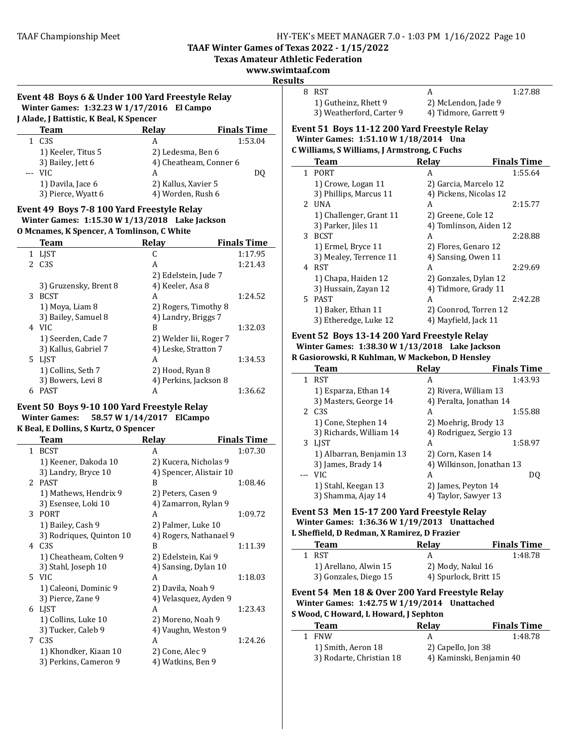**TAAF Winter Games of Texas 2022 - 1/15/2022**
**Texas Amateur Athletic Federation**
**www.swimtaaf.com**
**Results**

### Event 48 Boys 6 & Under 100 Yard Freestyle Relay

**Winter Games: 1:32.23 W 1/17/2016 El Campo**
**J Alade, J Battistic, K Beal, K Spencer**

| | Team | Relay | Finals Time |
|---|---|---|---|
| 1 | C3S | A | 1:53.04 |
| | 1) Keeler, Titus 5 | 2) Ledesma, Ben 6 | |
| | 3) Bailey, Jett 6 | 4) Cheatheam, Conner 6 | |
| --- | VIC | A | DQ |
| | 1) Davila, Jace 6 | 2) Kallus, Xavier 5 | |
| | 3) Pierce, Wyatt 6 | 4) Worden, Rush 6 | |

### Event 49 Boys 7-8 100 Yard Freestyle Relay

**Winter Games: 1:15.30 W 1/13/2018 Lake Jackson**
**O Mcnames, K Spencer, A Tomlinson, C White**

| | Team | Relay | Finals Time |
|---|---|---|---|
| 1 | LJST | C | 1:17.95 |
| 2 | C3S | A | 1:21.43 |
| | | 2) Edelstein, Jude 7 | |
| | 3) Gruzensky, Brent 8 | 4) Keeler, Asa 8 | |
| 3 | BCST | A | 1:24.52 |
| | 1) Moya, Liam 8 | 2) Rogers, Timothy 8 | |
| | 3) Bailey, Samuel 8 | 4) Landry, Briggs 7 | |
| 4 | VIC | B | 1:32.03 |
| | 1) Seerden, Cade 7 | 2) Welder Iii, Roger 7 | |
| | 3) Kallus, Gabriel 7 | 4) Leske, Stratton 7 | |
| 5 | LJST | A | 1:34.53 |
| | 1) Collins, Seth 7 | 2) Hood, Ryan 8 | |
| | 3) Bowers, Levi 8 | 4) Perkins, Jackson 8 | |
| 6 | PAST | A | 1:36.62 |

### Event 50 Boys 9-10 100 Yard Freestyle Relay

**Winter Games: 58.57 W 1/14/2017 ElCampo**
**K Beal, E Dollins, S Kurtz, O Spencer**

| | Team | Relay | Finals Time |
|---|---|---|---|
| 1 | BCST | A | 1:07.30 |
| | 1) Keener, Dakoda 10 | 2) Kucera, Nicholas 9 | |
| | 3) Landry, Bryce 10 | 4) Spencer, Alistair 10 | |
| 2 | PAST | B | 1:08.46 |
| | 1) Mathews, Hendrix 9 | 2) Peters, Casen 9 | |
| | 3) Esensee, Loki 10 | 4) Zamarron, Rylan 9 | |
| 3 | PORT | A | 1:09.72 |
| | 1) Bailey, Cash 9 | 2) Palmer, Luke 10 | |
| | 3) Rodriques, Quinton 10 | 4) Rogers, Nathanael 9 | |
| 4 | C3S | B | 1:11.39 |
| | 1) Cheatheam, Colten 9 | 2) Edelstein, Kai 9 | |
| | 3) Stahl, Joseph 10 | 4) Sansing, Dylan 10 | |
| 5 | VIC | A | 1:18.03 |
| | 1) Caleoni, Dominic 9 | 2) Davila, Noah 9 | |
| | 3) Pierce, Zane 9 | 4) Velasquez, Ayden 9 | |
| 6 | LJST | A | 1:23.43 |
| | 1) Collins, Luke 10 | 2) Moreno, Noah 9 | |
| | 3) Tucker, Caleb 9 | 4) Vaughn, Weston 9 | |
| 7 | C3S | A | 1:24.26 |
| | 1) Khondker, Kiaan 10 | 2) Cone, Alec 9 | |
| | 3) Perkins, Cameron 9 | 4) Watkins, Ben 9 | |
| 8 | RST | A | 1:27.88 |
| | 1) Gutheinz, Rhett 9 | 2) McLendon, Jade 9 | |
| | 3) Weatherford, Carter 9 | 4) Tidmore, Garrett 9 | |

### Event 51 Boys 11-12 200 Yard Freestyle Relay

**Winter Games: 1:51.10 W 1/18/2014 Una**
**C Williams, S Williams, J Armstrong, C Fuchs**

| | Team | Relay | Finals Time |
|---|---|---|---|
| 1 | PORT | A | 1:55.64 |
| | 1) Crowe, Logan 11 | 2) Garcia, Marcelo 12 | |
| | 3) Phillips, Marcus 11 | 4) Pickens, Nicolas 12 | |
| 2 | UNA | A | 2:15.77 |
| | 1) Challenger, Grant 11 | 2) Greene, Cole 12 | |
| | 3) Parker, Jiles 11 | 4) Tomlinson, Aiden 12 | |
| 3 | BCST | A | 2:28.88 |
| | 1) Ermel, Bryce 11 | 2) Flores, Genaro 12 | |
| | 3) Mealey, Terrence 11 | 4) Sansing, Owen 11 | |
| 4 | RST | A | 2:29.69 |
| | 1) Chapa, Haiden 12 | 2) Gonzales, Dylan 12 | |
| | 3) Hussain, Zayan 12 | 4) Tidmore, Grady 11 | |
| 5 | PAST | A | 2:42.28 |
| | 1) Baker, Ethan 11 | 2) Coonrod, Torren 12 | |
| | 3) Etheredge, Luke 12 | 4) Mayfield, Jack 11 | |

### Event 52 Boys 13-14 200 Yard Freestyle Relay

**Winter Games: 1:38.30 W 1/13/2018 Lake Jackson**
**R Gasiorowski, R Kuhlman, W Mackebon, D Hensley**

| | Team | Relay | Finals Time |
|---|---|---|---|
| 1 | RST | A | 1:43.93 |
| | 1) Esparza, Ethan 14 | 2) Rivera, William 13 | |
| | 3) Masters, George 14 | 4) Peralta, Jonathan 14 | |
| 2 | C3S | A | 1:55.88 |
| | 1) Cone, Stephen 14 | 2) Moehrig, Brody 13 | |
| | 3) Richards, William 14 | 4) Rodriguez, Sergio 13 | |
| 3 | LJST | A | 1:58.97 |
| | 1) Albarran, Benjamin 13 | 2) Corn, Kasen 14 | |
| | 3) James, Brady 14 | 4) Wilkinson, Jonathan 13 | |
| --- | VIC | A | DQ |
| | 1) Stahl, Keegan 13 | 2) James, Peyton 14 | |
| | 3) Shamma, Ajay 14 | 4) Taylor, Sawyer 13 | |

### Event 53 Men 15-17 200 Yard Freestyle Relay

**Winter Games: 1:36.36 W 1/19/2013 Unattached**
**L Sheffield, D Redman, X Ramirez, D Frazier**

| | Team | Relay | Finals Time |
|---|---|---|---|
| 1 | RST | A | 1:48.78 |
| | 1) Arellano, Alwin 15 | 2) Mody, Nakul 16 | |
| | 3) Gonzales, Diego 15 | 4) Spurlock, Britt 15 | |

### Event 54 Men 18 & Over 200 Yard Freestyle Relay

**Winter Games: 1:42.75 W 1/19/2014 Unattached**
**S Wood, C Howard, L Howard, J Sephton**

| | Team | Relay | Finals Time |
|---|---|---|---|
| 1 | FNW | A | 1:48.78 |
| | 1) Smith, Aeron 18 | 2) Capello, Jon 38 | |
| | 3) Rodarte, Christian 18 | 4) Kaminski, Benjamin 40 | |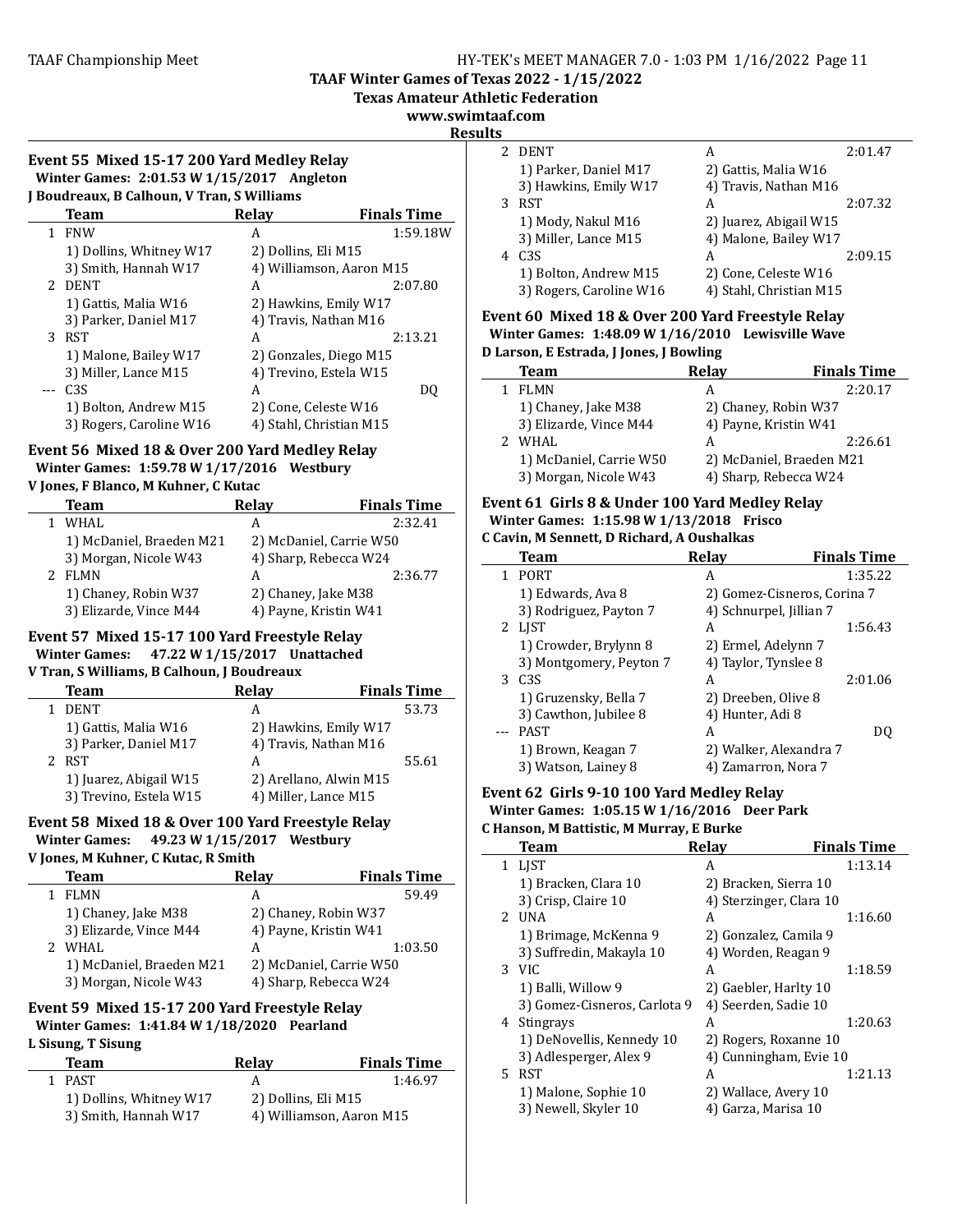**Results**

## Event 55 Mixed 15-17 200 Yard Medley Relay

Winter Games: 2:01.53 W 1/15/2017 Angleton
J Boudreaux, B Calhoun, V Tran, S Williams

| | Team | Relay | Finals Time |
|---|---|---|---|
| 1 | FNW | A | 1:59.18W |
| | 1) Dollins, Whitney W17 | 2) Dollins, Eli M15 | |
| | 3) Smith, Hannah W17 | 4) Williamson, Aaron M15 | |
| 2 | DENT | A | 2:07.80 |
| | 1) Gattis, Malia W16 | 2) Hawkins, Emily W17 | |
| | 3) Parker, Daniel M17 | 4) Travis, Nathan M16 | |
| 3 | RST | A | 2:13.21 |
| | 1) Malone, Bailey W17 | 2) Gonzales, Diego M15 | |
| | 3) Miller, Lance M15 | 4) Trevino, Estela W15 | |
| --- | C3S | A | DQ |
| | 1) Bolton, Andrew M15 | 2) Cone, Celeste W16 | |
| | 3) Rogers, Caroline W16 | 4) Stahl, Christian M15 | |

## Event 56 Mixed 18 & Over 200 Yard Medley Relay

Winter Games: 1:59.78 W 1/17/2016 Westbury
V Jones, F Blanco, M Kuhner, C Kutac

| | Team | Relay | Finals Time |
|---|---|---|---|
| 1 | WHAL | A | 2:32.41 |
| | 1) McDaniel, Braeden M21 | 2) McDaniel, Carrie W50 | |
| | 3) Morgan, Nicole W43 | 4) Sharp, Rebecca W24 | |
| 2 | FLMN | A | 2:36.77 |
| | 1) Chaney, Robin W37 | 2) Chaney, Jake M38 | |
| | 3) Elizarde, Vince M44 | 4) Payne, Kristin W41 | |

## Event 57 Mixed 15-17 100 Yard Freestyle Relay

Winter Games: 47.22 W 1/15/2017 Unattached
V Tran, S Williams, B Calhoun, J Boudreaux

| | Team | Relay | Finals Time |
|---|---|---|---|
| 1 | DENT | A | 53.73 |
| | 1) Gattis, Malia W16 | 2) Hawkins, Emily W17 | |
| | 3) Parker, Daniel M17 | 4) Travis, Nathan M16 | |
| 2 | RST | A | 55.61 |
| | 1) Juarez, Abigail W15 | 2) Arellano, Alwin M15 | |
| | 3) Trevino, Estela W15 | 4) Miller, Lance M15 | |

## Event 58 Mixed 18 & Over 100 Yard Freestyle Relay

Winter Games: 49.23 W 1/15/2017 Westbury
V Jones, M Kuhner, C Kutac, R Smith

| | Team | Relay | Finals Time |
|---|---|---|---|
| 1 | FLMN | A | 59.49 |
| | 1) Chaney, Jake M38 | 2) Chaney, Robin W37 | |
| | 3) Elizarde, Vince M44 | 4) Payne, Kristin W41 | |
| 2 | WHAL | A | 1:03.50 |
| | 1) McDaniel, Braeden M21 | 2) McDaniel, Carrie W50 | |
| | 3) Morgan, Nicole W43 | 4) Sharp, Rebecca W24 | |

## Event 59 Mixed 15-17 200 Yard Freestyle Relay

Winter Games: 1:41.84 W 1/18/2020 Pearland
L Sisung, T Sisung

| | Team | Relay | Finals Time |
|---|---|---|---|
| 1 | PAST | A | 1:46.97 |
| | 1) Dollins, Whitney W17 | 2) Dollins, Eli M15 | |
| | 3) Smith, Hannah W17 | 4) Williamson, Aaron M15 | |
| 2 | DENT | A | 2:01.47 |
| | 1) Parker, Daniel M17 | 2) Gattis, Malia W16 | |
| | 3) Hawkins, Emily W17 | 4) Travis, Nathan M16 | |
| 3 | RST | A | 2:07.32 |
| | 1) Mody, Nakul M16 | 2) Juarez, Abigail W15 | |
| | 3) Miller, Lance M15 | 4) Malone, Bailey W17 | |
| 4 | C3S | A | 2:09.15 |
| | 1) Bolton, Andrew M15 | 2) Cone, Celeste W16 | |
| | 3) Rogers, Caroline W16 | 4) Stahl, Christian M15 | |

## Event 60 Mixed 18 & Over 200 Yard Freestyle Relay

Winter Games: 1:48.09 W 1/16/2010 Lewisville Wave
D Larson, E Estrada, J Jones, J Bowling

| | Team | Relay | Finals Time |
|---|---|---|---|
| 1 | FLMN | A | 2:20.17 |
| | 1) Chaney, Jake M38 | 2) Chaney, Robin W37 | |
| | 3) Elizarde, Vince M44 | 4) Payne, Kristin W41 | |
| 2 | WHAL | A | 2:26.61 |
| | 1) McDaniel, Carrie W50 | 2) McDaniel, Braeden M21 | |
| | 3) Morgan, Nicole W43 | 4) Sharp, Rebecca W24 | |

## Event 61 Girls 8 & Under 100 Yard Medley Relay

Winter Games: 1:15.98 W 1/13/2018 Frisco
C Cavin, M Sennett, D Richard, A Oushalkas

| | Team | Relay | Finals Time |
|---|---|---|---|
| 1 | PORT | A | 1:35.22 |
| | 1) Edwards, Ava 8 | 2) Gomez-Cisneros, Corina 7 | |
| | 3) Rodriguez, Payton 7 | 4) Schnurpel, Jillian 7 | |
| 2 | LJST | A | 1:56.43 |
| | 1) Crowder, Brylynn 8 | 2) Ermel, Adelynn 7 | |
| | 3) Montgomery, Peyton 7 | 4) Taylor, Tynslee 8 | |
| 3 | C3S | A | 2:01.06 |
| | 1) Gruzensky, Bella 7 | 2) Dreeben, Olive 8 | |
| | 3) Cawthon, Jubilee 8 | 4) Hunter, Adi 8 | |
| --- | PAST | A | DQ |
| | 1) Brown, Keagan 7 | 2) Walker, Alexandra 7 | |
| | 3) Watson, Lainey 8 | 4) Zamarron, Nora 7 | |

## Event 62 Girls 9-10 100 Yard Medley Relay

Winter Games: 1:05.15 W 1/16/2016 Deer Park
C Hanson, M Battistic, M Murray, E Burke

| | Team | Relay | Finals Time |
|---|---|---|---|
| 1 | LJST | A | 1:13.14 |
| | 1) Bracken, Clara 10 | 2) Bracken, Sierra 10 | |
| | 3) Crisp, Claire 10 | 4) Sterzinger, Clara 10 | |
| 2 | UNA | A | 1:16.60 |
| | 1) Brimage, McKenna 9 | 2) Gonzalez, Camila 9 | |
| | 3) Suffredin, Makayla 10 | 4) Worden, Reagan 9 | |
| 3 | VIC | A | 1:18.59 |
| | 1) Balli, Willow 9 | 2) Gaebler, Harlty 10 | |
| | 3) Gomez-Cisneros, Carlota 9 | 4) Seerden, Sadie 10 | |
| 4 | Stingrays | A | 1:20.63 |
| | 1) DeNovellis, Kennedy 10 | 2) Rogers, Roxanne 10 | |
| | 3) Adlesperger, Alex 9 | 4) Cunningham, Evie 10 | |
| 5 | RST | A | 1:21.13 |
| | 1) Malone, Sophie 10 | 2) Wallace, Avery 10 | |
| | 3) Newell, Skyler 10 | 4) Garza, Marisa 10 | |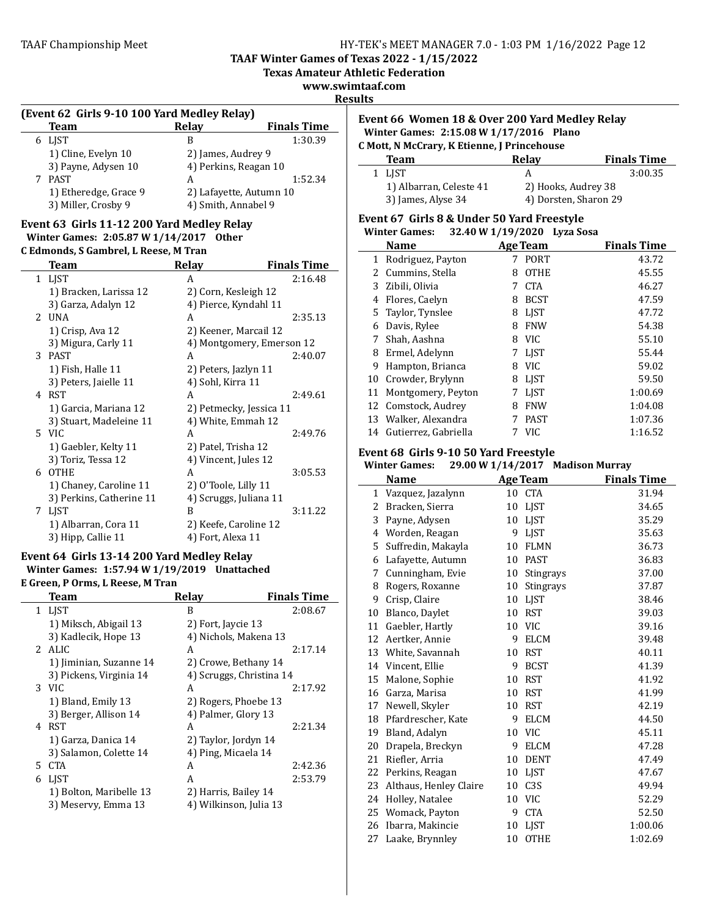## TAAF Winter Games of Texas 2022 - 1/15/2022

**Texas Amateur Athletic Federation**

**www.swimtaaf.com**

**Results**

### (Event 62 Girls 9-10 100 Yard Medley Relay)

| | Team | Relay | Finals Time |
|---|---|---|---|
| 6 | LJST | B | 1:30.39 |
| | 1) Cline, Evelyn 10 | 2) James, Audrey 9 | |
| | 3) Payne, Adysen 10 | 4) Perkins, Reagan 10 | |
| 7 | PAST | A | 1:52.34 |
| | 1) Etheredge, Grace 9 | 2) Lafayette, Autumn 10 | |
| | 3) Miller, Crosby 9 | 4) Smith, Annabel 9 | |

### Event 63 Girls 11-12 200 Yard Medley Relay

**Winter Games: 2:05.87 W 1/14/2017 Other**

**C Edmonds, S Gambrel, L Reese, M Tran**

| | Team | Relay | Finals Time |
|---|---|---|---|
| 1 | LJST | A | 2:16.48 |
| | 1) Bracken, Larissa 12 | 2) Corn, Kesleigh 12 | |
| | 3) Garza, Adalyn 12 | 4) Pierce, Kyndahl 11 | |
| 2 | UNA | A | 2:35.13 |
| | 1) Crisp, Ava 12 | 2) Keener, Marcail 12 | |
| | 3) Migura, Carly 11 | 4) Montgomery, Emerson 12 | |
| 3 | PAST | A | 2:40.07 |
| | 1) Fish, Halle 11 | 2) Peters, Jazlyn 11 | |
| | 3) Peters, Jaielle 11 | 4) Sohl, Kirra 11 | |
| 4 | RST | A | 2:49.61 |
| | 1) Garcia, Mariana 12 | 2) Petmecky, Jessica 11 | |
| | 3) Stuart, Madeleine 11 | 4) White, Emmah 12 | |
| 5 | VIC | A | 2:49.76 |
| | 1) Gaebler, Kelty 11 | 2) Patel, Trisha 12 | |
| | 3) Toriz, Tessa 12 | 4) Vincent, Jules 12 | |
| 6 | OTHE | A | 3:05.53 |
| | 1) Chaney, Caroline 11 | 2) O'Toole, Lilly 11 | |
| | 3) Perkins, Catherine 11 | 4) Scruggs, Juliana 11 | |
| 7 | LJST | B | 3:11.22 |
| | 1) Albarran, Cora 11 | 2) Keefe, Caroline 12 | |
| | 3) Hipp, Callie 11 | 4) Fort, Alexa 11 | |

### Event 64 Girls 13-14 200 Yard Medley Relay

**Winter Games: 1:57.94 W 1/19/2019 Unattached**

**E Green, P Orms, L Reese, M Tran**

| | Team | Relay | Finals Time |
|---|---|---|---|
| 1 | LJST | B | 2:08.67 |
| | 1) Miksch, Abigail 13 | 2) Fort, Jaycie 13 | |
| | 3) Kadlecik, Hope 13 | 4) Nichols, Makena 13 | |
| 2 | ALIC | A | 2:17.14 |
| | 1) Jiminian, Suzanne 14 | 2) Crowe, Bethany 14 | |
| | 3) Pickens, Virginia 14 | 4) Scruggs, Christina 14 | |
| 3 | VIC | A | 2:17.92 |
| | 1) Bland, Emily 13 | 2) Rogers, Phoebe 13 | |
| | 3) Berger, Allison 14 | 4) Palmer, Glory 13 | |
| 4 | RST | A | 2:21.34 |
| | 1) Garza, Danica 14 | 2) Taylor, Jordyn 14 | |
| | 3) Salamon, Colette 14 | 4) Ping, Micaela 14 | |
| 5 | CTA | A | 2:42.36 |
| 6 | LJST | A | 2:53.79 |
| | 1) Bolton, Maribelle 13 | 2) Harris, Bailey 14 | |
| | 3) Meservy, Emma 13 | 4) Wilkinson, Julia 13 | |

### Event 66 Women 18 & Over 200 Yard Medley Relay

**Winter Games: 2:15.08 W 1/17/2016 Plano**

**C Mott, N McCrary, K Etienne, J Princehouse**

| | Team | Relay | Finals Time |
|---|---|---|---|
| 1 | LJST | A | 3:00.35 |
| | 1) Albarran, Celeste 41 | 2) Hooks, Audrey 38 | |
| | 3) James, Alyse 34 | 4) Dorsten, Sharon 29 | |

### Event 67 Girls 8 & Under 50 Yard Freestyle

**Winter Games: 32.40 W 1/19/2020 Lyza Sosa**

| | Name | Age | Team | Finals Time |
|---|---|---|---|---|
| 1 | Rodriguez, Payton | 7 | PORT | 43.72 |
| 2 | Cummins, Stella | 8 | OTHE | 45.55 |
| 3 | Zibili, Olivia | 7 | CTA | 46.27 |
| 4 | Flores, Caelyn | 8 | BCST | 47.59 |
| 5 | Taylor, Tynslee | 8 | LJST | 47.72 |
| 6 | Davis, Rylee | 8 | FNW | 54.38 |
| 7 | Shah, Aashna | 8 | VIC | 55.10 |
| 8 | Ermel, Adelynn | 7 | LJST | 55.44 |
| 9 | Hampton, Brianca | 8 | VIC | 59.02 |
| 10 | Crowder, Brylynn | 8 | LJST | 59.50 |
| 11 | Montgomery, Peyton | 7 | LJST | 1:00.69 |
| 12 | Comstock, Audrey | 8 | FNW | 1:04.08 |
| 13 | Walker, Alexandra | 7 | PAST | 1:07.36 |
| 14 | Gutierrez, Gabriella | 7 | VIC | 1:16.52 |

### Event 68 Girls 9-10 50 Yard Freestyle

**Winter Games: 29.00 W 1/14/2017 Madison Murray**

| | Name | Age | Team | Finals Time |
|---|---|---|---|---|
| 1 | Vazquez, Jazalynn | 10 | CTA | 31.94 |
| 2 | Bracken, Sierra | 10 | LJST | 34.65 |
| 3 | Payne, Adysen | 10 | LJST | 35.29 |
| 4 | Worden, Reagan | 9 | LJST | 35.63 |
| 5 | Suffredin, Makayla | 10 | FLMN | 36.73 |
| 6 | Lafayette, Autumn | 10 | PAST | 36.83 |
| 7 | Cunningham, Evie | 10 | Stingrays | 37.00 |
| 8 | Rogers, Roxanne | 10 | Stingrays | 37.87 |
| 9 | Crisp, Claire | 10 | LJST | 38.46 |
| 10 | Blanco, Daylet | 10 | RST | 39.03 |
| 11 | Gaebler, Hartly | 10 | VIC | 39.16 |
| 12 | Aertker, Annie | 9 | ELCM | 39.48 |
| 13 | White, Savannah | 10 | RST | 40.11 |
| 14 | Vincent, Ellie | 9 | BCST | 41.39 |
| 15 | Malone, Sophie | 10 | RST | 41.92 |
| 16 | Garza, Marisa | 10 | RST | 41.99 |
| 17 | Newell, Skyler | 10 | RST | 42.19 |
| 18 | Pfardrescher, Kate | 9 | ELCM | 44.50 |
| 19 | Bland, Adalyn | 10 | VIC | 45.11 |
| 20 | Drapela, Breckyn | 9 | ELCM | 47.28 |
| 21 | Riefler, Arria | 10 | DENT | 47.49 |
| 22 | Perkins, Reagan | 10 | LJST | 47.67 |
| 23 | Althaus, Henley Claire | 10 | C3S | 49.94 |
| 24 | Holley, Natalee | 10 | VIC | 52.29 |
| 25 | Womack, Payton | 9 | CTA | 52.50 |
| 26 | Ibarra, Makincie | 10 | LJST | 1:00.06 |
| 27 | Laake, Brynnley | 10 | OTHE | 1:02.69 |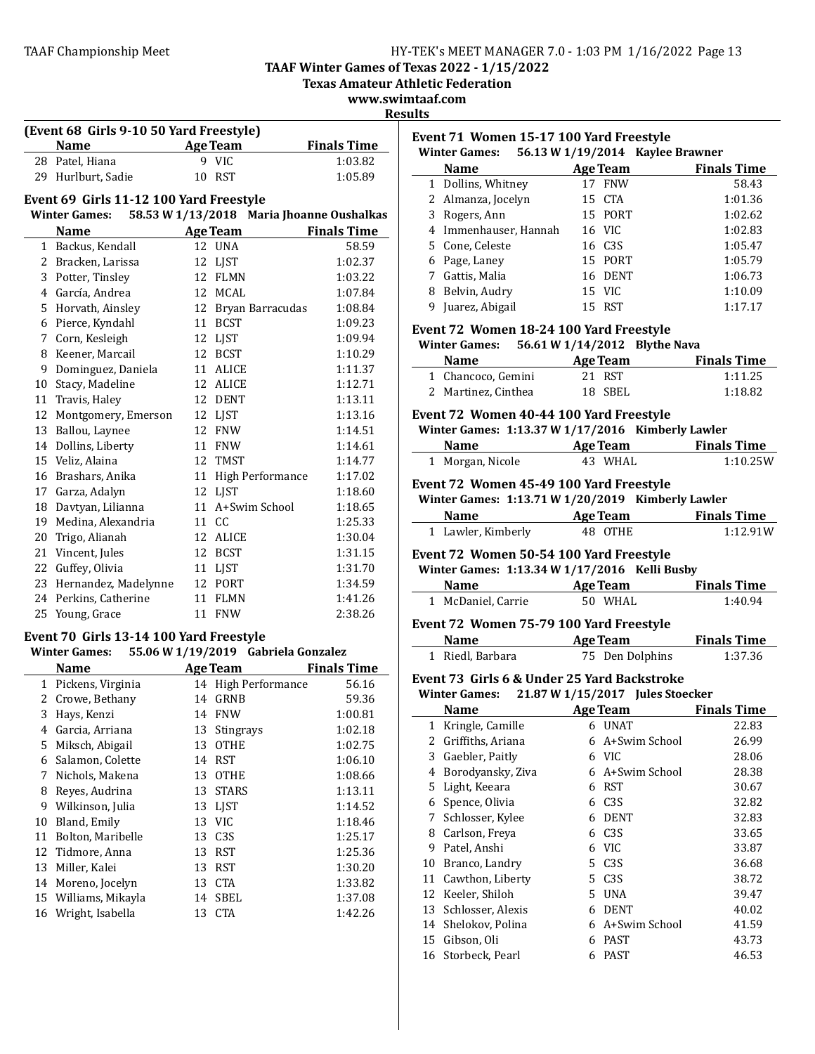TAAF Winter Games of Texas 2022 - 1/15/2022
Texas Amateur Athletic Federation
www.swimtaaf.com
Results

### (Event 68 Girls 9-10 50 Yard Freestyle)

| | Name | Age | Team | Finals Time |
|---|---|---|---|---|
| 28 | Patel, Hiana | 9 | VIC | 1:03.82 |
| 29 | Hurlburt, Sadie | 10 | RST | 1:05.89 |

### Event 69 Girls 11-12 100 Yard Freestyle

**Winter Games: 58.53 W 1/13/2018 Maria Jhoanne Oushalkas**

| | Name | Age | Team | Finals Time |
|---|---|---|---|---|
| 1 | Backus, Kendall | 12 | UNA | 58.59 |
| 2 | Bracken, Larissa | 12 | LJST | 1:02.37 |
| 3 | Potter, Tinsley | 12 | FLMN | 1:03.22 |
| 4 | García, Andrea | 12 | MCAL | 1:07.84 |
| 5 | Horvath, Ainsley | 12 | Bryan Barracudas | 1:08.84 |
| 6 | Pierce, Kyndahl | 11 | BCST | 1:09.23 |
| 7 | Corn, Kesleigh | 12 | LJST | 1:09.94 |
| 8 | Keener, Marcail | 12 | BCST | 1:10.29 |
| 9 | Dominguez, Daniela | 11 | ALICE | 1:11.37 |
| 10 | Stacy, Madeline | 12 | ALICE | 1:12.71 |
| 11 | Travis, Haley | 12 | DENT | 1:13.11 |
| 12 | Montgomery, Emerson | 12 | LJST | 1:13.16 |
| 13 | Ballou, Laynee | 12 | FNW | 1:14.51 |
| 14 | Dollins, Liberty | 11 | FNW | 1:14.61 |
| 15 | Veliz, Alaina | 12 | TMST | 1:14.77 |
| 16 | Brashars, Anika | 11 | High Performance | 1:17.02 |
| 17 | Garza, Adalyn | 12 | LJST | 1:18.60 |
| 18 | Davtyan, Lilianna | 11 | A+Swim School | 1:18.65 |
| 19 | Medina, Alexandria | 11 | CC | 1:25.33 |
| 20 | Trigo, Alianah | 12 | ALICE | 1:30.04 |
| 21 | Vincent, Jules | 12 | BCST | 1:31.15 |
| 22 | Guffey, Olivia | 11 | LJST | 1:31.70 |
| 23 | Hernandez, Madelynne | 12 | PORT | 1:34.59 |
| 24 | Perkins, Catherine | 11 | FLMN | 1:41.26 |
| 25 | Young, Grace | 11 | FNW | 2:38.26 |

### Event 70 Girls 13-14 100 Yard Freestyle

**Winter Games: 55.06 W 1/19/2019 Gabriela Gonzalez**

| | Name | Age | Team | Finals Time |
|---|---|---|---|---|
| 1 | Pickens, Virginia | 14 | High Performance | 56.16 |
| 2 | Crowe, Bethany | 14 | GRNB | 59.36 |
| 3 | Hays, Kenzi | 14 | FNW | 1:00.81 |
| 4 | Garcia, Arriana | 13 | Stingrays | 1:02.18 |
| 5 | Miksch, Abigail | 13 | OTHE | 1:02.75 |
| 6 | Salamon, Colette | 14 | RST | 1:06.10 |
| 7 | Nichols, Makena | 13 | OTHE | 1:08.66 |
| 8 | Reyes, Audrina | 13 | STARS | 1:13.11 |
| 9 | Wilkinson, Julia | 13 | LJST | 1:14.52 |
| 10 | Bland, Emily | 13 | VIC | 1:18.46 |
| 11 | Bolton, Maribelle | 13 | C3S | 1:25.17 |
| 12 | Tidmore, Anna | 13 | RST | 1:25.36 |
| 13 | Miller, Kalei | 13 | RST | 1:30.20 |
| 14 | Moreno, Jocelyn | 13 | CTA | 1:33.82 |
| 15 | Williams, Mikayla | 14 | SBEL | 1:37.08 |
| 16 | Wright, Isabella | 13 | CTA | 1:42.26 |

### Event 71 Women 15-17 100 Yard Freestyle

**Winter Games: 56.13 W 1/19/2014 Kaylee Brawner**

| | Name | Age | Team | Finals Time |
|---|---|---|---|---|
| 1 | Dollins, Whitney | 17 | FNW | 58.43 |
| 2 | Almanza, Jocelyn | 15 | CTA | 1:01.36 |
| 3 | Rogers, Ann | 15 | PORT | 1:02.62 |
| 4 | Immenhauser, Hannah | 16 | VIC | 1:02.83 |
| 5 | Cone, Celeste | 16 | C3S | 1:05.47 |
| 6 | Page, Laney | 15 | PORT | 1:05.79 |
| 7 | Gattis, Malia | 16 | DENT | 1:06.73 |
| 8 | Belvin, Audry | 15 | VIC | 1:10.09 |
| 9 | Juarez, Abigail | 15 | RST | 1:17.17 |

### Event 72 Women 18-24 100 Yard Freestyle

**Winter Games: 56.61 W 1/14/2012 Blythe Nava**

| | Name | Age | Team | Finals Time |
|---|---|---|---|---|
| 1 | Chancoco, Gemini | 21 | RST | 1:11.25 |
| 2 | Martinez, Cinthea | 18 | SBEL | 1:18.82 |

### Event 72 Women 40-44 100 Yard Freestyle

**Winter Games: 1:13.37 W 1/17/2016 Kimberly Lawler**

| | Name | Age | Team | Finals Time |
|---|---|---|---|---|
| 1 | Morgan, Nicole | 43 | WHAL | 1:10.25W |

### Event 72 Women 45-49 100 Yard Freestyle

**Winter Games: 1:13.71 W 1/20/2019 Kimberly Lawler**

| | Name | Age | Team | Finals Time |
|---|---|---|---|---|
| 1 | Lawler, Kimberly | 48 | OTHE | 1:12.91W |

### Event 72 Women 50-54 100 Yard Freestyle

**Winter Games: 1:13.34 W 1/17/2016 Kelli Busby**

| | Name | Age | Team | Finals Time |
|---|---|---|---|---|
| 1 | McDaniel, Carrie | 50 | WHAL | 1:40.94 |

### Event 72 Women 75-79 100 Yard Freestyle

| | Name | Age | Team | Finals Time |
|---|---|---|---|---|
| 1 | Riedl, Barbara | 75 | Den Dolphins | 1:37.36 |

### Event 73 Girls 6 & Under 25 Yard Backstroke

**Winter Games: 21.87 W 1/15/2017 Jules Stoecker**

| | Name | Age | Team | Finals Time |
|---|---|---|---|---|
| 1 | Kringle, Camille | 6 | UNAT | 22.83 |
| 2 | Griffiths, Ariana | 6 | A+Swim School | 26.99 |
| 3 | Gaebler, Paitly | 6 | VIC | 28.06 |
| 4 | Borodyansky, Ziva | 6 | A+Swim School | 28.38 |
| 5 | Light, Keeara | 6 | RST | 30.67 |
| 6 | Spence, Olivia | 6 | C3S | 32.82 |
| 7 | Schlosser, Kylee | 6 | DENT | 32.83 |
| 8 | Carlson, Freya | 6 | C3S | 33.65 |
| 9 | Patel, Anshi | 6 | VIC | 33.87 |
| 10 | Branco, Landry | 5 | C3S | 36.68 |
| 11 | Cawthon, Liberty | 5 | C3S | 38.72 |
| 12 | Keeler, Shiloh | 5 | UNA | 39.47 |
| 13 | Schlosser, Alexis | 6 | DENT | 40.02 |
| 14 | Shelokov, Polina | 6 | A+Swim School | 41.59 |
| 15 | Gibson, Oli | 6 | PAST | 43.73 |
| 16 | Storbeck, Pearl | 6 | PAST | 46.53 |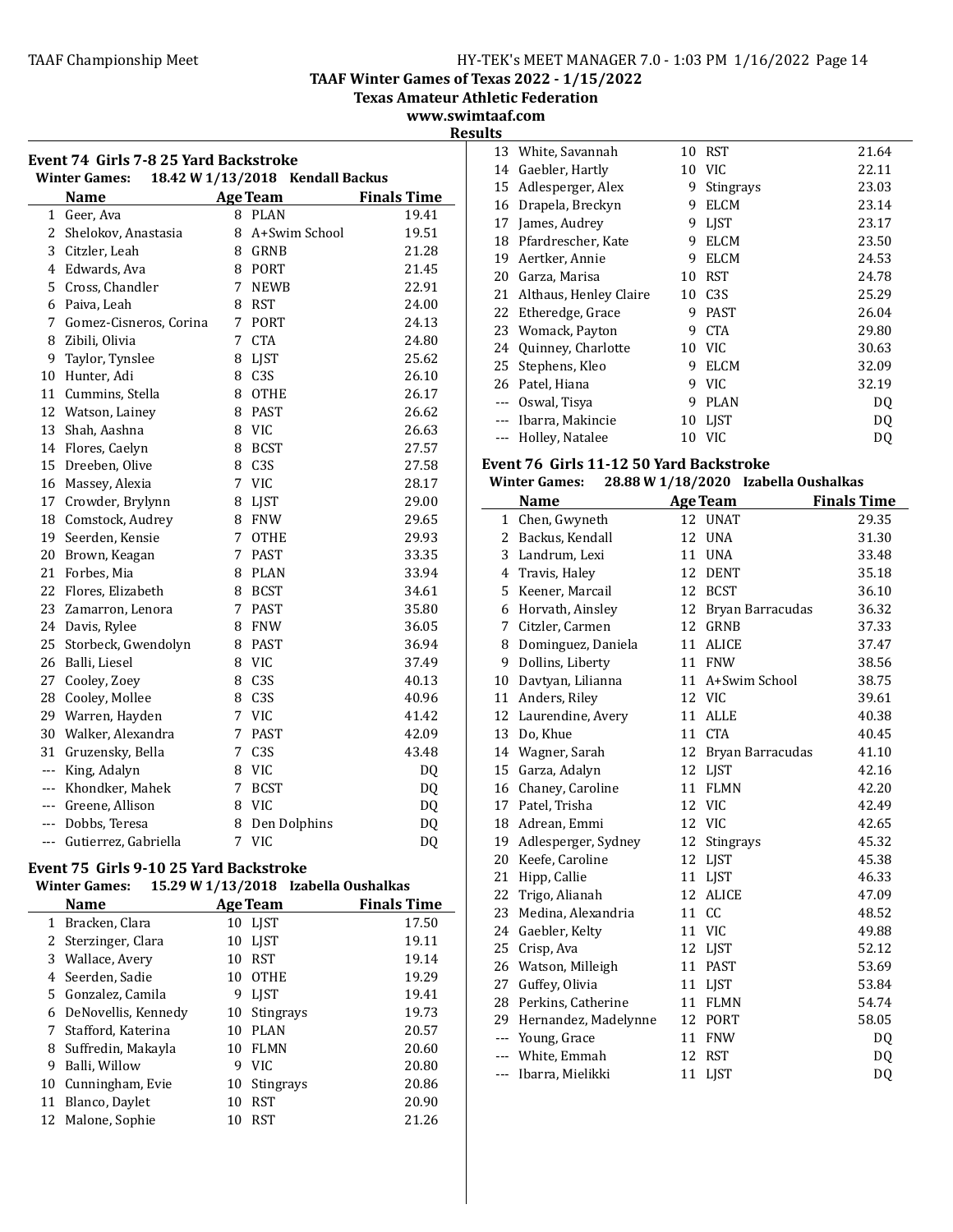TAAF Winter Games of Texas 2022 - 1/15/2022
Texas Amateur Athletic Federation
www.swimtaaf.com

## Results

### Event 74 Girls 7-8 25 Yard Backstroke

**Winter Games:** 18.42 W 1/13/2018 Kendall Backus

| | Name | Age | Team | Finals Time |
|---|---|---|---|---|
| 1 | Geer, Ava | 8 | PLAN | 19.41 |
| 2 | Shelokov, Anastasia | 8 | A+Swim School | 19.51 |
| 3 | Citzler, Leah | 8 | GRNB | 21.28 |
| 4 | Edwards, Ava | 8 | PORT | 21.45 |
| 5 | Cross, Chandler | 7 | NEWB | 22.91 |
| 6 | Paiva, Leah | 8 | RST | 24.00 |
| 7 | Gomez-Cisneros, Corina | 7 | PORT | 24.13 |
| 8 | Zibili, Olivia | 7 | CTA | 24.80 |
| 9 | Taylor, Tynslee | 8 | LJST | 25.62 |
| 10 | Hunter, Adi | 8 | C3S | 26.10 |
| 11 | Cummins, Stella | 8 | OTHE | 26.17 |
| 12 | Watson, Lainey | 8 | PAST | 26.62 |
| 13 | Shah, Aashna | 8 | VIC | 26.63 |
| 14 | Flores, Caelyn | 8 | BCST | 27.57 |
| 15 | Dreeben, Olive | 8 | C3S | 27.58 |
| 16 | Massey, Alexia | 7 | VIC | 28.17 |
| 17 | Crowder, Brylynn | 8 | LJST | 29.00 |
| 18 | Comstock, Audrey | 8 | FNW | 29.65 |
| 19 | Seerden, Kensie | 7 | OTHE | 29.93 |
| 20 | Brown, Keagan | 7 | PAST | 33.35 |
| 21 | Forbes, Mia | 8 | PLAN | 33.94 |
| 22 | Flores, Elizabeth | 8 | BCST | 34.61 |
| 23 | Zamarron, Lenora | 7 | PAST | 35.80 |
| 24 | Davis, Rylee | 8 | FNW | 36.05 |
| 25 | Storbeck, Gwendolyn | 8 | PAST | 36.94 |
| 26 | Balli, Liesel | 8 | VIC | 37.49 |
| 27 | Cooley, Zoey | 8 | C3S | 40.13 |
| 28 | Cooley, Mollee | 8 | C3S | 40.96 |
| 29 | Warren, Hayden | 7 | VIC | 41.42 |
| 30 | Walker, Alexandra | 7 | PAST | 42.09 |
| 31 | Gruzensky, Bella | 7 | C3S | 43.48 |
| --- | King, Adalyn | 8 | VIC | DQ |
| --- | Khondker, Mahek | 7 | BCST | DQ |
| --- | Greene, Allison | 8 | VIC | DQ |
| --- | Dobbs, Teresa | 8 | Den Dolphins | DQ |
| --- | Gutierrez, Gabriella | 7 | VIC | DQ |

### Event 75 Girls 9-10 25 Yard Backstroke

**Winter Games:** 15.29 W 1/13/2018 Izabella Oushalkas

| | Name | Age | Team | Finals Time |
|---|---|---|---|---|
| 1 | Bracken, Clara | 10 | LJST | 17.50 |
| 2 | Sterzinger, Clara | 10 | LJST | 19.11 |
| 3 | Wallace, Avery | 10 | RST | 19.14 |
| 4 | Seerden, Sadie | 10 | OTHE | 19.29 |
| 5 | Gonzalez, Camila | 9 | LJST | 19.41 |
| 6 | DeNovellis, Kennedy | 10 | Stingrays | 19.73 |
| 7 | Stafford, Katerina | 10 | PLAN | 20.57 |
| 8 | Suffredin, Makayla | 10 | FLMN | 20.60 |
| 9 | Balli, Willow | 9 | VIC | 20.80 |
| 10 | Cunningham, Evie | 10 | Stingrays | 20.86 |
| 11 | Blanco, Daylet | 10 | RST | 20.90 |
| 12 | Malone, Sophie | 10 | RST | 21.26 |
| 13 | White, Savannah | 10 | RST | 21.64 |
| 14 | Gaebler, Hartly | 10 | VIC | 22.11 |
| 15 | Adlesperger, Alex | 9 | Stingrays | 23.03 |
| 16 | Drapela, Breckyn | 9 | ELCM | 23.14 |
| 17 | James, Audrey | 9 | LJST | 23.17 |
| 18 | Pfardrescher, Kate | 9 | ELCM | 23.50 |
| 19 | Aertker, Annie | 9 | ELCM | 24.53 |
| 20 | Garza, Marisa | 10 | RST | 24.78 |
| 21 | Althaus, Henley Claire | 10 | C3S | 25.29 |
| 22 | Etheredge, Grace | 9 | PAST | 26.04 |
| 23 | Womack, Payton | 9 | CTA | 29.80 |
| 24 | Quinney, Charlotte | 10 | VIC | 30.63 |
| 25 | Stephens, Kleo | 9 | ELCM | 32.09 |
| 26 | Patel, Hiana | 9 | VIC | 32.19 |
| --- | Oswal, Tisya | 9 | PLAN | DQ |
| --- | Ibarra, Makincie | 10 | LJST | DQ |
| --- | Holley, Natalee | 10 | VIC | DQ |

### Event 76 Girls 11-12 50 Yard Backstroke

**Winter Games:** 28.88 W 1/18/2020 Izabella Oushalkas

| | Name | Age | Team | Finals Time |
|---|---|---|---|---|
| 1 | Chen, Gwyneth | 12 | UNAT | 29.35 |
| 2 | Backus, Kendall | 12 | UNA | 31.30 |
| 3 | Landrum, Lexi | 11 | UNA | 33.48 |
| 4 | Travis, Haley | 12 | DENT | 35.18 |
| 5 | Keener, Marcail | 12 | BCST | 36.10 |
| 6 | Horvath, Ainsley | 12 | Bryan Barracudas | 36.32 |
| 7 | Citzler, Carmen | 12 | GRNB | 37.33 |
| 8 | Dominguez, Daniela | 11 | ALICE | 37.47 |
| 9 | Dollins, Liberty | 11 | FNW | 38.56 |
| 10 | Davtyan, Lilianna | 11 | A+Swim School | 38.75 |
| 11 | Anders, Riley | 12 | VIC | 39.61 |
| 12 | Laurendine, Avery | 11 | ALLE | 40.38 |
| 13 | Do, Khue | 11 | CTA | 40.45 |
| 14 | Wagner, Sarah | 12 | Bryan Barracudas | 41.10 |
| 15 | Garza, Adalyn | 12 | LJST | 42.16 |
| 16 | Chaney, Caroline | 11 | FLMN | 42.20 |
| 17 | Patel, Trisha | 12 | VIC | 42.49 |
| 18 | Adrean, Emmi | 12 | VIC | 42.65 |
| 19 | Adlesperger, Sydney | 12 | Stingrays | 45.32 |
| 20 | Keefe, Caroline | 12 | LJST | 45.38 |
| 21 | Hipp, Callie | 11 | LJST | 46.33 |
| 22 | Trigo, Alianah | 12 | ALICE | 47.09 |
| 23 | Medina, Alexandria | 11 | CC | 48.52 |
| 24 | Gaebler, Kelty | 11 | VIC | 49.88 |
| 25 | Crisp, Ava | 12 | LJST | 52.12 |
| 26 | Watson, Milleigh | 11 | PAST | 53.69 |
| 27 | Guffey, Olivia | 11 | LJST | 53.84 |
| 28 | Perkins, Catherine | 11 | FLMN | 54.74 |
| 29 | Hernandez, Madelynne | 12 | PORT | 58.05 |
| --- | Young, Grace | 11 | FNW | DQ |
| --- | White, Emmah | 12 | RST | DQ |
| --- | Ibarra, Mielikki | 11 | LJST | DQ |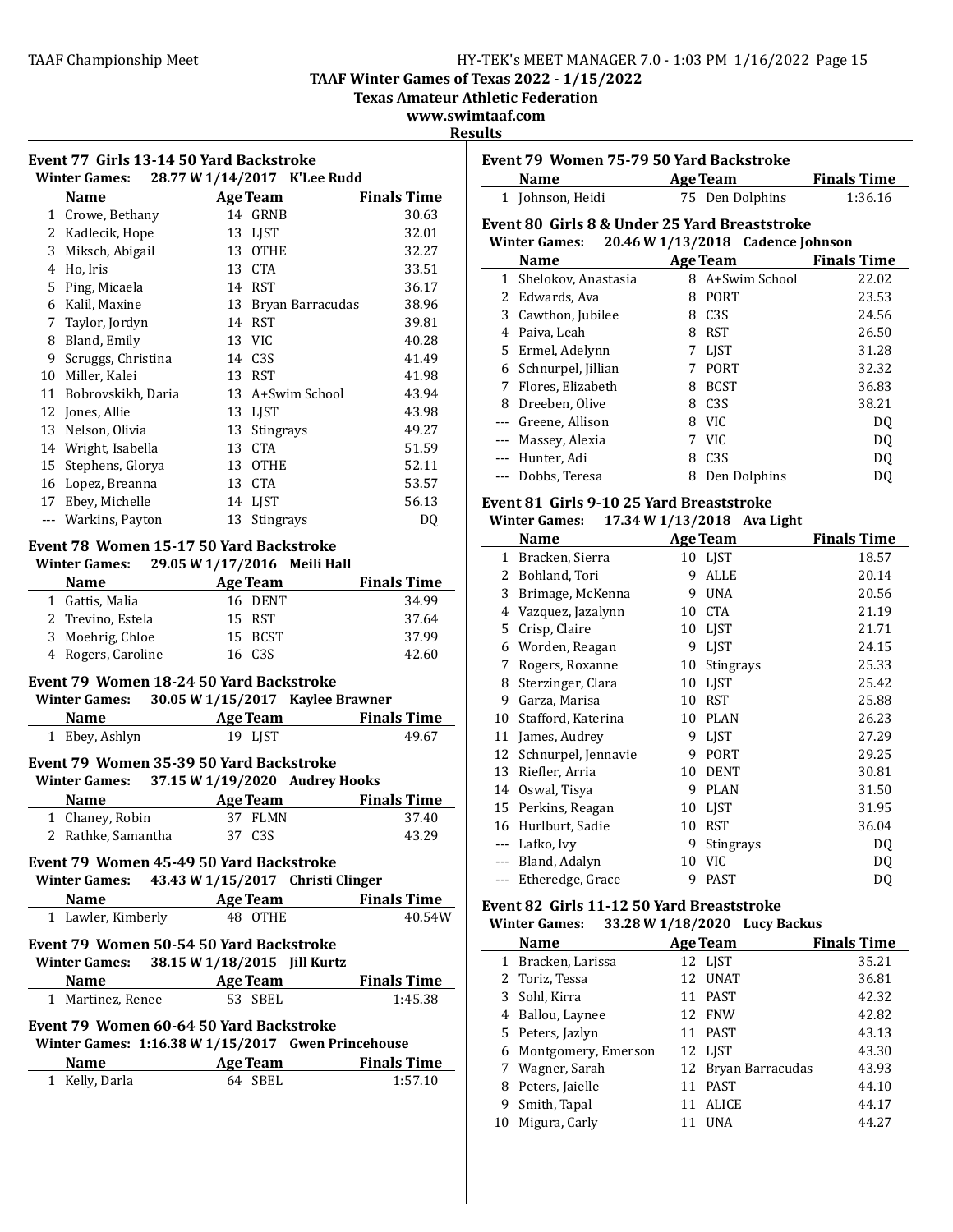TAAF Winter Games of Texas 2022 - 1/15/2022
Texas Amateur Athletic Federation
www.swimtaaf.com

**Results**

### Event 77 Girls 13-14 50 Yard Backstroke

**Winter Games: 28.77 W 1/14/2017 K'Lee Rudd**

| | Name | Age | Team | Finals Time |
|---|---|---|---|---|
| 1 | Crowe, Bethany | 14 | GRNB | 30.63 |
| 2 | Kadlecik, Hope | 13 | LJST | 32.01 |
| 3 | Miksch, Abigail | 13 | OTHE | 32.27 |
| 4 | Ho, Iris | 13 | CTA | 33.51 |
| 5 | Ping, Micaela | 14 | RST | 36.17 |
| 6 | Kalil, Maxine | 13 | Bryan Barracudas | 38.96 |
| 7 | Taylor, Jordyn | 14 | RST | 39.81 |
| 8 | Bland, Emily | 13 | VIC | 40.28 |
| 9 | Scruggs, Christina | 14 | C3S | 41.49 |
| 10 | Miller, Kalei | 13 | RST | 41.98 |
| 11 | Bobrovskikh, Daria | 13 | A+Swim School | 43.94 |
| 12 | Jones, Allie | 13 | LJST | 43.98 |
| 13 | Nelson, Olivia | 13 | Stingrays | 49.27 |
| 14 | Wright, Isabella | 13 | CTA | 51.59 |
| 15 | Stephens, Glorya | 13 | OTHE | 52.11 |
| 16 | Lopez, Breanna | 13 | CTA | 53.57 |
| 17 | Ebey, Michelle | 14 | LJST | 56.13 |
| --- | Warkins, Payton | 13 | Stingrays | DQ |

### Event 78 Women 15-17 50 Yard Backstroke

**Winter Games: 29.05 W 1/17/2016 Meili Hall**

| | Name | Age | Team | Finals Time |
|---|---|---|---|---|
| 1 | Gattis, Malia | 16 | DENT | 34.99 |
| 2 | Trevino, Estela | 15 | RST | 37.64 |
| 3 | Moehrig, Chloe | 15 | BCST | 37.99 |
| 4 | Rogers, Caroline | 16 | C3S | 42.60 |

### Event 79 Women 18-24 50 Yard Backstroke

**Winter Games: 30.05 W 1/15/2017 Kaylee Brawner**

| | Name | Age | Team | Finals Time |
|---|---|---|---|---|
| 1 | Ebey, Ashlyn | 19 | LJST | 49.67 |

### Event 79 Women 35-39 50 Yard Backstroke

**Winter Games: 37.15 W 1/19/2020 Audrey Hooks**

| | Name | Age | Team | Finals Time |
|---|---|---|---|---|
| 1 | Chaney, Robin | 37 | FLMN | 37.40 |
| 2 | Rathke, Samantha | 37 | C3S | 43.29 |

### Event 79 Women 45-49 50 Yard Backstroke

**Winter Games: 43.43 W 1/15/2017 Christi Clinger**

| | Name | Age | Team | Finals Time |
|---|---|---|---|---|
| 1 | Lawler, Kimberly | 48 | OTHE | 40.54W |

### Event 79 Women 50-54 50 Yard Backstroke

**Winter Games: 38.15 W 1/18/2015 Jill Kurtz**

| | Name | Age | Team | Finals Time |
|---|---|---|---|---|
| 1 | Martinez, Renee | 53 | SBEL | 1:45.38 |

### Event 79 Women 60-64 50 Yard Backstroke

**Winter Games: 1:16.38 W 1/15/2017 Gwen Princehouse**

| | Name | Age | Team | Finals Time |
|---|---|---|---|---|
| 1 | Kelly, Darla | 64 | SBEL | 1:57.10 |

### Event 79 Women 75-79 50 Yard Backstroke

| | Name | Age | Team | Finals Time |
|---|---|---|---|---|
| 1 | Johnson, Heidi | 75 | Den Dolphins | 1:36.16 |

### Event 80 Girls 8 & Under 25 Yard Breaststroke

**Winter Games: 20.46 W 1/13/2018 Cadence Johnson**

| | Name | Age | Team | Finals Time |
|---|---|---|---|---|
| 1 | Shelokov, Anastasia | 8 | A+Swim School | 22.02 |
| 2 | Edwards, Ava | 8 | PORT | 23.53 |
| 3 | Cawthon, Jubilee | 8 | C3S | 24.56 |
| 4 | Paiva, Leah | 8 | RST | 26.50 |
| 5 | Ermel, Adelynn | 7 | LJST | 31.28 |
| 6 | Schnurpel, Jillian | 7 | PORT | 32.32 |
| 7 | Flores, Elizabeth | 8 | BCST | 36.83 |
| 8 | Dreeben, Olive | 8 | C3S | 38.21 |
| --- | Greene, Allison | 8 | VIC | DQ |
| --- | Massey, Alexia | 7 | VIC | DQ |
| --- | Hunter, Adi | 8 | C3S | DQ |
| --- | Dobbs, Teresa | 8 | Den Dolphins | DQ |

### Event 81 Girls 9-10 25 Yard Breaststroke

**Winter Games: 17.34 W 1/13/2018 Ava Light**

| | Name | Age | Team | Finals Time |
|---|---|---|---|---|
| 1 | Bracken, Sierra | 10 | LJST | 18.57 |
| 2 | Bohland, Tori | 9 | ALLE | 20.14 |
| 3 | Brimage, McKenna | 9 | UNA | 20.56 |
| 4 | Vazquez, Jazalynn | 10 | CTA | 21.19 |
| 5 | Crisp, Claire | 10 | LJST | 21.71 |
| 6 | Worden, Reagan | 9 | LJST | 24.15 |
| 7 | Rogers, Roxanne | 10 | Stingrays | 25.33 |
| 8 | Sterzinger, Clara | 10 | LJST | 25.42 |
| 9 | Garza, Marisa | 10 | RST | 25.88 |
| 10 | Stafford, Katerina | 10 | PLAN | 26.23 |
| 11 | James, Audrey | 9 | LJST | 27.29 |
| 12 | Schnurpel, Jennavie | 9 | PORT | 29.25 |
| 13 | Riefler, Arria | 10 | DENT | 30.81 |
| 14 | Oswal, Tisya | 9 | PLAN | 31.50 |
| 15 | Perkins, Reagan | 10 | LJST | 31.95 |
| 16 | Hurlburt, Sadie | 10 | RST | 36.04 |
| --- | Lafko, Ivy | 9 | Stingrays | DQ |
| --- | Bland, Adalyn | 10 | VIC | DQ |
| --- | Etheredge, Grace | 9 | PAST | DQ |

### Event 82 Girls 11-12 50 Yard Breaststroke

**Winter Games: 33.28 W 1/18/2020 Lucy Backus**

| | Name | Age | Team | Finals Time |
|---|---|---|---|---|
| 1 | Bracken, Larissa | 12 | LJST | 35.21 |
| 2 | Toriz, Tessa | 12 | UNAT | 36.81 |
| 3 | Sohl, Kirra | 11 | PAST | 42.32 |
| 4 | Ballou, Laynee | 12 | FNW | 42.82 |
| 5 | Peters, Jazlyn | 11 | PAST | 43.13 |
| 6 | Montgomery, Emerson | 12 | LJST | 43.30 |
| 7 | Wagner, Sarah | 12 | Bryan Barracudas | 43.93 |
| 8 | Peters, Jaielle | 11 | PAST | 44.10 |
| 9 | Smith, Tapal | 11 | ALICE | 44.17 |
| 10 | Migura, Carly | 11 | UNA | 44.27 |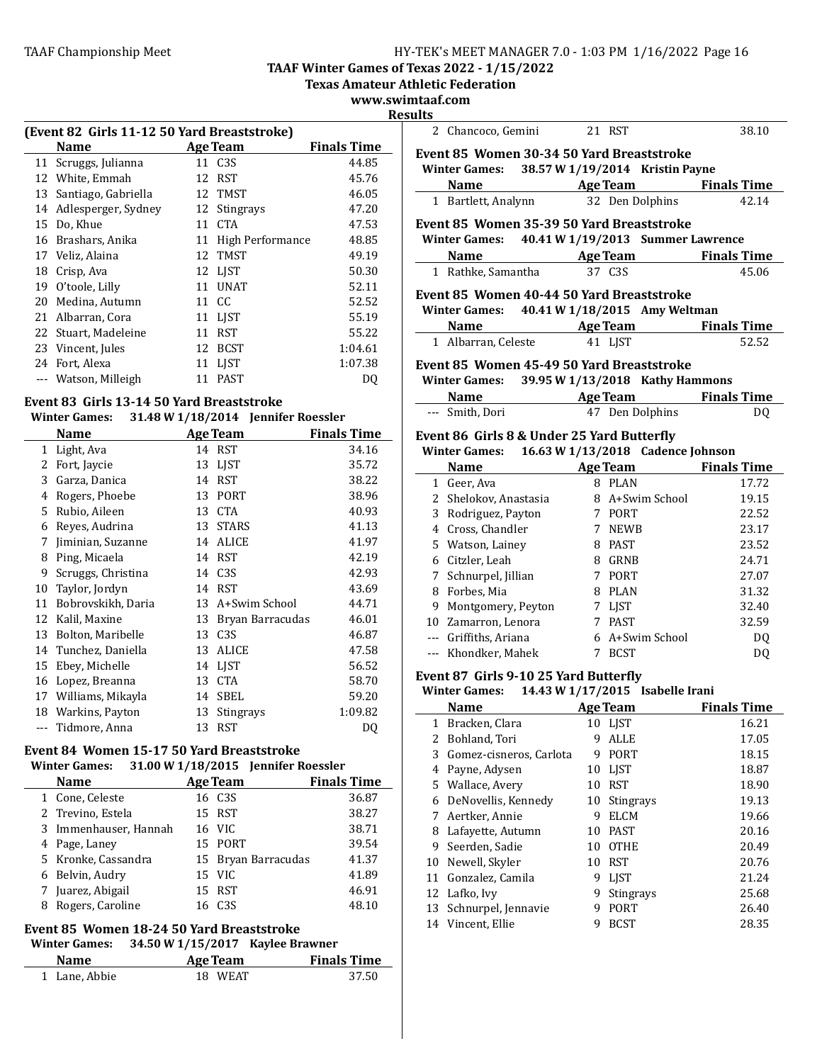TAAF Winter Games of Texas 2022 - 1/15/2022

Texas Amateur Athletic Federation

www.swimtaaf.com

Results

**(Event 82 Girls 11-12 50 Yard Breaststroke)**

| | Name | Age | Team | Finals Time |
|---|---|---|---|---|
| 11 | Scruggs, Julianna | 11 | C3S | 44.85 |
| 12 | White, Emmah | 12 | RST | 45.76 |
| 13 | Santiago, Gabriella | 12 | TMST | 46.05 |
| 14 | Adlesperger, Sydney | 12 | Stingrays | 47.20 |
| 15 | Do, Khue | 11 | CTA | 47.53 |
| 16 | Brashars, Anika | 11 | High Performance | 48.85 |
| 17 | Veliz, Alaina | 12 | TMST | 49.19 |
| 18 | Crisp, Ava | 12 | LJST | 50.30 |
| 19 | O'toole, Lilly | 11 | UNAT | 52.11 |
| 20 | Medina, Autumn | 11 | CC | 52.52 |
| 21 | Albarran, Cora | 11 | LJST | 55.19 |
| 22 | Stuart, Madeleine | 11 | RST | 55.22 |
| 23 | Vincent, Jules | 12 | BCST | 1:04.61 |
| 24 | Fort, Alexa | 11 | LJST | 1:07.38 |
| --- | Watson, Milleigh | 11 | PAST | DQ |

**Event 83 Girls 13-14 50 Yard Breaststroke**

Winter Games: 31.48 W 1/18/2014 Jennifer Roessler

| | Name | Age | Team | Finals Time |
|---|---|---|---|---|
| 1 | Light, Ava | 14 | RST | 34.16 |
| 2 | Fort, Jaycie | 13 | LJST | 35.72 |
| 3 | Garza, Danica | 14 | RST | 38.22 |
| 4 | Rogers, Phoebe | 13 | PORT | 38.96 |
| 5 | Rubio, Aileen | 13 | CTA | 40.93 |
| 6 | Reyes, Audrina | 13 | STARS | 41.13 |
| 7 | Jiminian, Suzanne | 14 | ALICE | 41.97 |
| 8 | Ping, Micaela | 14 | RST | 42.19 |
| 9 | Scruggs, Christina | 14 | C3S | 42.93 |
| 10 | Taylor, Jordyn | 14 | RST | 43.69 |
| 11 | Bobrovskikh, Daria | 13 | A+Swim School | 44.71 |
| 12 | Kalil, Maxine | 13 | Bryan Barracudas | 46.01 |
| 13 | Bolton, Maribelle | 13 | C3S | 46.87 |
| 14 | Tunchez, Daniella | 13 | ALICE | 47.58 |
| 15 | Ebey, Michelle | 14 | LJST | 56.52 |
| 16 | Lopez, Breanna | 13 | CTA | 58.70 |
| 17 | Williams, Mikayla | 14 | SBEL | 59.20 |
| 18 | Warkins, Payton | 13 | Stingrays | 1:09.82 |
| --- | Tidmore, Anna | 13 | RST | DQ |

**Event 84 Women 15-17 50 Yard Breaststroke**

Winter Games: 31.00 W 1/18/2015 Jennifer Roessler

| | Name | Age | Team | Finals Time |
|---|---|---|---|---|
| 1 | Cone, Celeste | 16 | C3S | 36.87 |
| 2 | Trevino, Estela | 15 | RST | 38.27 |
| 3 | Immenhauser, Hannah | 16 | VIC | 38.71 |
| 4 | Page, Laney | 15 | PORT | 39.54 |
| 5 | Kronke, Cassandra | 15 | Bryan Barracudas | 41.37 |
| 6 | Belvin, Audry | 15 | VIC | 41.89 |
| 7 | Juarez, Abigail | 15 | RST | 46.91 |
| 8 | Rogers, Caroline | 16 | C3S | 48.10 |

**Event 85 Women 18-24 50 Yard Breaststroke**

Winter Games: 34.50 W 1/15/2017 Kaylee Brawner

| | Name | Age | Team | Finals Time |
|---|---|---|---|---|
| 1 | Lane, Abbie | 18 | WEAT | 37.50 |
| 2 | Chancoco, Gemini | 21 | RST | 38.10 |

**Event 85 Women 30-34 50 Yard Breaststroke**

Winter Games: 38.57 W 1/19/2014 Kristin Payne

| | Name | Age | Team | Finals Time |
|---|---|---|---|---|
| 1 | Bartlett, Analynn | 32 | Den Dolphins | 42.14 |

**Event 85 Women 35-39 50 Yard Breaststroke**

Winter Games: 40.41 W 1/19/2013 Summer Lawrence

| | Name | Age | Team | Finals Time |
|---|---|---|---|---|
| 1 | Rathke, Samantha | 37 | C3S | 45.06 |

**Event 85 Women 40-44 50 Yard Breaststroke**

Winter Games: 40.41 W 1/18/2015 Amy Weltman

| | Name | Age | Team | Finals Time |
|---|---|---|---|---|
| 1 | Albarran, Celeste | 41 | LJST | 52.52 |

**Event 85 Women 45-49 50 Yard Breaststroke**

Winter Games: 39.95 W 1/13/2018 Kathy Hammons

| | Name | Age | Team | Finals Time |
|---|---|---|---|---|
| --- | Smith, Dori | 47 | Den Dolphins | DQ |

**Event 86 Girls 8 & Under 25 Yard Butterfly**

Winter Games: 16.63 W 1/13/2018 Cadence Johnson

| | Name | Age | Team | Finals Time |
|---|---|---|---|---|
| 1 | Geer, Ava | 8 | PLAN | 17.72 |
| 2 | Shelokov, Anastasia | 8 | A+Swim School | 19.15 |
| 3 | Rodriguez, Payton | 7 | PORT | 22.52 |
| 4 | Cross, Chandler | 7 | NEWB | 23.17 |
| 5 | Watson, Lainey | 8 | PAST | 23.52 |
| 6 | Citzler, Leah | 8 | GRNB | 24.71 |
| 7 | Schnurpel, Jillian | 7 | PORT | 27.07 |
| 8 | Forbes, Mia | 8 | PLAN | 31.32 |
| 9 | Montgomery, Peyton | 7 | LJST | 32.40 |
| 10 | Zamarron, Lenora | 7 | PAST | 32.59 |
| --- | Griffiths, Ariana | 6 | A+Swim School | DQ |
| --- | Khondker, Mahek | 7 | BCST | DQ |

**Event 87 Girls 9-10 25 Yard Butterfly**

Winter Games: 14.43 W 1/17/2015 Isabelle Irani

| | Name | Age | Team | Finals Time |
|---|---|---|---|---|
| 1 | Bracken, Clara | 10 | LJST | 16.21 |
| 2 | Bohland, Tori | 9 | ALLE | 17.05 |
| 3 | Gomez-cisneros, Carlota | 9 | PORT | 18.15 |
| 4 | Payne, Adysen | 10 | LJST | 18.87 |
| 5 | Wallace, Avery | 10 | RST | 18.90 |
| 6 | DeNovellis, Kennedy | 10 | Stingrays | 19.13 |
| 7 | Aertker, Annie | 9 | ELCM | 19.66 |
| 8 | Lafayette, Autumn | 10 | PAST | 20.16 |
| 9 | Seerden, Sadie | 10 | OTHE | 20.49 |
| 10 | Newell, Skyler | 10 | RST | 20.76 |
| 11 | Gonzalez, Camila | 9 | LJST | 21.24 |
| 12 | Lafko, Ivy | 9 | Stingrays | 25.68 |
| 13 | Schnurpel, Jennavie | 9 | PORT | 26.40 |
| 14 | Vincent, Ellie | 9 | BCST | 28.35 |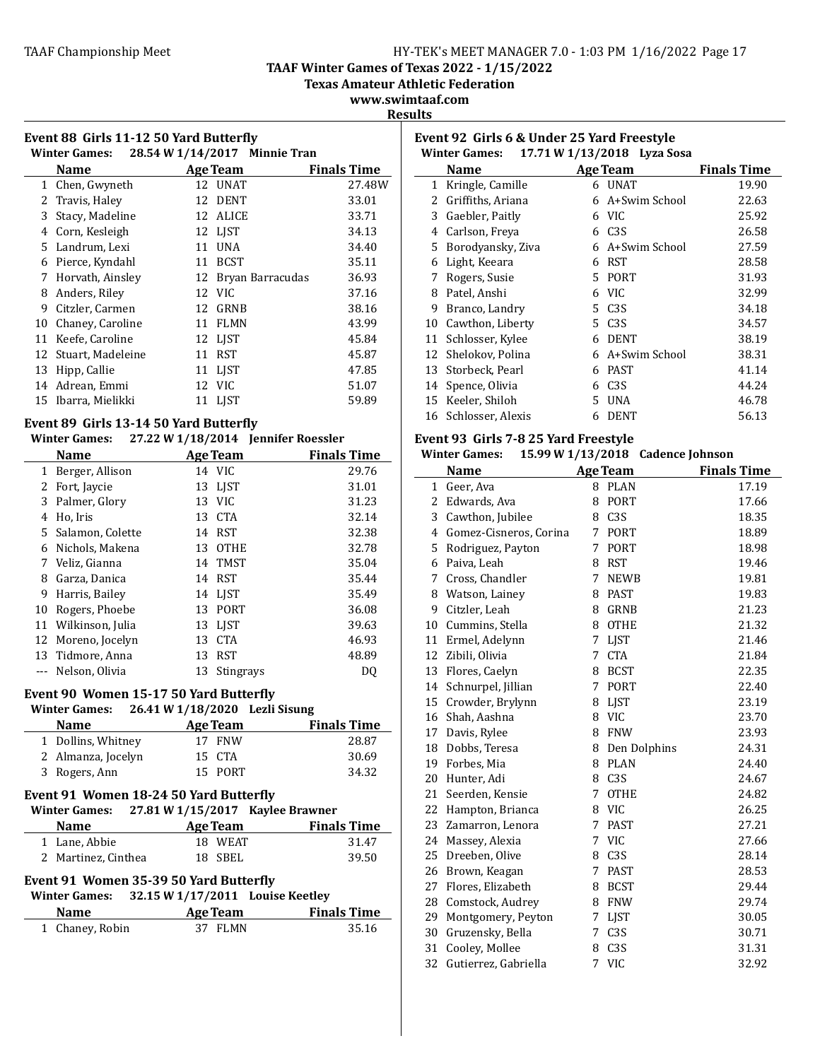# TAAF Winter Games of Texas 2022 - 1/15/2022

**Texas Amateur Athletic Federation**

**www.swimtaaf.com**

**Results**

### Event 88 Girls 11-12 50 Yard Butterfly

**Winter Games: 28.54 W 1/14/2017 Minnie Tran**

| | Name | Age | Team | Finals Time |
|---|---|---|---|---|
| 1 | Chen, Gwyneth | 12 | UNAT | 27.48W |
| 2 | Travis, Haley | 12 | DENT | 33.01 |
| 3 | Stacy, Madeline | 12 | ALICE | 33.71 |
| 4 | Corn, Kesleigh | 12 | LJST | 34.13 |
| 5 | Landrum, Lexi | 11 | UNA | 34.40 |
| 6 | Pierce, Kyndahl | 11 | BCST | 35.11 |
| 7 | Horvath, Ainsley | 12 | Bryan Barracudas | 36.93 |
| 8 | Anders, Riley | 12 | VIC | 37.16 |
| 9 | Citzler, Carmen | 12 | GRNB | 38.16 |
| 10 | Chaney, Caroline | 11 | FLMN | 43.99 |
| 11 | Keefe, Caroline | 12 | LJST | 45.84 |
| 12 | Stuart, Madeleine | 11 | RST | 45.87 |
| 13 | Hipp, Callie | 11 | LJST | 47.85 |
| 14 | Adrean, Emmi | 12 | VIC | 51.07 |
| 15 | Ibarra, Mielikki | 11 | LJST | 59.89 |

### Event 89 Girls 13-14 50 Yard Butterfly

**Winter Games: 27.22 W 1/18/2014 Jennifer Roessler**

| | Name | Age | Team | Finals Time |
|---|---|---|---|---|
| 1 | Berger, Allison | 14 | VIC | 29.76 |
| 2 | Fort, Jaycie | 13 | LJST | 31.01 |
| 3 | Palmer, Glory | 13 | VIC | 31.23 |
| 4 | Ho, Iris | 13 | CTA | 32.14 |
| 5 | Salamon, Colette | 14 | RST | 32.38 |
| 6 | Nichols, Makena | 13 | OTHE | 32.78 |
| 7 | Veliz, Gianna | 14 | TMST | 35.04 |
| 8 | Garza, Danica | 14 | RST | 35.44 |
| 9 | Harris, Bailey | 14 | LJST | 35.49 |
| 10 | Rogers, Phoebe | 13 | PORT | 36.08 |
| 11 | Wilkinson, Julia | 13 | LJST | 39.63 |
| 12 | Moreno, Jocelyn | 13 | CTA | 46.93 |
| 13 | Tidmore, Anna | 13 | RST | 48.89 |
| --- | Nelson, Olivia | 13 | Stingrays | DQ |

### Event 90 Women 15-17 50 Yard Butterfly

**Winter Games: 26.41 W 1/18/2020 Lezli Sisung**

| | Name | Age | Team | Finals Time |
|---|---|---|---|---|
| 1 | Dollins, Whitney | 17 | FNW | 28.87 |
| 2 | Almanza, Jocelyn | 15 | CTA | 30.69 |
| 3 | Rogers, Ann | 15 | PORT | 34.32 |

### Event 91 Women 18-24 50 Yard Butterfly

**Winter Games: 27.81 W 1/15/2017 Kaylee Brawner**

| | Name | Age | Team | Finals Time |
|---|---|---|---|---|
| 1 | Lane, Abbie | 18 | WEAT | 31.47 |
| 2 | Martinez, Cinthea | 18 | SBEL | 39.50 |

### Event 91 Women 35-39 50 Yard Butterfly

**Winter Games: 32.15 W 1/17/2011 Louise Keetley**

| | Name | Age | Team | Finals Time |
|---|---|---|---|---|
| 1 | Chaney, Robin | 37 | FLMN | 35.16 |

### Event 92 Girls 6 & Under 25 Yard Freestyle

**Winter Games: 17.71 W 1/13/2018 Lyza Sosa**

| | Name | Age | Team | Finals Time |
|---|---|---|---|---|
| 1 | Kringle, Camille | 6 | UNAT | 19.90 |
| 2 | Griffiths, Ariana | 6 | A+Swim School | 22.63 |
| 3 | Gaebler, Paitly | 6 | VIC | 25.92 |
| 4 | Carlson, Freya | 6 | C3S | 26.58 |
| 5 | Borodyansky, Ziva | 6 | A+Swim School | 27.59 |
| 6 | Light, Keeara | 6 | RST | 28.58 |
| 7 | Rogers, Susie | 5 | PORT | 31.93 |
| 8 | Patel, Anshi | 6 | VIC | 32.99 |
| 9 | Branco, Landry | 5 | C3S | 34.18 |
| 10 | Cawthon, Liberty | 5 | C3S | 34.57 |
| 11 | Schlosser, Kylee | 6 | DENT | 38.19 |
| 12 | Shelokov, Polina | 6 | A+Swim School | 38.31 |
| 13 | Storbeck, Pearl | 6 | PAST | 41.14 |
| 14 | Spence, Olivia | 6 | C3S | 44.24 |
| 15 | Keeler, Shiloh | 5 | UNA | 46.78 |
| 16 | Schlosser, Alexis | 6 | DENT | 56.13 |

### Event 93 Girls 7-8 25 Yard Freestyle

**Winter Games: 15.99 W 1/13/2018 Cadence Johnson**

| | Name | Age | Team | Finals Time |
|---|---|---|---|---|
| 1 | Geer, Ava | 8 | PLAN | 17.19 |
| 2 | Edwards, Ava | 8 | PORT | 17.66 |
| 3 | Cawthon, Jubilee | 8 | C3S | 18.35 |
| 4 | Gomez-Cisneros, Corina | 7 | PORT | 18.89 |
| 5 | Rodriguez, Payton | 7 | PORT | 18.98 |
| 6 | Paiva, Leah | 8 | RST | 19.46 |
| 7 | Cross, Chandler | 7 | NEWB | 19.81 |
| 8 | Watson, Lainey | 8 | PAST | 19.83 |
| 9 | Citzler, Leah | 8 | GRNB | 21.23 |
| 10 | Cummins, Stella | 8 | OTHE | 21.32 |
| 11 | Ermel, Adelynn | 7 | LJST | 21.46 |
| 12 | Zibili, Olivia | 7 | CTA | 21.84 |
| 13 | Flores, Caelyn | 8 | BCST | 22.35 |
| 14 | Schnurpel, Jillian | 7 | PORT | 22.40 |
| 15 | Crowder, Brylynn | 8 | LJST | 23.19 |
| 16 | Shah, Aashna | 8 | VIC | 23.70 |
| 17 | Davis, Rylee | 8 | FNW | 23.93 |
| 18 | Dobbs, Teresa | 8 | Den Dolphins | 24.31 |
| 19 | Forbes, Mia | 8 | PLAN | 24.40 |
| 20 | Hunter, Adi | 8 | C3S | 24.67 |
| 21 | Seerden, Kensie | 7 | OTHE | 24.82 |
| 22 | Hampton, Brianca | 8 | VIC | 26.25 |
| 23 | Zamarron, Lenora | 7 | PAST | 27.21 |
| 24 | Massey, Alexia | 7 | VIC | 27.66 |
| 25 | Dreeben, Olive | 8 | C3S | 28.14 |
| 26 | Brown, Keagan | 7 | PAST | 28.53 |
| 27 | Flores, Elizabeth | 8 | BCST | 29.44 |
| 28 | Comstock, Audrey | 8 | FNW | 29.74 |
| 29 | Montgomery, Peyton | 7 | LJST | 30.05 |
| 30 | Gruzensky, Bella | 7 | C3S | 30.71 |
| 31 | Cooley, Mollee | 8 | C3S | 31.31 |
| 32 | Gutierrez, Gabriella | 7 | VIC | 32.92 |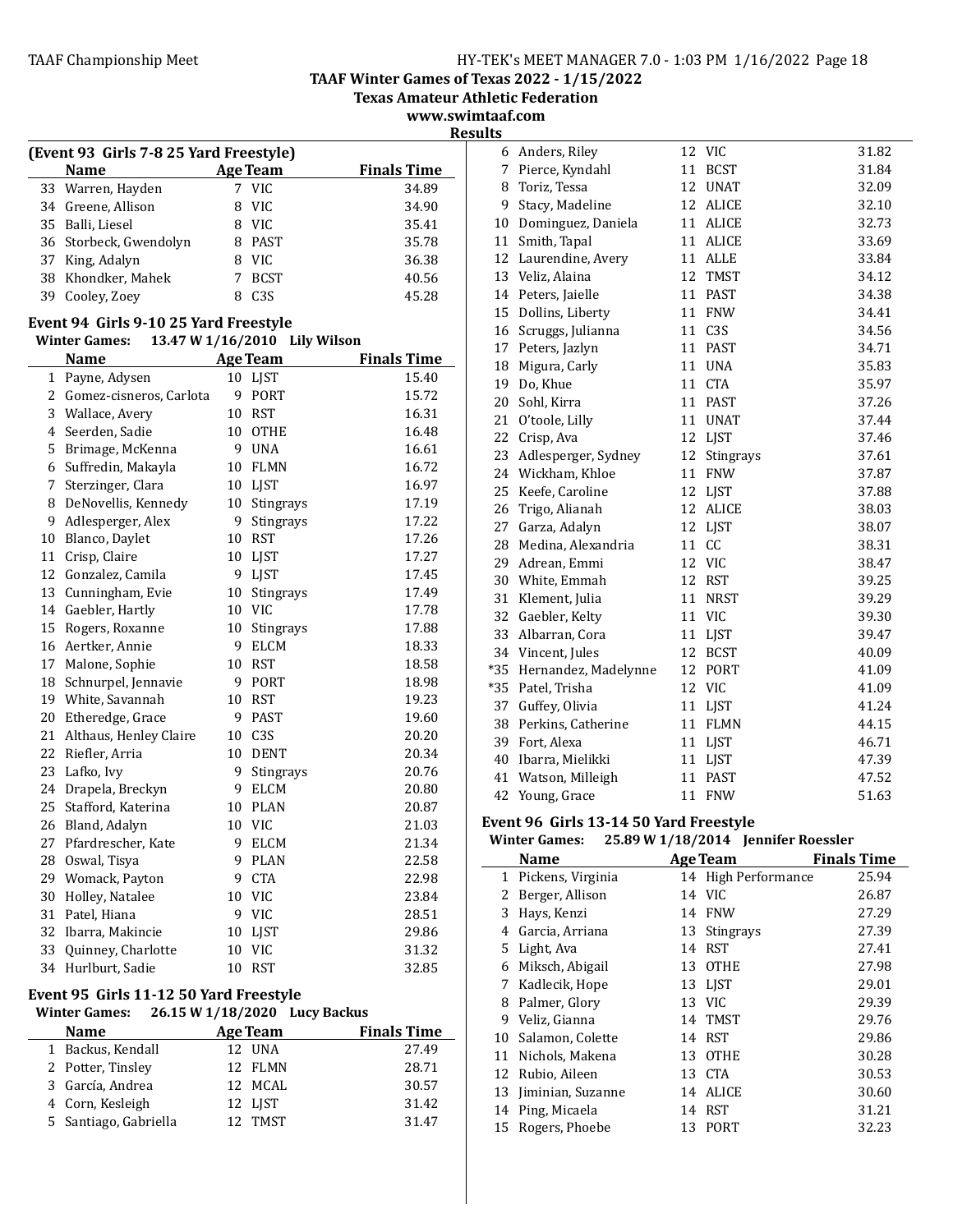## TAAF Winter Games of Texas 2022 - 1/15/2022

**Texas Amateur Athletic Federation**

**www.swimtaaf.com**

**Results**

### (Event 93 Girls 7-8 25 Yard Freestyle)

| | Name | Age | Team | Finals Time |
|---|---|---|---|---|
| 33 | Warren, Hayden | 7 | VIC | 34.89 |
| 34 | Greene, Allison | 8 | VIC | 34.90 |
| 35 | Balli, Liesel | 8 | VIC | 35.41 |
| 36 | Storbeck, Gwendolyn | 8 | PAST | 35.78 |
| 37 | King, Adalyn | 8 | VIC | 36.38 |
| 38 | Khondker, Mahek | 7 | BCST | 40.56 |
| 39 | Cooley, Zoey | 8 | C3S | 45.28 |

### Event 94 Girls 9-10 25 Yard Freestyle

**Winter Games: 13.47 W 1/16/2010 Lily Wilson**

| | Name | Age | Team | Finals Time |
|---|---|---|---|---|
| 1 | Payne, Adysen | 10 | LJST | 15.40 |
| 2 | Gomez-cisneros, Carlota | 9 | PORT | 15.72 |
| 3 | Wallace, Avery | 10 | RST | 16.31 |
| 4 | Seerden, Sadie | 10 | OTHE | 16.48 |
| 5 | Brimage, McKenna | 9 | UNA | 16.61 |
| 6 | Suffredin, Makayla | 10 | FLMN | 16.72 |
| 7 | Sterzinger, Clara | 10 | LJST | 16.97 |
| 8 | DeNovellis, Kennedy | 10 | Stingrays | 17.19 |
| 9 | Adlesperger, Alex | 9 | Stingrays | 17.22 |
| 10 | Blanco, Daylet | 10 | RST | 17.26 |
| 11 | Crisp, Claire | 10 | LJST | 17.27 |
| 12 | Gonzalez, Camila | 9 | LJST | 17.45 |
| 13 | Cunningham, Evie | 10 | Stingrays | 17.49 |
| 14 | Gaebler, Hartly | 10 | VIC | 17.78 |
| 15 | Rogers, Roxanne | 10 | Stingrays | 17.88 |
| 16 | Aertker, Annie | 9 | ELCM | 18.33 |
| 17 | Malone, Sophie | 10 | RST | 18.58 |
| 18 | Schnurpel, Jennavie | 9 | PORT | 18.98 |
| 19 | White, Savannah | 10 | RST | 19.23 |
| 20 | Etheredge, Grace | 9 | PAST | 19.60 |
| 21 | Althaus, Henley Claire | 10 | C3S | 20.20 |
| 22 | Riefler, Arria | 10 | DENT | 20.34 |
| 23 | Lafko, Ivy | 9 | Stingrays | 20.76 |
| 24 | Drapela, Breckyn | 9 | ELCM | 20.80 |
| 25 | Stafford, Katerina | 10 | PLAN | 20.87 |
| 26 | Bland, Adalyn | 10 | VIC | 21.03 |
| 27 | Pfardrescher, Kate | 9 | ELCM | 21.34 |
| 28 | Oswal, Tisya | 9 | PLAN | 22.58 |
| 29 | Womack, Payton | 9 | CTA | 22.98 |
| 30 | Holley, Natalee | 10 | VIC | 23.84 |
| 31 | Patel, Hiana | 9 | VIC | 28.51 |
| 32 | Ibarra, Makincie | 10 | LJST | 29.86 |
| 33 | Quinney, Charlotte | 10 | VIC | 31.32 |
| 34 | Hurlburt, Sadie | 10 | RST | 32.85 |

### Event 95 Girls 11-12 50 Yard Freestyle

**Winter Games: 26.15 W 1/18/2020 Lucy Backus**

| | Name | Age | Team | Finals Time |
|---|---|---|---|---|
| 1 | Backus, Kendall | 12 | UNA | 27.49 |
| 2 | Potter, Tinsley | 12 | FLMN | 28.71 |
| 3 | García, Andrea | 12 | MCAL | 30.57 |
| 4 | Corn, Kesleigh | 12 | LJST | 31.42 |
| 5 | Santiago, Gabriella | 12 | TMST | 31.47 |
| 6 | Anders, Riley | 12 | VIC | 31.82 |
| 7 | Pierce, Kyndahl | 11 | BCST | 31.84 |
| 8 | Toriz, Tessa | 12 | UNAT | 32.09 |
| 9 | Stacy, Madeline | 12 | ALICE | 32.10 |
| 10 | Dominguez, Daniela | 11 | ALICE | 32.73 |
| 11 | Smith, Tapal | 11 | ALICE | 33.69 |
| 12 | Laurendine, Avery | 11 | ALLE | 33.84 |
| 13 | Veliz, Alaina | 12 | TMST | 34.12 |
| 14 | Peters, Jaielle | 11 | PAST | 34.38 |
| 15 | Dollins, Liberty | 11 | FNW | 34.41 |
| 16 | Scruggs, Julianna | 11 | C3S | 34.56 |
| 17 | Peters, Jazlyn | 11 | PAST | 34.71 |
| 18 | Migura, Carly | 11 | UNA | 35.83 |
| 19 | Do, Khue | 11 | CTA | 35.97 |
| 20 | Sohl, Kirra | 11 | PAST | 37.26 |
| 21 | O'toole, Lilly | 11 | UNAT | 37.44 |
| 22 | Crisp, Ava | 12 | LJST | 37.46 |
| 23 | Adlesperger, Sydney | 12 | Stingrays | 37.61 |
| 24 | Wickham, Khloe | 11 | FNW | 37.87 |
| 25 | Keefe, Caroline | 12 | LJST | 37.88 |
| 26 | Trigo, Alianah | 12 | ALICE | 38.03 |
| 27 | Garza, Adalyn | 12 | LJST | 38.07 |
| 28 | Medina, Alexandria | 11 | CC | 38.31 |
| 29 | Adrean, Emmi | 12 | VIC | 38.47 |
| 30 | White, Emmah | 12 | RST | 39.25 |
| 31 | Klement, Julia | 11 | NRST | 39.29 |
| 32 | Gaebler, Kelty | 11 | VIC | 39.30 |
| 33 | Albarran, Cora | 11 | LJST | 39.47 |
| 34 | Vincent, Jules | 12 | BCST | 40.09 |
| *35 | Hernandez, Madelynne | 12 | PORT | 41.09 |
| *35 | Patel, Trisha | 12 | VIC | 41.09 |
| 37 | Guffey, Olivia | 11 | LJST | 41.24 |
| 38 | Perkins, Catherine | 11 | FLMN | 44.15 |
| 39 | Fort, Alexa | 11 | LJST | 46.71 |
| 40 | Ibarra, Mielikki | 11 | LJST | 47.39 |
| 41 | Watson, Milleigh | 11 | PAST | 47.52 |
| 42 | Young, Grace | 11 | FNW | 51.63 |

### Event 96 Girls 13-14 50 Yard Freestyle

**Winter Games: 25.89 W 1/18/2014 Jennifer Roessler**

| | Name | Age | Team | Finals Time |
|---|---|---|---|---|
| 1 | Pickens, Virginia | 14 | High Performance | 25.94 |
| 2 | Berger, Allison | 14 | VIC | 26.87 |
| 3 | Hays, Kenzi | 14 | FNW | 27.29 |
| 4 | Garcia, Arriana | 13 | Stingrays | 27.39 |
| 5 | Light, Ava | 14 | RST | 27.41 |
| 6 | Miksch, Abigail | 13 | OTHE | 27.98 |
| 7 | Kadlecik, Hope | 13 | LJST | 29.01 |
| 8 | Palmer, Glory | 13 | VIC | 29.39 |
| 9 | Veliz, Gianna | 14 | TMST | 29.76 |
| 10 | Salamon, Colette | 14 | RST | 29.86 |
| 11 | Nichols, Makena | 13 | OTHE | 30.28 |
| 12 | Rubio, Aileen | 13 | CTA | 30.53 |
| 13 | Jiminian, Suzanne | 14 | ALICE | 30.60 |
| 14 | Ping, Micaela | 14 | RST | 31.21 |
| 15 | Rogers, Phoebe | 13 | PORT | 32.23 |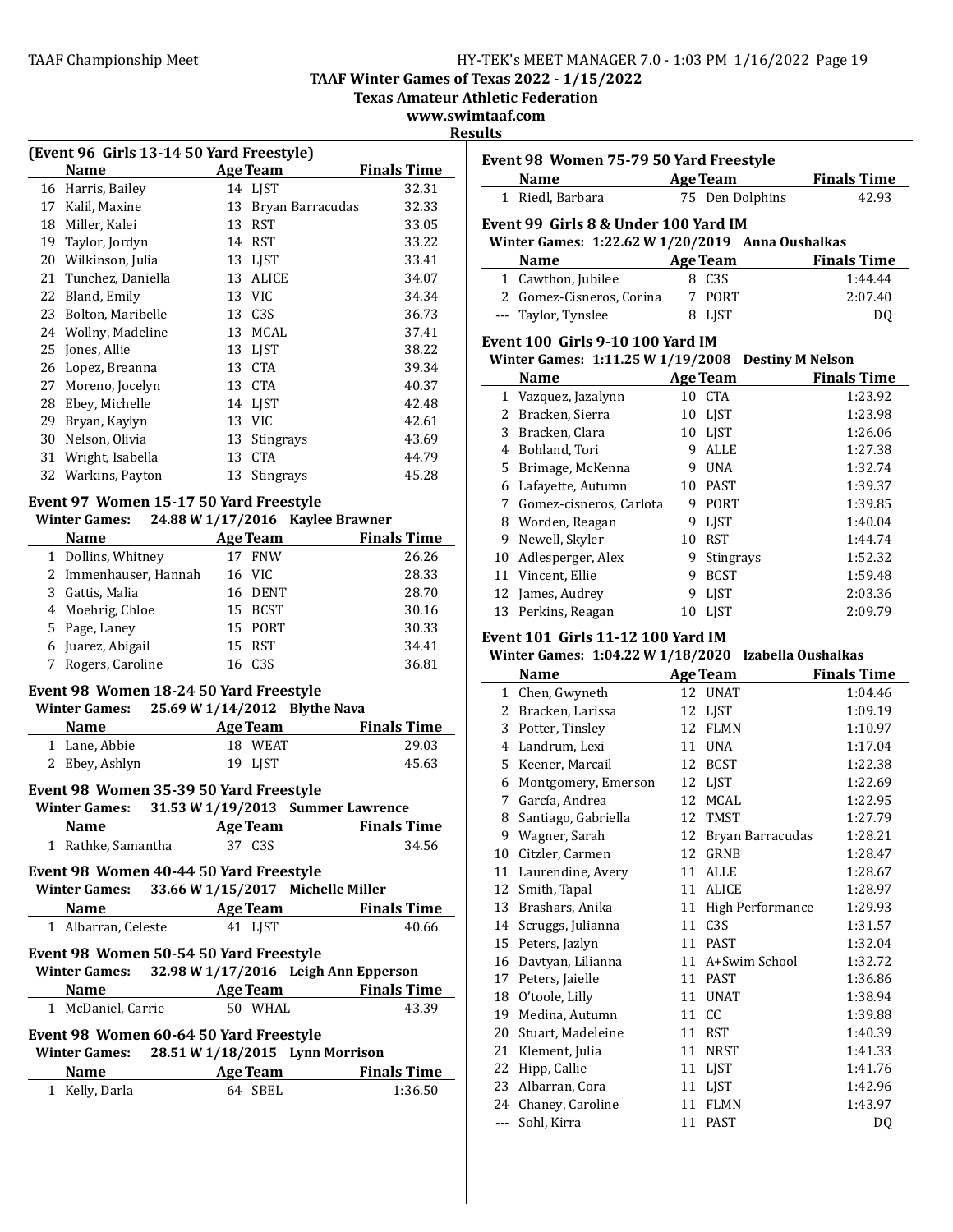**TAAF Winter Games of Texas 2022 - 1/15/2022**
**Texas Amateur Athletic Federation**
**www.swimtaaf.com**
**Results**

### (Event 96 Girls 13-14 50 Yard Freestyle)

| | Name | Age | Team | Finals Time |
|---|---|---|---|---|
| 16 | Harris, Bailey | 14 | LJST | 32.31 |
| 17 | Kalil, Maxine | 13 | Bryan Barracudas | 32.33 |
| 18 | Miller, Kalei | 13 | RST | 33.05 |
| 19 | Taylor, Jordyn | 14 | RST | 33.22 |
| 20 | Wilkinson, Julia | 13 | LJST | 33.41 |
| 21 | Tunchez, Daniella | 13 | ALICE | 34.07 |
| 22 | Bland, Emily | 13 | VIC | 34.34 |
| 23 | Bolton, Maribelle | 13 | C3S | 36.73 |
| 24 | Wollny, Madeline | 13 | MCAL | 37.41 |
| 25 | Jones, Allie | 13 | LJST | 38.22 |
| 26 | Lopez, Breanna | 13 | CTA | 39.34 |
| 27 | Moreno, Jocelyn | 13 | CTA | 40.37 |
| 28 | Ebey, Michelle | 14 | LJST | 42.48 |
| 29 | Bryan, Kaylyn | 13 | VIC | 42.61 |
| 30 | Nelson, Olivia | 13 | Stingrays | 43.69 |
| 31 | Wright, Isabella | 13 | CTA | 44.79 |
| 32 | Warkins, Payton | 13 | Stingrays | 45.28 |

### Event 97 Women 15-17 50 Yard Freestyle

**Winter Games: 24.88 W 1/17/2016 Kaylee Brawner**

| | Name | Age | Team | Finals Time |
|---|---|---|---|---|
| 1 | Dollins, Whitney | 17 | FNW | 26.26 |
| 2 | Immenhauser, Hannah | 16 | VIC | 28.33 |
| 3 | Gattis, Malia | 16 | DENT | 28.70 |
| 4 | Moehrig, Chloe | 15 | BCST | 30.16 |
| 5 | Page, Laney | 15 | PORT | 30.33 |
| 6 | Juarez, Abigail | 15 | RST | 34.41 |
| 7 | Rogers, Caroline | 16 | C3S | 36.81 |

### Event 98 Women 18-24 50 Yard Freestyle

**Winter Games: 25.69 W 1/14/2012 Blythe Nava**

| | Name | Age | Team | Finals Time |
|---|---|---|---|---|
| 1 | Lane, Abbie | 18 | WEAT | 29.03 |
| 2 | Ebey, Ashlyn | 19 | LJST | 45.63 |

### Event 98 Women 35-39 50 Yard Freestyle

**Winter Games: 31.53 W 1/19/2013 Summer Lawrence**

| | Name | Age | Team | Finals Time |
|---|---|---|---|---|
| 1 | Rathke, Samantha | 37 | C3S | 34.56 |

### Event 98 Women 40-44 50 Yard Freestyle

**Winter Games: 33.66 W 1/15/2017 Michelle Miller**

| | Name | Age | Team | Finals Time |
|---|---|---|---|---|
| 1 | Albarran, Celeste | 41 | LJST | 40.66 |

### Event 98 Women 50-54 50 Yard Freestyle

**Winter Games: 32.98 W 1/17/2016 Leigh Ann Epperson**

| | Name | Age | Team | Finals Time |
|---|---|---|---|---|
| 1 | McDaniel, Carrie | 50 | WHAL | 43.39 |

### Event 98 Women 60-64 50 Yard Freestyle

**Winter Games: 28.51 W 1/18/2015 Lynn Morrison**

| | Name | Age | Team | Finals Time |
|---|---|---|---|---|
| 1 | Kelly, Darla | 64 | SBEL | 1:36.50 |

### Event 98 Women 75-79 50 Yard Freestyle

| | Name | Age | Team | Finals Time |
|---|---|---|---|---|
| 1 | Riedl, Barbara | 75 | Den Dolphins | 42.93 |

### Event 99 Girls 8 & Under 100 Yard IM

**Winter Games: 1:22.62 W 1/20/2019 Anna Oushalkas**

| | Name | Age | Team | Finals Time |
|---|---|---|---|---|
| 1 | Cawthon, Jubilee | 8 | C3S | 1:44.44 |
| 2 | Gomez-Cisneros, Corina | 7 | PORT | 2:07.40 |
| --- | Taylor, Tynslee | 8 | LJST | DQ |

### Event 100 Girls 9-10 100 Yard IM

**Winter Games: 1:11.25 W 1/19/2008 Destiny M Nelson**

| | Name | Age | Team | Finals Time |
|---|---|---|---|---|
| 1 | Vazquez, Jazalynn | 10 | CTA | 1:23.92 |
| 2 | Bracken, Sierra | 10 | LJST | 1:23.98 |
| 3 | Bracken, Clara | 10 | LJST | 1:26.06 |
| 4 | Bohland, Tori | 9 | ALLE | 1:27.38 |
| 5 | Brimage, McKenna | 9 | UNA | 1:32.74 |
| 6 | Lafayette, Autumn | 10 | PAST | 1:39.37 |
| 7 | Gomez-cisneros, Carlota | 9 | PORT | 1:39.85 |
| 8 | Worden, Reagan | 9 | LJST | 1:40.04 |
| 9 | Newell, Skyler | 10 | RST | 1:44.74 |
| 10 | Adlesperger, Alex | 9 | Stingrays | 1:52.32 |
| 11 | Vincent, Ellie | 9 | BCST | 1:59.48 |
| 12 | James, Audrey | 9 | LJST | 2:03.36 |
| 13 | Perkins, Reagan | 10 | LJST | 2:09.79 |

### Event 101 Girls 11-12 100 Yard IM

**Winter Games: 1:04.22 W 1/18/2020 Izabella Oushalkas**

| | Name | Age | Team | Finals Time |
|---|---|---|---|---|
| 1 | Chen, Gwyneth | 12 | UNAT | 1:04.46 |
| 2 | Bracken, Larissa | 12 | LJST | 1:09.19 |
| 3 | Potter, Tinsley | 12 | FLMN | 1:10.97 |
| 4 | Landrum, Lexi | 11 | UNA | 1:17.04 |
| 5 | Keener, Marcail | 12 | BCST | 1:22.38 |
| 6 | Montgomery, Emerson | 12 | LJST | 1:22.69 |
| 7 | García, Andrea | 12 | MCAL | 1:22.95 |
| 8 | Santiago, Gabriella | 12 | TMST | 1:27.79 |
| 9 | Wagner, Sarah | 12 | Bryan Barracudas | 1:28.21 |
| 10 | Citzler, Carmen | 12 | GRNB | 1:28.47 |
| 11 | Laurendine, Avery | 11 | ALLE | 1:28.67 |
| 12 | Smith, Tapal | 11 | ALICE | 1:28.97 |
| 13 | Brashars, Anika | 11 | High Performance | 1:29.93 |
| 14 | Scruggs, Julianna | 11 | C3S | 1:31.57 |
| 15 | Peters, Jazlyn | 11 | PAST | 1:32.04 |
| 16 | Davtyan, Lilianna | 11 | A+Swim School | 1:32.72 |
| 17 | Peters, Jaielle | 11 | PAST | 1:36.86 |
| 18 | O'toole, Lilly | 11 | UNAT | 1:38.94 |
| 19 | Medina, Autumn | 11 | CC | 1:39.88 |
| 20 | Stuart, Madeleine | 11 | RST | 1:40.39 |
| 21 | Klement, Julia | 11 | NRST | 1:41.33 |
| 22 | Hipp, Callie | 11 | LJST | 1:41.76 |
| 23 | Albarran, Cora | 11 | LJST | 1:42.96 |
| 24 | Chaney, Caroline | 11 | FLMN | 1:43.97 |
| --- | Sohl, Kirra | 11 | PAST | DQ |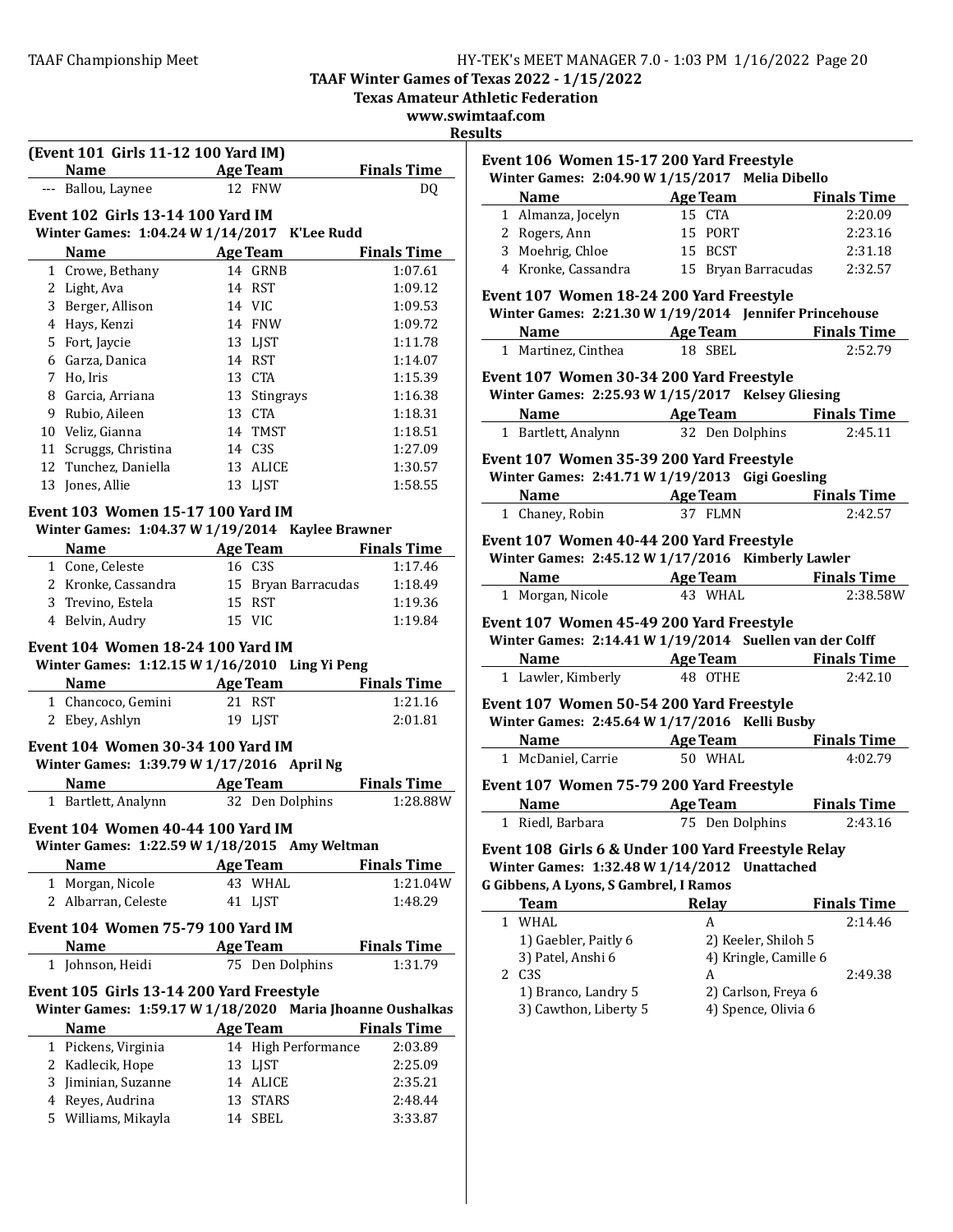TAAF Winter Games of Texas 2022 - 1/15/2022

Texas Amateur Athletic Federation

www.swimtaaf.com

Results

**(Event 101 Girls 11-12 100 Yard IM)**

| | Name | Age | Team | Finals Time |
|---|---|---|---|---|
| --- | Ballou, Laynee | 12 | FNW | DQ |

**Event 102 Girls 13-14 100 Yard IM**

Winter Games: 1:04.24 W 1/14/2017 K'Lee Rudd

| | Name | Age | Team | Finals Time |
|---|---|---|---|---|
| 1 | Crowe, Bethany | 14 | GRNB | 1:07.61 |
| 2 | Light, Ava | 14 | RST | 1:09.12 |
| 3 | Berger, Allison | 14 | VIC | 1:09.53 |
| 4 | Hays, Kenzi | 14 | FNW | 1:09.72 |
| 5 | Fort, Jaycie | 13 | LJST | 1:11.78 |
| 6 | Garza, Danica | 14 | RST | 1:14.07 |
| 7 | Ho, Iris | 13 | CTA | 1:15.39 |
| 8 | Garcia, Arriana | 13 | Stingrays | 1:16.38 |
| 9 | Rubio, Aileen | 13 | CTA | 1:18.31 |
| 10 | Veliz, Gianna | 14 | TMST | 1:18.51 |
| 11 | Scruggs, Christina | 14 | C3S | 1:27.09 |
| 12 | Tunchez, Daniella | 13 | ALICE | 1:30.57 |
| 13 | Jones, Allie | 13 | LJST | 1:58.55 |

**Event 103 Women 15-17 100 Yard IM**

Winter Games: 1:04.37 W 1/19/2014 Kaylee Brawner

| | Name | Age | Team | Finals Time |
|---|---|---|---|---|
| 1 | Cone, Celeste | 16 | C3S | 1:17.46 |
| 2 | Kronke, Cassandra | 15 | Bryan Barracudas | 1:18.49 |
| 3 | Trevino, Estela | 15 | RST | 1:19.36 |
| 4 | Belvin, Audry | 15 | VIC | 1:19.84 |

**Event 104 Women 18-24 100 Yard IM**

Winter Games: 1:12.15 W 1/16/2010 Ling Yi Peng

| | Name | Age | Team | Finals Time |
|---|---|---|---|---|
| 1 | Chancoco, Gemini | 21 | RST | 1:21.16 |
| 2 | Ebey, Ashlyn | 19 | LJST | 2:01.81 |

**Event 104 Women 30-34 100 Yard IM**

Winter Games: 1:39.79 W 1/17/2016 April Ng

| | Name | Age | Team | Finals Time |
|---|---|---|---|---|
| 1 | Bartlett, Analynn | 32 | Den Dolphins | 1:28.88W |

**Event 104 Women 40-44 100 Yard IM**

Winter Games: 1:22.59 W 1/18/2015 Amy Weltman

| | Name | Age | Team | Finals Time |
|---|---|---|---|---|
| 1 | Morgan, Nicole | 43 | WHAL | 1:21.04W |
| 2 | Albarran, Celeste | 41 | LJST | 1:48.29 |

**Event 104 Women 75-79 100 Yard IM**

| | Name | Age | Team | Finals Time |
|---|---|---|---|---|
| 1 | Johnson, Heidi | 75 | Den Dolphins | 1:31.79 |

**Event 105 Girls 13-14 200 Yard Freestyle**

Winter Games: 1:59.17 W 1/18/2020 Maria Jhoanne Oushalkas

| | Name | Age | Team | Finals Time |
|---|---|---|---|---|
| 1 | Pickens, Virginia | 14 | High Performance | 2:03.89 |
| 2 | Kadlecik, Hope | 13 | LJST | 2:25.09 |
| 3 | Jiminian, Suzanne | 14 | ALICE | 2:35.21 |
| 4 | Reyes, Audrina | 13 | STARS | 2:48.44 |
| 5 | Williams, Mikayla | 14 | SBEL | 3:33.87 |

**Event 106 Women 15-17 200 Yard Freestyle**

Winter Games: 2:04.90 W 1/15/2017 Melia Dibello

| | Name | Age | Team | Finals Time |
|---|---|---|---|---|
| 1 | Almanza, Jocelyn | 15 | CTA | 2:20.09 |
| 2 | Rogers, Ann | 15 | PORT | 2:23.16 |
| 3 | Moehrig, Chloe | 15 | BCST | 2:31.18 |
| 4 | Kronke, Cassandra | 15 | Bryan Barracudas | 2:32.57 |

**Event 107 Women 18-24 200 Yard Freestyle**

Winter Games: 2:21.30 W 1/19/2014 Jennifer Princehouse

| | Name | Age | Team | Finals Time |
|---|---|---|---|---|
| 1 | Martinez, Cinthea | 18 | SBEL | 2:52.79 |

**Event 107 Women 30-34 200 Yard Freestyle**

Winter Games: 2:25.93 W 1/15/2017 Kelsey Gliesing

| | Name | Age | Team | Finals Time |
|---|---|---|---|---|
| 1 | Bartlett, Analynn | 32 | Den Dolphins | 2:45.11 |

**Event 107 Women 35-39 200 Yard Freestyle**

Winter Games: 2:41.71 W 1/19/2013 Gigi Goesling

| | Name | Age | Team | Finals Time |
|---|---|---|---|---|
| 1 | Chaney, Robin | 37 | FLMN | 2:42.57 |

**Event 107 Women 40-44 200 Yard Freestyle**

Winter Games: 2:45.12 W 1/17/2016 Kimberly Lawler

| | Name | Age | Team | Finals Time |
|---|---|---|---|---|
| 1 | Morgan, Nicole | 43 | WHAL | 2:38.58W |

**Event 107 Women 45-49 200 Yard Freestyle**

Winter Games: 2:14.41 W 1/19/2014 Suellen van der Colff

| | Name | Age | Team | Finals Time |
|---|---|---|---|---|
| 1 | Lawler, Kimberly | 48 | OTHE | 2:42.10 |

**Event 107 Women 50-54 200 Yard Freestyle**

Winter Games: 2:45.64 W 1/17/2016 Kelli Busby

| | Name | Age | Team | Finals Time |
|---|---|---|---|---|
| 1 | McDaniel, Carrie | 50 | WHAL | 4:02.79 |

**Event 107 Women 75-79 200 Yard Freestyle**

| | Name | Age | Team | Finals Time |
|---|---|---|---|---|
| 1 | Riedl, Barbara | 75 | Den Dolphins | 2:43.16 |

**Event 108 Girls 6 & Under 100 Yard Freestyle Relay**

Winter Games: 1:32.48 W 1/14/2012 Unattached

G Gibbens, A Lyons, S Gambrel, I Ramos

| | Team | Relay | Finals Time |
|---|---|---|---|
| 1 | WHAL | A | 2:14.46 |
| | 1) Gaebler, Paitly 6 | 2) Keeler, Shiloh 5 | |
| | 3) Patel, Anshi 6 | 4) Kringle, Camille 6 | |
| 2 | C3S | A | 2:49.38 |
| | 1) Branco, Landry 5 | 2) Carlson, Freya 6 | |
| | 3) Cawthon, Liberty 5 | 4) Spence, Olivia 6 | |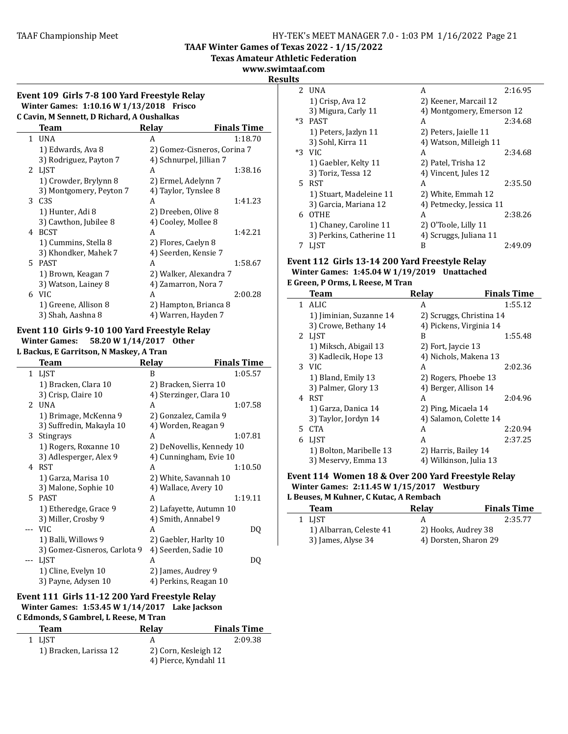## TAAF Winter Games of Texas 2022 - 1/15/2022

**Texas Amateur Athletic Federation**

**www.swimtaaf.com**

**Results**

### Event 109 Girls 7-8 100 Yard Freestyle Relay

**Winter Games: 1:10.16 W 1/13/2018 Frisco**

**C Cavin, M Sennett, D Richard, A Oushalkas**

| | Team | Relay | Finals Time |
|---|---|---|---|
| 1 | UNA | A | 1:18.70 |
| | 1) Edwards, Ava 8 | 2) Gomez-Cisneros, Corina 7 | |
| | 3) Rodriguez, Payton 7 | 4) Schnurpel, Jillian 7 | |
| 2 | LJST | A | 1:38.16 |
| | 1) Crowder, Brylynn 8 | 2) Ermel, Adelynn 7 | |
| | 3) Montgomery, Peyton 7 | 4) Taylor, Tynslee 8 | |
| 3 | C3S | A | 1:41.23 |
| | 1) Hunter, Adi 8 | 2) Dreeben, Olive 8 | |
| | 3) Cawthon, Jubilee 8 | 4) Cooley, Mollee 8 | |
| 4 | BCST | A | 1:42.21 |
| | 1) Cummins, Stella 8 | 2) Flores, Caelyn 8 | |
| | 3) Khondker, Mahek 7 | 4) Seerden, Kensie 7 | |
| 5 | PAST | A | 1:58.67 |
| | 1) Brown, Keagan 7 | 2) Walker, Alexandra 7 | |
| | 3) Watson, Lainey 8 | 4) Zamarron, Nora 7 | |
| 6 | VIC | A | 2:00.28 |
| | 1) Greene, Allison 8 | 2) Hampton, Brianca 8 | |
| | 3) Shah, Aashna 8 | 4) Warren, Hayden 7 | |

### Event 110 Girls 9-10 100 Yard Freestyle Relay

**Winter Games: 58.20 W 1/14/2017 Other**

**L Backus, E Garritson, N Maskey, A Tran**

| | Team | Relay | Finals Time |
|---|---|---|---|
| 1 | LJST | B | 1:05.57 |
| | 1) Bracken, Clara 10 | 2) Bracken, Sierra 10 | |
| | 3) Crisp, Claire 10 | 4) Sterzinger, Clara 10 | |
| 2 | UNA | A | 1:07.58 |
| | 1) Brimage, McKenna 9 | 2) Gonzalez, Camila 9 | |
| | 3) Suffredin, Makayla 10 | 4) Worden, Reagan 9 | |
| 3 | Stingrays | A | 1:07.81 |
| | 1) Rogers, Roxanne 10 | 2) DeNovellis, Kennedy 10 | |
| | 3) Adlesperger, Alex 9 | 4) Cunningham, Evie 10 | |
| 4 | RST | A | 1:10.50 |
| | 1) Garza, Marisa 10 | 2) White, Savannah 10 | |
| | 3) Malone, Sophie 10 | 4) Wallace, Avery 10 | |
| 5 | PAST | A | 1:19.11 |
| | 1) Etheredge, Grace 9 | 2) Lafayette, Autumn 10 | |
| | 3) Miller, Crosby 9 | 4) Smith, Annabel 9 | |
| --- | VIC | A | DQ |
| | 1) Balli, Willows 9 | 2) Gaebler, Harlty 10 | |
| | 3) Gomez-Cisneros, Carlota 9 | 4) Seerden, Sadie 10 | |
| --- | LJST | A | DQ |
| | 1) Cline, Evelyn 10 | 2) James, Audrey 9 | |
| | 3) Payne, Adysen 10 | 4) Perkins, Reagan 10 | |

### Event 111 Girls 11-12 200 Yard Freestyle Relay

**Winter Games: 1:53.45 W 1/14/2017 Lake Jackson**

**C Edmonds, S Gambrel, L Reese, M Tran**

| | Team | Relay | Finals Time |
|---|---|---|---|
| 1 | LJST | A | 2:09.38 |
| | 1) Bracken, Larissa 12 | 2) Corn, Kesleigh 12 | |
| | | 4) Pierce, Kyndahl 11 | |
| 2 | UNA | A | 2:16.95 |
| | 1) Crisp, Ava 12 | 2) Keener, Marcail 12 | |
| | 3) Migura, Carly 11 | 4) Montgomery, Emerson 12 | |
| *3 | PAST | A | 2:34.68 |
| | 1) Peters, Jazlyn 11 | 2) Peters, Jaielle 11 | |
| | 3) Sohl, Kirra 11 | 4) Watson, Milleigh 11 | |
| *3 | VIC | A | 2:34.68 |
| | 1) Gaebler, Kelty 11 | 2) Patel, Trisha 12 | |
| | 3) Toriz, Tessa 12 | 4) Vincent, Jules 12 | |
| 5 | RST | A | 2:35.50 |
| | 1) Stuart, Madeleine 11 | 2) White, Emmah 12 | |
| | 3) Garcia, Mariana 12 | 4) Petmecky, Jessica 11 | |
| 6 | OTHE | A | 2:38.26 |
| | 1) Chaney, Caroline 11 | 2) O'Toole, Lilly 11 | |
| | 3) Perkins, Catherine 11 | 4) Scruggs, Juliana 11 | |
| 7 | LJST | B | 2:49.09 |

### Event 112 Girls 13-14 200 Yard Freestyle Relay

**Winter Games: 1:45.04 W 1/19/2019 Unattached**

**E Green, P Orms, L Reese, M Tran**

| | Team | Relay | Finals Time |
|---|---|---|---|
| 1 | ALIC | A | 1:55.12 |
| | 1) Jiminian, Suzanne 14 | 2) Scruggs, Christina 14 | |
| | 3) Crowe, Bethany 14 | 4) Pickens, Virginia 14 | |
| 2 | LJST | B | 1:55.48 |
| | 1) Miksch, Abigail 13 | 2) Fort, Jaycie 13 | |
| | 3) Kadlecik, Hope 13 | 4) Nichols, Makena 13 | |
| 3 | VIC | A | 2:02.36 |
| | 1) Bland, Emily 13 | 2) Rogers, Phoebe 13 | |
| | 3) Palmer, Glory 13 | 4) Berger, Allison 14 | |
| 4 | RST | A | 2:04.96 |
| | 1) Garza, Danica 14 | 2) Ping, Micaela 14 | |
| | 3) Taylor, Jordyn 14 | 4) Salamon, Colette 14 | |
| 5 | CTA | A | 2:20.94 |
| 6 | LJST | A | 2:37.25 |
| | 1) Bolton, Maribelle 13 | 2) Harris, Bailey 14 | |
| | 3) Meservy, Emma 13 | 4) Wilkinson, Julia 13 | |

### Event 114 Women 18 & Over 200 Yard Freestyle Relay

**Winter Games: 2:11.45 W 1/15/2017 Westbury**

**L Beuses, M Kuhner, C Kutac, A Rembach**

| | Team | Relay | Finals Time |
|---|---|---|---|
| 1 | LJST | A | 2:35.77 |
| | 1) Albarran, Celeste 41 | 2) Hooks, Audrey 38 | |
| | 3) James, Alyse 34 | 4) Dorsten, Sharon 29 | |